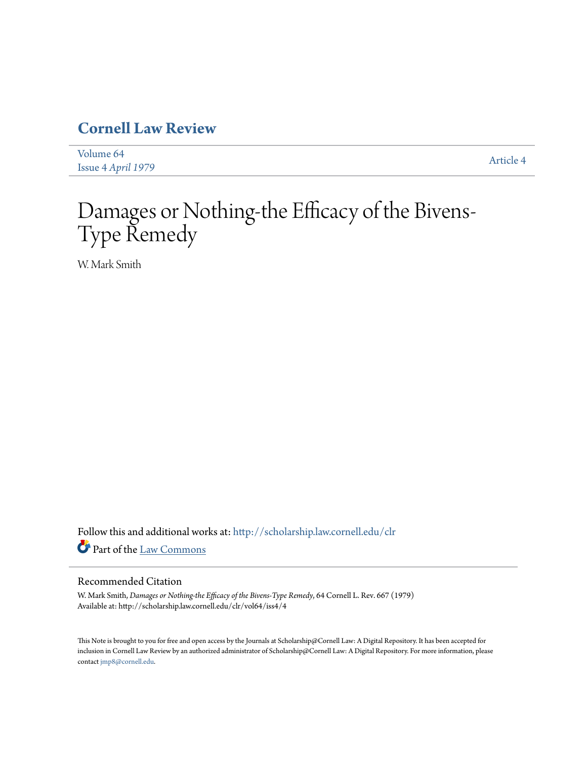# Cornell Law Review

Volume 64
Issue 4 *April 1979*

Article 4

# Damages or Nothing-the Efficacy of the Bivens-Type Remedy

W. Mark Smith

Follow this and additional works at: http://scholarship.law.cornell.edu/clr

Part of the Law Commons

## Recommended Citation

W. Mark Smith, *Damages or Nothing-the Efficacy of the Bivens-Type Remedy*, 64 Cornell L. Rev. 667 (1979)
Available at: http://scholarship.law.cornell.edu/clr/vol64/iss4/4

This Note is brought to you for free and open access by the Journals at Scholarship@Cornell Law: A Digital Repository. It has been accepted for inclusion in Cornell Law Review by an authorized administrator of Scholarship@Cornell Law: A Digital Repository. For more information, please contact jmp8@cornell.edu.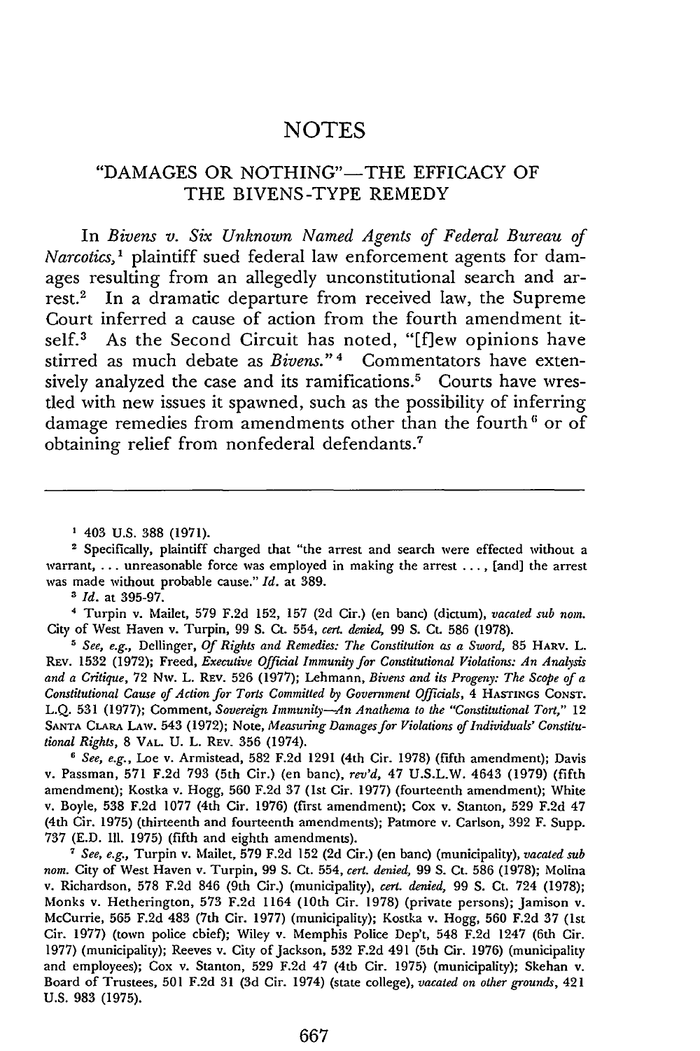# NOTES

## "DAMAGES OR NOTHING"—THE EFFICACY OF THE BIVENS-TYPE REMEDY

In *Bivens v. Six Unknown Named Agents of Federal Bureau of Narcotics*,[1] plaintiff sued federal law enforcement agents for damages resulting from an allegedly unconstitutional search and arrest.[2] In a dramatic departure from received law, the Supreme Court inferred a cause of action from the fourth amendment itself.[3] As the Second Circuit has noted, "[f]ew opinions have stirred as much debate as *Bivens*."[4] Commentators have extensively analyzed the case and its ramifications.[5] Courts have wrestled with new issues it spawned, such as the possibility of inferring damage remedies from amendments other than the fourth[6] or of obtaining relief from nonfederal defendants.[7]

---

[1] 403 U.S. 388 (1971).

[2] Specifically, plaintiff charged that "the arrest and search were effected without a warrant, ... unreasonable force was employed in making the arrest ..., [and] the arrest was made without probable cause." *Id.* at 389.

[3] *Id.* at 395-97.

[4] Turpin v. Mailet, 579 F.2d 152, 157 (2d Cir.) (en banc) (dictum), *vacated sub nom.* City of West Haven v. Turpin, 99 S. Ct. 554, *cert. denied*, 99 S. Ct. 586 (1978).

[5] *See, e.g.*, Dellinger, *Of Rights and Remedies: The Constitution as a Sword*, 85 HARV. L. REV. 1532 (1972); Freed, *Executive Official Immunity for Constitutional Violations: An Analysis and a Critique*, 72 NW. L. REV. 526 (1977); Lehmann, *Bivens and its Progeny: The Scope of a Constitutional Cause of Action for Torts Committed by Government Officials*, 4 HASTINGS CONST. L.Q. 531 (1977); Comment, *Sovereign Immunity—An Anathema to the "Constitutional Tort,"* 12 SANTA CLARA LAW. 543 (1972); Note, *Measuring Damages for Violations of Individuals' Constitutional Rights*, 8 VAL. U. L. REV. 356 (1974).

[6] *See, e.g.*, Loe v. Armistead, 582 F.2d 1291 (4th Cir. 1978) (fifth amendment); Davis v. Passman, 571 F.2d 793 (5th Cir.) (en banc), *rev'd*, 47 U.S.L.W. 4643 (1979) (fifth amendment); Kostka v. Hogg, 560 F.2d 37 (1st Cir. 1977) (fourteenth amendment); White v. Boyle, 538 F.2d 1077 (4th Cir. 1976) (first amendment); Cox v. Stanton, 529 F.2d 47 (4th Cir. 1975) (thirteenth and fourteenth amendments); Patmore v. Carlson, 392 F. Supp. 737 (E.D. Ill. 1975) (fifth and eighth amendments).

[7] *See, e.g.*, Turpin v. Mailet, 579 F.2d 152 (2d Cir.) (en banc) (municipality), *vacated sub nom.* City of West Haven v. Turpin, 99 S. Ct. 554, *cert. denied*, 99 S. Ct. 586 (1978); Molina v. Richardson, 578 F.2d 846 (9th Cir.) (municipality), *cert. denied*, 99 S. Ct. 724 (1978); Monks v. Hetherington, 573 F.2d 1164 (10th Cir. 1978) (private persons); Jamison v. McCurrie, 565 F.2d 483 (7th Cir. 1977) (municipality); Kostka v. Hogg, 560 F.2d 37 (1st Cir. 1977) (town police chief); Wiley v. Memphis Police Dep't, 548 F.2d 1247 (6th Cir. 1977) (municipality); Reeves v. City of Jackson, 532 F.2d 491 (5th Cir. 1976) (municipality and employees); Cox v. Stanton, 529 F.2d 47 (4th Cir. 1975) (municipality); Skehan v. Board of Trustees, 501 F.2d 31 (3d Cir. 1974) (state college), *vacated on other grounds*, 421 U.S. 983 (1975).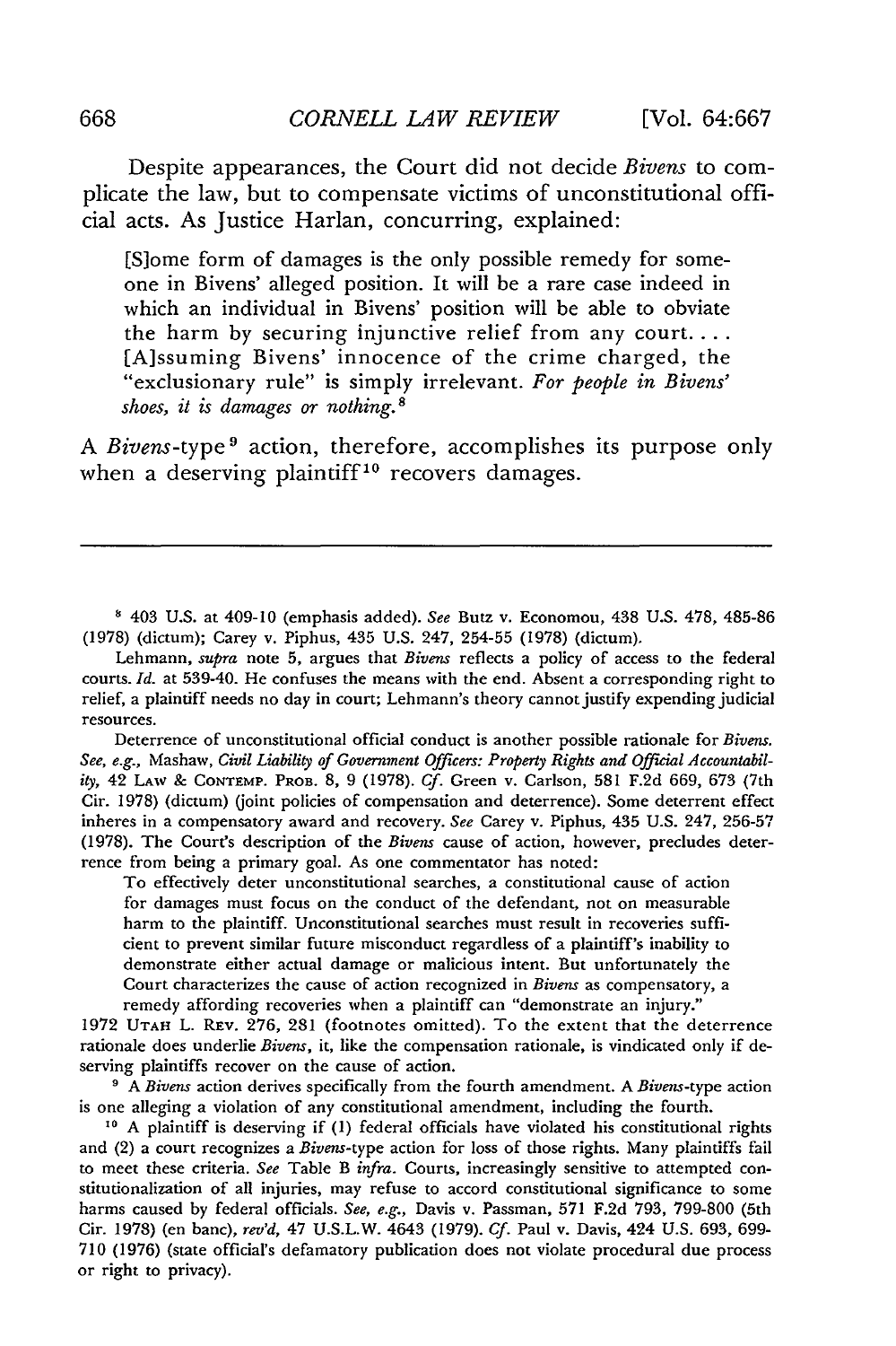Despite appearances, the Court did not decide *Bivens* to complicate the law, but to compensate victims of unconstitutional official acts. As Justice Harlan, concurring, explained:

> [S]ome form of damages is the only possible remedy for someone in Bivens' alleged position. It will be a rare case indeed in which an individual in Bivens' position will be able to obviate the harm by securing injunctive relief from any court. . . . [A]ssuming Bivens' innocence of the crime charged, the "exclusionary rule" is simply irrelevant. *For people in Bivens' shoes, it is damages or nothing.*[8]

A *Bivens*-type[9] action, therefore, accomplishes its purpose only when a deserving plaintiff[10] recovers damages.

---

[8] 403 U.S. at 409-10 (emphasis added). *See* Butz v. Economou, 438 U.S. 478, 485-86 (1978) (dictum); Carey v. Piphus, 435 U.S. 247, 254-55 (1978) (dictum).

Lehmann, *supra* note 5, argues that *Bivens* reflects a policy of access to the federal courts. *Id.* at 539-40. He confuses the means with the end. Absent a corresponding right to relief, a plaintiff needs no day in court; Lehmann's theory cannot justify expending judicial resources.

Deterrence of unconstitutional official conduct is another possible rationale for *Bivens*. *See, e.g.*, Mashaw, *Civil Liability of Government Officers: Property Rights and Official Accountability*, 42 LAW & CONTEMP. PROB. 8, 9 (1978). *Cf.* Green v. Carlson, 581 F.2d 669, 673 (7th Cir. 1978) (dictum) (joint policies of compensation and deterrence). Some deterrent effect inheres in a compensatory award and recovery. *See* Carey v. Piphus, 435 U.S. 247, 256-57 (1978). The Court's description of the *Bivens* cause of action, however, precludes deterrence from being a primary goal. As one commentator has noted:

> To effectively deter unconstitutional searches, a constitutional cause of action for damages must focus on the conduct of the defendant, not on measurable harm to the plaintiff. Unconstitutional searches must result in recoveries sufficient to prevent similar future misconduct regardless of a plaintiff's inability to demonstrate either actual damage or malicious intent. But unfortunately the Court characterizes the cause of action recognized in *Bivens* as compensatory, a remedy affording recoveries when a plaintiff can "demonstrate an injury."

1972 UTAH L. REV. 276, 281 (footnotes omitted). To the extent that the deterrence rationale does underlie *Bivens*, it, like the compensation rationale, is vindicated only if deserving plaintiffs recover on the cause of action.

[9] A *Bivens* action derives specifically from the fourth amendment. A *Bivens*-type action is one alleging a violation of any constitutional amendment, including the fourth.

[10] A plaintiff is deserving if (1) federal officials have violated his constitutional rights and (2) a court recognizes a *Bivens*-type action for loss of those rights. Many plaintiffs fail to meet these criteria. *See* Table B *infra*. Courts, increasingly sensitive to attempted constitutionalization of all injuries, may refuse to accord constitutional significance to some harms caused by federal officials. *See, e.g.*, Davis v. Passman, 571 F.2d 793, 799-800 (5th Cir. 1978) (en banc), *rev'd*, 47 U.S.L.W. 4643 (1979). *Cf.* Paul v. Davis, 424 U.S. 693, 699-710 (1976) (state official's defamatory publication does not violate procedural due process or right to privacy).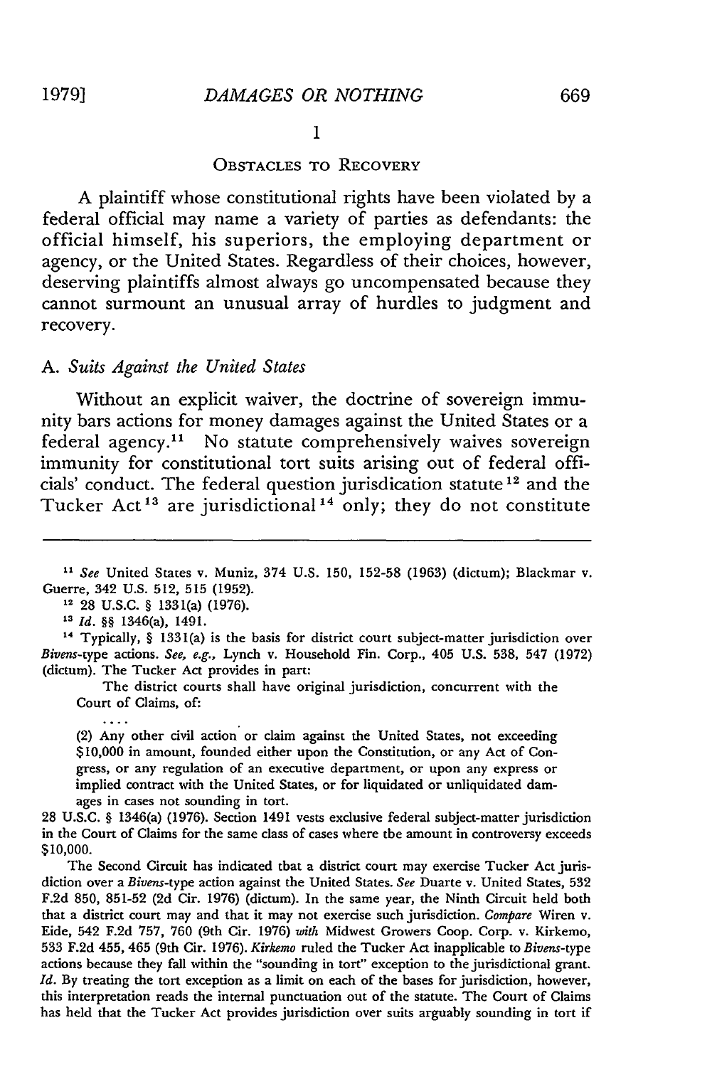## I

## OBSTACLES TO RECOVERY

A plaintiff whose constitutional rights have been violated by a federal official may name a variety of parties as defendants: the official himself, his superiors, the employing department or agency, or the United States. Regardless of their choices, however, deserving plaintiffs almost always go uncompensated because they cannot surmount an unusual array of hurdles to judgment and recovery.

### A. *Suits Against the United States*

Without an explicit waiver, the doctrine of sovereign immunity bars actions for money damages against the United States or a federal agency.[11] No statute comprehensively waives sovereign immunity for constitutional tort suits arising out of federal officials' conduct. The federal question jurisdication statute[12] and the Tucker Act[13] are jurisdictional[14] only; they do not constitute

---

[11] *See* United States v. Muniz, 374 U.S. 150, 152-58 (1963) (dictum); Blackmar v. Guerre, 342 U.S. 512, 515 (1952).

[12] 28 U.S.C. § 1331(a) (1976).

[13] *Id.* §§ 1346(a), 1491.

[14] Typically, § 1331(a) is the basis for district court subject-matter jurisdiction over *Bivens*-type actions. *See, e.g.,* Lynch v. Household Fin. Corp., 405 U.S. 538, 547 (1972) (dictum). The Tucker Act provides in part:

> The district courts shall have original jurisdiction, concurrent with the Court of Claims, of:
>
> ....
>
> (2) Any other civil action or claim against the United States, not exceeding $10,000 in amount, founded either upon the Constitution, or any Act of Congress, or any regulation of an executive department, or upon any express or implied contract with the United States, or for liquidated or unliquidated damages in cases not sounding in tort.

28 U.S.C. § 1346(a) (1976). Section 1491 vests exclusive federal subject-matter jurisdiction in the Court of Claims for the same class of cases where the amount in controversy exceeds $10,000.

The Second Circuit has indicated that a district court may exercise Tucker Act jurisdiction over a *Bivens*-type action against the United States. *See* Duarte v. United States, 532 F.2d 850, 851-52 (2d Cir. 1976) (dictum). In the same year, the Ninth Circuit held both that a district court may and that it may not exercise such jurisdiction. *Compare* Wiren v. Eide, 542 F.2d 757, 760 (9th Cir. 1976) *with* Midwest Growers Coop. Corp. v. Kirkemo, 533 F.2d 455, 465 (9th Cir. 1976). *Kirkemo* ruled the Tucker Act inapplicable to *Bivens*-type actions because they fall within the "sounding in tort" exception to the jurisdictional grant. *Id.* By treating the tort exception as a limit on each of the bases for jurisdiction, however, this interpretation reads the internal punctuation out of the statute. The Court of Claims has held that the Tucker Act provides jurisdiction over suits arguably sounding in tort if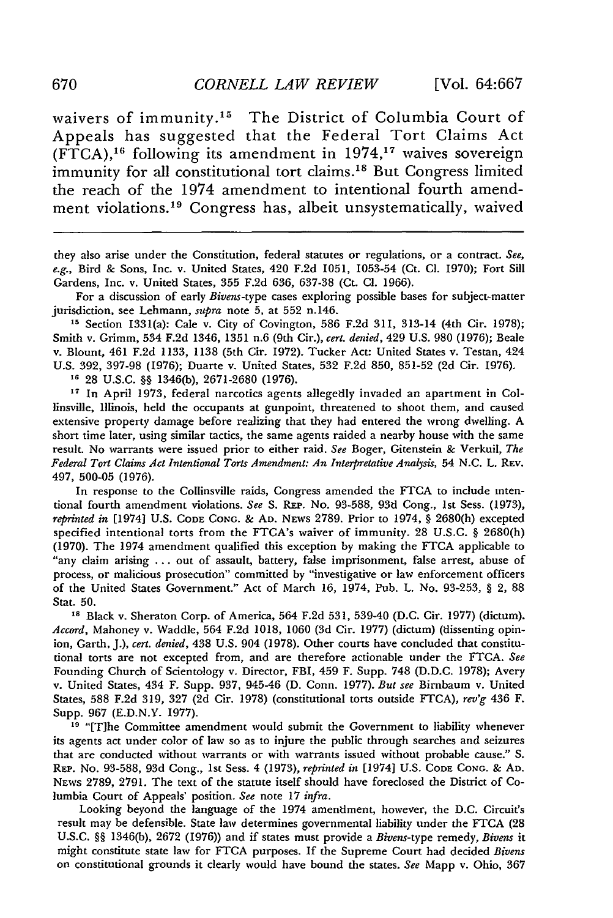waivers of immunity.[15] The District of Columbia Court of Appeals has suggested that the Federal Tort Claims Act (FTCA),[16] following its amendment in 1974,[17] waives sovereign immunity for all constitutional tort claims.[18] But Congress limited the reach of the 1974 amendment to intentional fourth amendment violations.[19] Congress has, albeit unsystematically, waived

---

they also arise under the Constitution, federal statutes or regulations, or a contract. *See, e.g.*, Bird & Sons, Inc. v. United States, 420 F.2d 1051, 1053-54 (Ct. Cl. 1970); Fort Sill Gardens, Inc. v. United States, 355 F.2d 636, 637-38 (Ct. Cl. 1966).

For a discussion of early *Bivens*-type cases exploring possible bases for subject-matter jurisdiction, see Lehmann, *supra* note 5, at 552 n.146.

[15] Section 1331(a): Cale v. City of Covington, 586 F.2d 311, 313-14 (4th Cir. 1978); Smith v. Grimm, 534 F.2d 1346, 1351 n.6 (9th Cir.), *cert. denied*, 429 U.S. 980 (1976); Beale v. Blount, 461 F.2d 1133, 1138 (5th Cir. 1972). Tucker Act: United States v. Testan, 424 U.S. 392, 397-98 (1976); Duarte v. United States, 532 F.2d 850, 851-52 (2d Cir. 1976).

[16] 28 U.S.C. §§ 1346(b), 2671-2680 (1976).

[17] In April 1973, federal narcotics agents allegedly invaded an apartment in Collinsville, Illinois, held the occupants at gunpoint, threatened to shoot them, and caused extensive property damage before realizing that they had entered the wrong dwelling. A short time later, using similar tactics, the same agents raided a nearby house with the same result. No warrants were issued prior to either raid. *See* Boger, Gitenstein & Verkuil, *The Federal Tort Claims Act Intentional Torts Amendment: An Interpretative Analysis*, 54 N.C. L. REV. 497, 500-05 (1976).

In response to the Collinsville raids, Congress amended the FTCA to include intentional fourth amendment violations. *See* S. REP. No. 93-588, 93d Cong., 1st Sess. (1973), *reprinted in* [1974] U.S. CODE CONG. & AD. NEWS 2789. Prior to 1974, § 2680(h) excepted specified intentional torts from the FTCA's waiver of immunity. 28 U.S.C. § 2680(h) (1970). The 1974 amendment qualified this exception by making the FTCA applicable to "any claim arising . . . out of assault, battery, false imprisonment, false arrest, abuse of process, or malicious prosecution" committed by "investigative or law enforcement officers of the United States Government." Act of March 16, 1974, Pub. L. No. 93-253, § 2, 88 Stat. 50.

[18] Black v. Sheraton Corp. of America, 564 F.2d 531, 539-40 (D.C. Cir. 1977) (dictum). *Accord*, Mahoney v. Waddle, 564 F.2d 1018, 1060 (3d Cir. 1977) (dictum) (dissenting opinion, Garth, J.), *cert. denied*, 438 U.S. 904 (1978). Other courts have concluded that constitutional torts are not excepted from, and are therefore actionable under the FTCA. *See* Founding Church of Scientology v. Director, FBI, 459 F. Supp. 748 (D.D.C. 1978); Avery v. United States, 434 F. Supp. 937, 945-46 (D. Conn. 1977). *But see* Birnbaum v. United States, 588 F.2d 319, 327 (2d Cir. 1978) (constitutional torts outside FTCA), *rev'g* 436 F. Supp. 967 (E.D.N.Y. 1977).

[19] "[T]he Committee amendment would submit the Government to liability whenever its agents act under color of law so as to injure the public through searches and seizures that are conducted without warrants or with warrants issued without probable cause." S. REP. No. 93-588, 93d Cong., 1st Sess. 4 (1973), *reprinted in* [1974] U.S. CODE CONG. & AD. NEWS 2789, 2791. The text of the statute itself should have foreclosed the District of Columbia Court of Appeals' position. *See* note 17 *infra*.

Looking beyond the language of the 1974 amendment, however, the D.C. Circuit's result may be defensible. State law determines governmental liability under the FTCA (28 U.S.C. §§ 1346(b), 2672 (1976)) and if states must provide a *Bivens*-type remedy, *Bivens* it might constitute state law for FTCA purposes. If the Supreme Court had decided *Bivens* on constitutional grounds it clearly would have bound the states. *See* Mapp v. Ohio, 367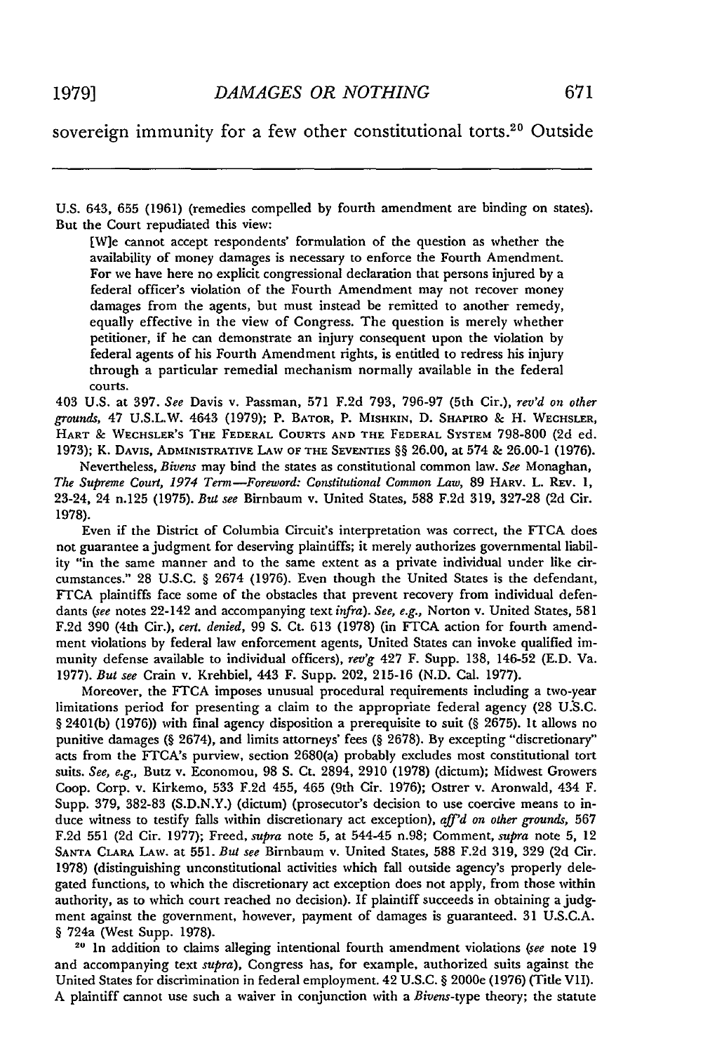sovereign immunity for a few other constitutional torts.[20] Outside

---

U.S. 643, 655 (1961) (remedies compelled by fourth amendment are binding on states). But the Court repudiated this view:

> [W]e cannot accept respondents' formulation of the question as whether the availability of money damages is necessary to enforce the Fourth Amendment. For we have here no explicit congressional declaration that persons injured by a federal officer's violation of the Fourth Amendment may not recover money damages from the agents, but must instead be remitted to another remedy, equally effective in the view of Congress. The question is merely whether petitioner, if he can demonstrate an injury consequent upon the violation by federal agents of his Fourth Amendment rights, is entitled to redress his injury through a particular remedial mechanism normally available in the federal courts.

403 U.S. at 397. *See* Davis v. Passman, 571 F.2d 793, 796-97 (5th Cir.), *rev'd on other grounds*, 47 U.S.L.W. 4643 (1979); P. BATOR, P. MISHKIN, D. SHAPIRO & H. WECHSLER, HART & WECHSLER'S THE FEDERAL COURTS AND THE FEDERAL SYSTEM 798-800 (2d ed. 1973); K. DAVIS, ADMINISTRATIVE LAW OF THE SEVENTIES §§ 26.00, at 574 & 26.00-1 (1976).

Nevertheless, *Bivens* may bind the states as constitutional common law. *See* Monaghan, *The Supreme Court, 1974 Term—Foreword: Constitutional Common Law*, 89 HARV. L. REV. 1, 23-24, 24 n.125 (1975). *But see* Birnbaum v. United States, 588 F.2d 319, 327-28 (2d Cir. 1978).

Even if the District of Columbia Circuit's interpretation was correct, the FTCA does not guarantee a judgment for deserving plaintiffs; it merely authorizes governmental liability "in the same manner and to the same extent as a private individual under like circumstances." 28 U.S.C. § 2674 (1976). Even though the United States is the defendant, FTCA plaintiffs face some of the obstacles that prevent recovery from individual defendants (*see* notes 22-142 and accompanying text *infra*). *See, e.g.*, Norton v. United States, 581 F.2d 390 (4th Cir.), *cert. denied*, 99 S. Ct. 613 (1978) (in FTCA action for fourth amendment violations by federal law enforcement agents, United States can invoke qualified immunity defense available to individual officers), *rev'g* 427 F. Supp. 138, 146-52 (E.D. Va. 1977). *But see* Crain v. Krehbiel, 443 F. Supp. 202, 215-16 (N.D. Cal. 1977).

Moreover, the FTCA imposes unusual procedural requirements including a two-year limitations period for presenting a claim to the appropriate federal agency (28 U.S.C. § 2401(b) (1976)) with final agency disposition a prerequisite to suit (§ 2675). It allows no punitive damages (§ 2674), and limits attorneys' fees (§ 2678). By excepting "discretionary" acts from the FTCA's purview, section 2680(a) probably excludes most constitutional tort suits. *See, e.g.*, Butz v. Economou, 98 S. Ct. 2894, 2910 (1978) (dictum); Midwest Growers Coop. Corp. v. Kirkemo, 533 F.2d 455, 465 (9th Cir. 1976); Ostrer v. Aronwald, 434 F. Supp. 379, 382-83 (S.D.N.Y.) (dictum) (prosecutor's decision to use coercive means to induce witness to testify falls within discretionary act exception), *aff'd on other grounds*, 567 F.2d 551 (2d Cir. 1977); Freed, *supra* note 5, at 544-45 n.98; Comment, *supra* note 5, 12 SANTA CLARA LAW. at 551. *But see* Birnbaum v. United States, 588 F.2d 319, 329 (2d Cir. 1978) (distinguishing unconstitutional activities which fall outside agency's properly delegated functions, to which the discretionary act exception does not apply, from those within authority, as to which court reached no decision). If plaintiff succeeds in obtaining a judgment against the government, however, payment of damages is guaranteed. 31 U.S.C.A. § 724a (West Supp. 1978).

[20] In addition to claims alleging intentional fourth amendment violations (*see* note 19 and accompanying text *supra*), Congress has, for example, authorized suits against the United States for discrimination in federal employment. 42 U.S.C. § 2000e (1976) (Title VII). A plaintiff cannot use such a waiver in conjunction with a *Bivens*-type theory; the statute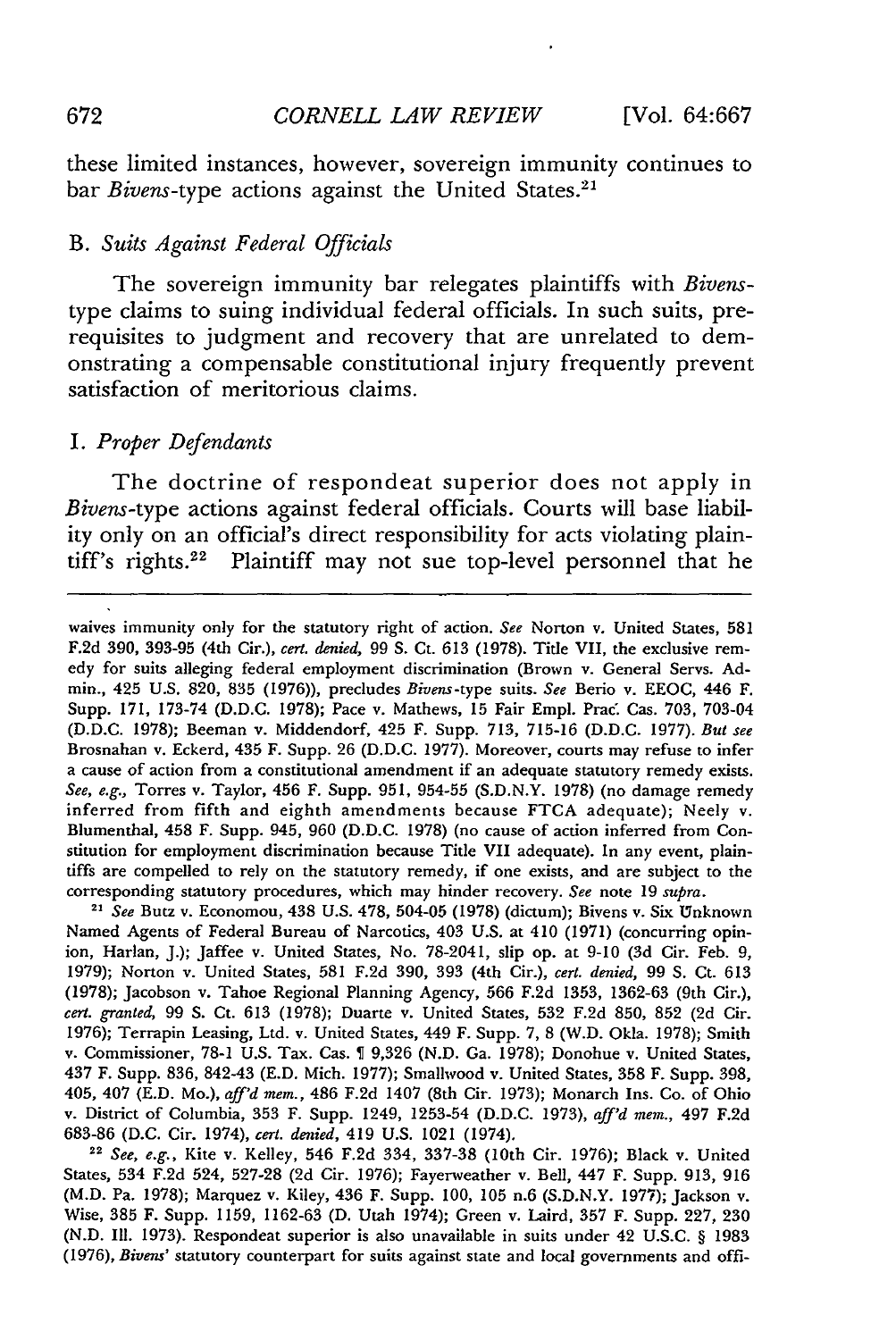these limited instances, however, sovereign immunity continues to bar *Bivens*-type actions against the United States.[21]

### B. *Suits Against Federal Officials*

The sovereign immunity bar relegates plaintiffs with *Bivens*-type claims to suing individual federal officials. In such suits, prerequisites to judgment and recovery that are unrelated to demonstrating a compensable constitutional injury frequently prevent satisfaction of meritorious claims.

#### 1. *Proper Defendants*

The doctrine of respondeat superior does not apply in *Bivens*-type actions against federal officials. Courts will base liability only on an official's direct responsibility for acts violating plaintiff's rights.[22] Plaintiff may not sue top-level personnel that he

---

waives immunity only for the statutory right of action. *See* Norton v. United States, 581 F.2d 390, 393-95 (4th Cir.), *cert. denied*, 99 S. Ct. 613 (1978). Title VII, the exclusive remedy for suits alleging federal employment discrimination (Brown v. General Servs. Admin., 425 U.S. 820, 835 (1976)), precludes *Bivens*-type suits. *See* Berio v. EEOC, 446 F. Supp. 171, 173-74 (D.D.C. 1978); Pace v. Mathews, 15 Fair Empl. Prac. Cas. 703, 703-04 (D.D.C. 1978); Beeman v. Middendorf, 425 F. Supp. 713, 715-16 (D.D.C. 1977). *But see* Brosnahan v. Eckerd, 435 F. Supp. 26 (D.D.C. 1977). Moreover, courts may refuse to infer a cause of action from a constitutional amendment if an adequate statutory remedy exists. *See, e.g.*, Torres v. Taylor, 456 F. Supp. 951, 954-55 (S.D.N.Y. 1978) (no damage remedy inferred from fifth and eighth amendments because FTCA adequate); Neely v. Blumenthal, 458 F. Supp. 945, 960 (D.D.C. 1978) (no cause of action inferred from Constitution for employment discrimination because Title VII adequate). In any event, plaintiffs are compelled to rely on the statutory remedy, if one exists, and are subject to the corresponding statutory procedures, which may hinder recovery. *See* note 19 *supra*.

[21] *See* Butz v. Economou, 438 U.S. 478, 504-05 (1978) (dictum); Bivens v. Six Unknown Named Agents of Federal Bureau of Narcotics, 403 U.S. at 410 (1971) (concurring opinion, Harlan, J.); Jaffee v. United States, No. 78-2041, slip op. at 9-10 (3d Cir. Feb. 9, 1979); Norton v. United States, 581 F.2d 390, 393 (4th Cir.), *cert. denied*, 99 S. Ct. 613 (1978); Jacobson v. Tahoe Regional Planning Agency, 566 F.2d 1353, 1362-63 (9th Cir.), *cert. granted*, 99 S. Ct. 613 (1978); Duarte v. United States, 532 F.2d 850, 852 (2d Cir. 1976); Terrapin Leasing, Ltd. v. United States, 449 F. Supp. 7, 8 (W.D. Okla. 1978); Smith v. Commissioner, 78-1 U.S. Tax. Cas. ¶ 9,326 (N.D. Ga. 1978); Donohue v. United States, 437 F. Supp. 836, 842-43 (E.D. Mich. 1977); Smallwood v. United States, 358 F. Supp. 398, 405, 407 (E.D. Mo.), *aff'd mem.*, 486 F.2d 1407 (8th Cir. 1973); Monarch Ins. Co. of Ohio v. District of Columbia, 353 F. Supp. 1249, 1253-54 (D.D.C. 1973), *aff'd mem.*, 497 F.2d 683-86 (D.C. Cir. 1974), *cert. denied*, 419 U.S. 1021 (1974).

[22] *See, e.g.*, Kite v. Kelley, 546 F.2d 334, 337-38 (10th Cir. 1976); Black v. United States, 534 F.2d 524, 527-28 (2d Cir. 1976); Fayerweather v. Bell, 447 F. Supp. 913, 916 (M.D. Pa. 1978); Marquez v. Kiley, 436 F. Supp. 100, 105 n.6 (S.D.N.Y. 1977); Jackson v. Wise, 385 F. Supp. 1159, 1162-63 (D. Utah 1974); Green v. Laird, 357 F. Supp. 227, 230 (N.D. Ill. 1973). Respondeat superior is also unavailable in suits under 42 U.S.C. § 1983 (1976), *Bivens'* statutory counterpart for suits against state and local governments and offi-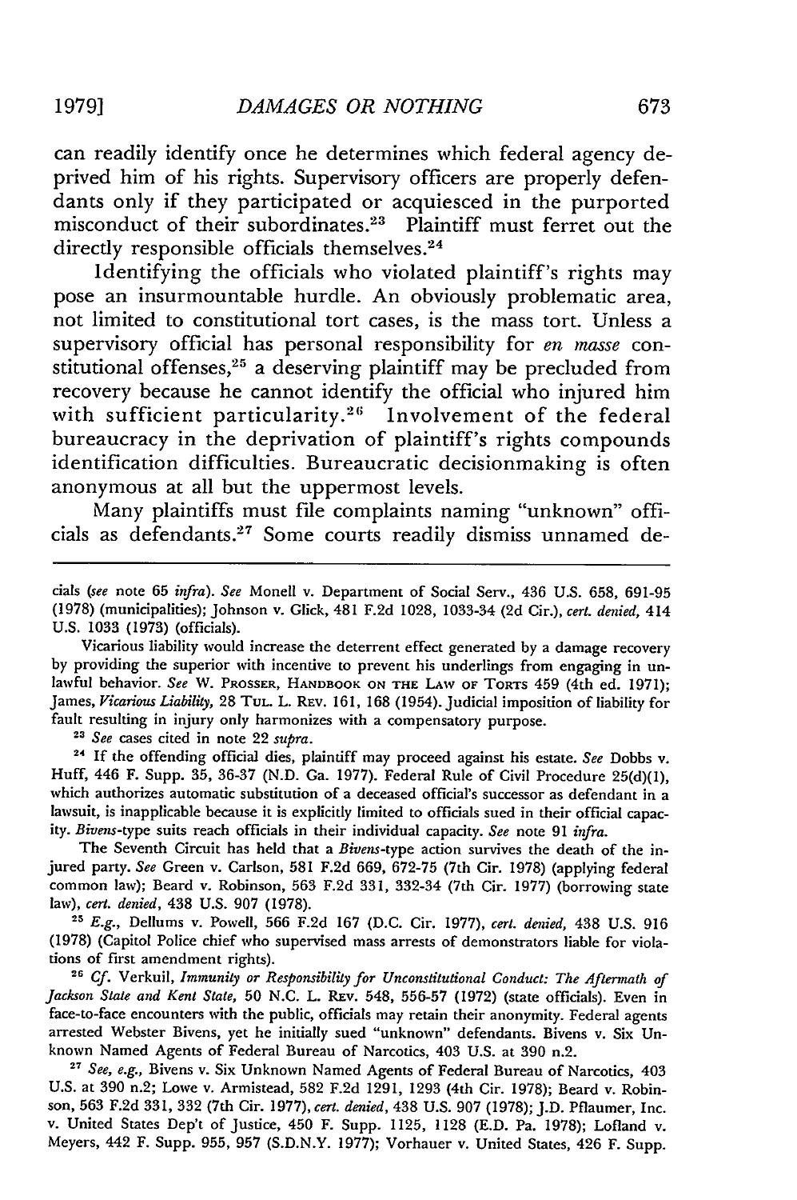can readily identify once he determines which federal agency deprived him of his rights. Supervisory officers are properly defendants only if they participated or acquiesced in the purported misconduct of their subordinates.[23] Plaintiff must ferret out the directly responsible officials themselves.[24]

Identifying the officials who violated plaintiff's rights may pose an insurmountable hurdle. An obviously problematic area, not limited to constitutional tort cases, is the mass tort. Unless a supervisory official has personal responsibility for *en masse* constitutional offenses,[25] a deserving plaintiff may be precluded from recovery because he cannot identify the official who injured him with sufficient particularity.[26] Involvement of the federal bureaucracy in the deprivation of plaintiff's rights compounds identification difficulties. Bureaucratic decisionmaking is often anonymous at all but the uppermost levels.

Many plaintiffs must file complaints naming "unknown" officials as defendants.[27] Some courts readily dismiss unnamed de-

---

cials (*see* note 65 *infra*). *See* Monell v. Department of Social Serv., 436 U.S. 658, 691-95 (1978) (municipalities); Johnson v. Glick, 481 F.2d 1028, 1033-34 (2d Cir.), *cert. denied*, 414 U.S. 1033 (1973) (officials).

Vicarious liability would increase the deterrent effect generated by a damage recovery by providing the superior with incentive to prevent his underlings from engaging in unlawful behavior. *See* W. Prosser, Handbook on the Law of Torts 459 (4th ed. 1971); James, *Vicarious Liability*, 28 Tul. L. Rev. 161, 168 (1954). Judicial imposition of liability for fault resulting in injury only harmonizes with a compensatory purpose.

[23] *See* cases cited in note 22 *supra*.

[24] If the offending official dies, plaintiff may proceed against his estate. *See* Dobbs v. Huff, 446 F. Supp. 35, 36-37 (N.D. Ga. 1977). Federal Rule of Civil Procedure 25(d)(1), which authorizes automatic substitution of a deceased official's successor as defendant in a lawsuit, is inapplicable because it is explicitly limited to officials sued in their official capacity. *Bivens*-type suits reach officials in their individual capacity. *See* note 91 *infra*.

The Seventh Circuit has held that a *Bivens*-type action survives the death of the injured party. *See* Green v. Carlson, 581 F.2d 669, 672-75 (7th Cir. 1978) (applying federal common law); Beard v. Robinson, 563 F.2d 331, 332-34 (7th Cir. 1977) (borrowing state law), *cert. denied*, 438 U.S. 907 (1978).

[25] *E.g.*, Dellums v. Powell, 566 F.2d 167 (D.C. Cir. 1977), *cert. denied*, 438 U.S. 916 (1978) (Capitol Police chief who supervised mass arrests of demonstrators liable for violations of first amendment rights).

[26] *Cf.* Verkuil, *Immunity or Responsibility for Unconstitutional Conduct: The Aftermath of Jackson State and Kent State*, 50 N.C. L. Rev. 548, 556-57 (1972) (state officials). Even in face-to-face encounters with the public, officials may retain their anonymity. Federal agents arrested Webster Bivens, yet he initially sued "unknown" defendants. Bivens v. Six Unknown Named Agents of Federal Bureau of Narcotics, 403 U.S. at 390 n.2.

[27] *See, e.g.*, Bivens v. Six Unknown Named Agents of Federal Bureau of Narcotics, 403 U.S. at 390 n.2; Lowe v. Armistead, 582 F.2d 1291, 1293 (4th Cir. 1978); Beard v. Robinson, 563 F.2d 331, 332 (7th Cir. 1977), *cert. denied*, 438 U.S. 907 (1978); J.D. Pflaumer, Inc. v. United States Dep't of Justice, 450 F. Supp. 1125, 1128 (E.D. Pa. 1978); Lofland v. Meyers, 442 F. Supp. 955, 957 (S.D.N.Y. 1977); Vorhauer v. United States, 426 F. Supp.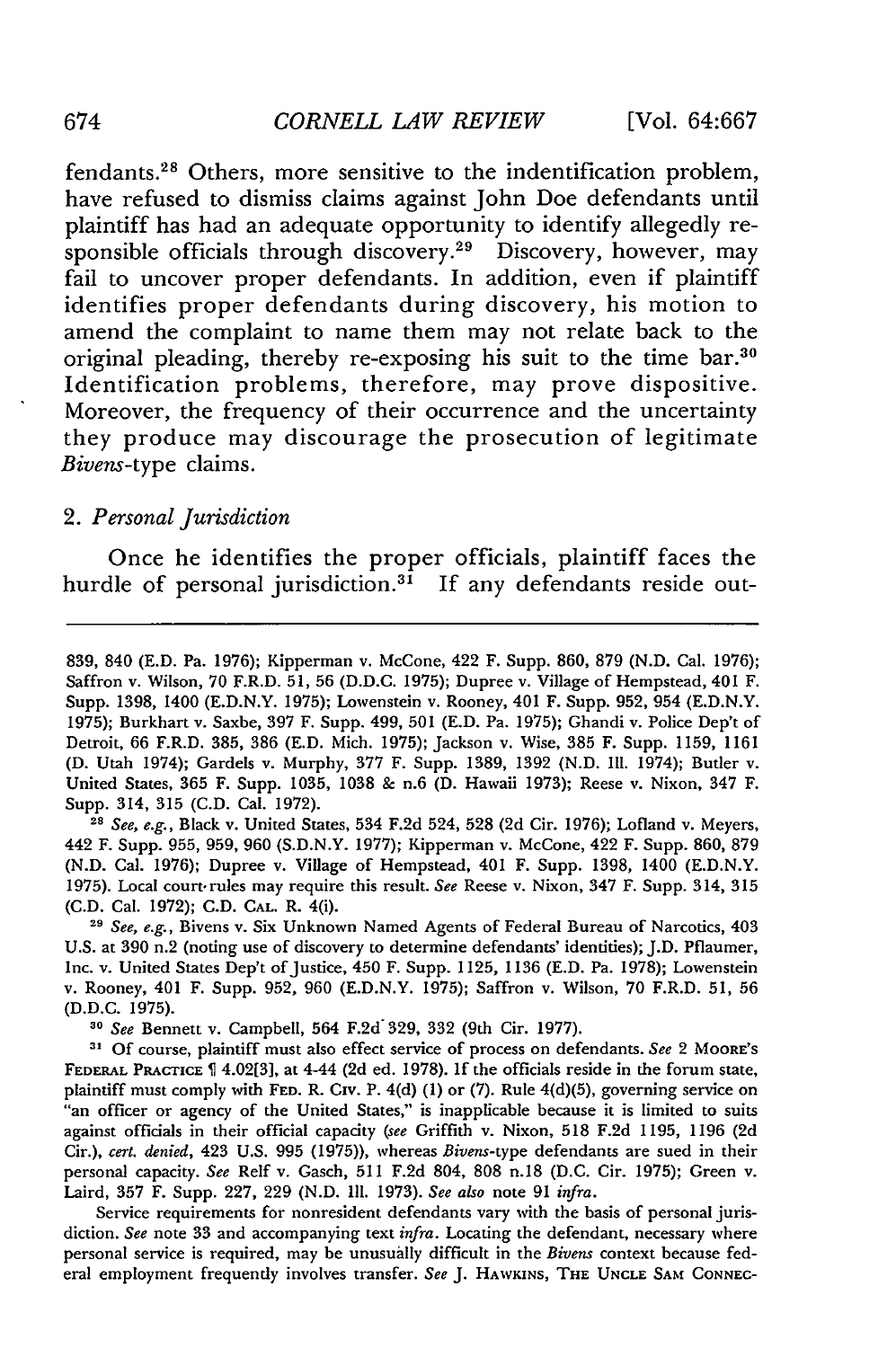fendants.[28] Others, more sensitive to the indentification problem, have refused to dismiss claims against John Doe defendants until plaintiff has had an adequate opportunity to identify allegedly responsible officials through discovery.[29] Discovery, however, may fail to uncover proper defendants. In addition, even if plaintiff identifies proper defendants during discovery, his motion to amend the complaint to name them may not relate back to the original pleading, thereby re-exposing his suit to the time bar.[30] Identification problems, therefore, may prove dispositive. Moreover, the frequency of their occurrence and the uncertainty they produce may discourage the prosecution of legitimate *Bivens*-type claims.

### 2. *Personal Jurisdiction*

Once he identifies the proper officials, plaintiff faces the hurdle of personal jurisdiction.[31] If any defendants reside out-

---

839, 840 (E.D. Pa. 1976); Kipperman v. McCone, 422 F. Supp. 860, 879 (N.D. Cal. 1976); Saffron v. Wilson, 70 F.R.D. 51, 56 (D.D.C. 1975); Dupree v. Village of Hempstead, 401 F. Supp. 1398, 1400 (E.D.N.Y. 1975); Lowenstein v. Rooney, 401 F. Supp. 952, 954 (E.D.N.Y. 1975); Burkhart v. Saxbe, 397 F. Supp. 499, 501 (E.D. Pa. 1975); Ghandi v. Police Dep't of Detroit, 66 F.R.D. 385, 386 (E.D. Mich. 1975); Jackson v. Wise, 385 F. Supp. 1159, 1161 (D. Utah 1974); Gardels v. Murphy, 377 F. Supp. 1389, 1392 (N.D. Ill. 1974); Butler v. United States, 365 F. Supp. 1035, 1038 & n.6 (D. Hawaii 1973); Reese v. Nixon, 347 F. Supp. 314, 315 (C.D. Cal. 1972).

[28] *See, e.g.*, Black v. United States, 534 F.2d 524, 528 (2d Cir. 1976); Lofland v. Meyers, 442 F. Supp. 955, 959, 960 (S.D.N.Y. 1977); Kipperman v. McCone, 422 F. Supp. 860, 879 (N.D. Cal. 1976); Dupree v. Village of Hempstead, 401 F. Supp. 1398, 1400 (E.D.N.Y. 1975). Local court rules may require this result. *See* Reese v. Nixon, 347 F. Supp. 314, 315 (C.D. Cal. 1972); C.D. CAL. R. 4(i).

[29] *See, e.g.*, Bivens v. Six Unknown Named Agents of Federal Bureau of Narcotics, 403 U.S. at 390 n.2 (noting use of discovery to determine defendants' identities); J.D. Pflaumer, Inc. v. United States Dep't of Justice, 450 F. Supp. 1125, 1136 (E.D. Pa. 1978); Lowenstein v. Rooney, 401 F. Supp. 952, 960 (E.D.N.Y. 1975); Saffron v. Wilson, 70 F.R.D. 51, 56 (D.D.C. 1975).

[30] *See* Bennett v. Campbell, 564 F.2d 329, 332 (9th Cir. 1977).

[31] Of course, plaintiff must also effect service of process on defendants. *See* 2 MOORE'S FEDERAL PRACTICE ¶ 4.02[3], at 4-44 (2d ed. 1978). If the officials reside in the forum state, plaintiff must comply with FED. R. CIV. P. 4(d) (1) or (7). Rule 4(d)(5), governing service on "an officer or agency of the United States," is inapplicable because it is limited to suits against officials in their official capacity (*see* Griffith v. Nixon, 518 F.2d 1195, 1196 (2d Cir.), *cert. denied*, 423 U.S. 995 (1975)), whereas *Bivens*-type defendants are sued in their personal capacity. *See* Relf v. Gasch, 511 F.2d 804, 808 n.18 (D.C. Cir. 1975); Green v. Laird, 357 F. Supp. 227, 229 (N.D. Ill. 1973). *See also* note 91 *infra*.

Service requirements for nonresident defendants vary with the basis of personal jurisdiction. *See* note 33 and accompanying text *infra*. Locating the defendant, necessary where personal service is required, may be unusually difficult in the *Bivens* context because federal employment frequently involves transfer. *See* J. HAWKINS, THE UNCLE SAM CONNEC-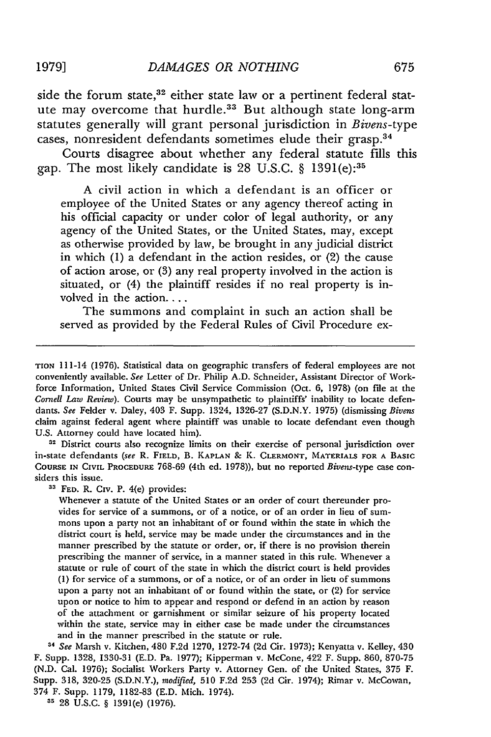side the forum state,[32] either state law or a pertinent federal statute may overcome that hurdle.[33] But although state long-arm statutes generally will grant personal jurisdiction in *Bivens*-type cases, nonresident defendants sometimes elude their grasp.[34]

Courts disagree about whether any federal statute fills this gap. The most likely candidate is 28 U.S.C. § 1391(e):[35]

> A civil action in which a defendant is an officer or employee of the United States or any agency thereof acting in his official capacity or under color of legal authority, or any agency of the United States, or the United States, may, except as otherwise provided by law, be brought in any judicial district in which (1) a defendant in the action resides, or (2) the cause of action arose, or (3) any real property involved in the action is situated, or (4) the plaintiff resides if no real property is involved in the action. . . .
>
> The summons and complaint in such an action shall be served as provided by the Federal Rules of Civil Procedure ex-

---

TION 111-14 (1976). Statistical data on geographic transfers of federal employees are not conveniently available. *See* Letter of Dr. Philip A.D. Schneider, Assistant Director of Workforce Information, United States Civil Service Commission (Oct. 6, 1978) (on file at the *Cornell Law Review*). Courts may be unsympathetic to plaintiffs' inability to locate defendants. *See* Felder v. Daley, 403 F. Supp. 1324, 1326-27 (S.D.N.Y. 1975) (dismissing *Bivens* claim against federal agent where plaintiff was unable to locate defendant even though U.S. Attorney could have located him).

[32] District courts also recognize limits on their exercise of personal jurisdiction over in-state defendants (*see* R. FIELD, B. KAPLAN & K. CLERMONT, MATERIALS FOR A BASIC COURSE IN CIVIL PROCEDURE 768-69 (4th ed. 1978)), but no reported *Bivens*-type case considers this issue.

[33] FED. R. CIV. P. 4(e) provides:

> Whenever a statute of the United States or an order of court thereunder provides for service of a summons, or of a notice, or of an order in lieu of summons upon a party not an inhabitant of or found within the state in which the district court is held, service may be made under the circumstances and in the manner prescribed by the statute or order, or, if there is no provision therein prescribing the manner of service, in a manner stated in this rule. Whenever a statute or rule of court of the state in which the district court is held provides (1) for service of a summons, or of a notice, or of an order in lieu of summons upon a party not an inhabitant of or found within the state, or (2) for service upon or notice to him to appear and respond or defend in an action by reason of the attachment or garnishment or similar seizure of his property located within the state, service may in either case be made under the circumstances and in the manner prescribed in the statute or rule.

[34] *See* Marsh v. Kitchen, 480 F.2d 1270, 1272-74 (2d Cir. 1973); Kenyatta v. Kelley, 430 F. Supp. 1328, 1330-31 (E.D. Pa. 1977); Kipperman v. McCone, 422 F. Supp. 860, 870-75 (N.D. Cal. 1976); Socialist Workers Party v. Attorney Gen. of the United States, 375 F. Supp. 318, 320-25 (S.D.N.Y.), *modified*, 510 F.2d 253 (2d Cir. 1974); Rimar v. McCowan, 374 F. Supp. 1179, 1182-83 (E.D. Mich. 1974).

[35] 28 U.S.C. § 1391(e) (1976).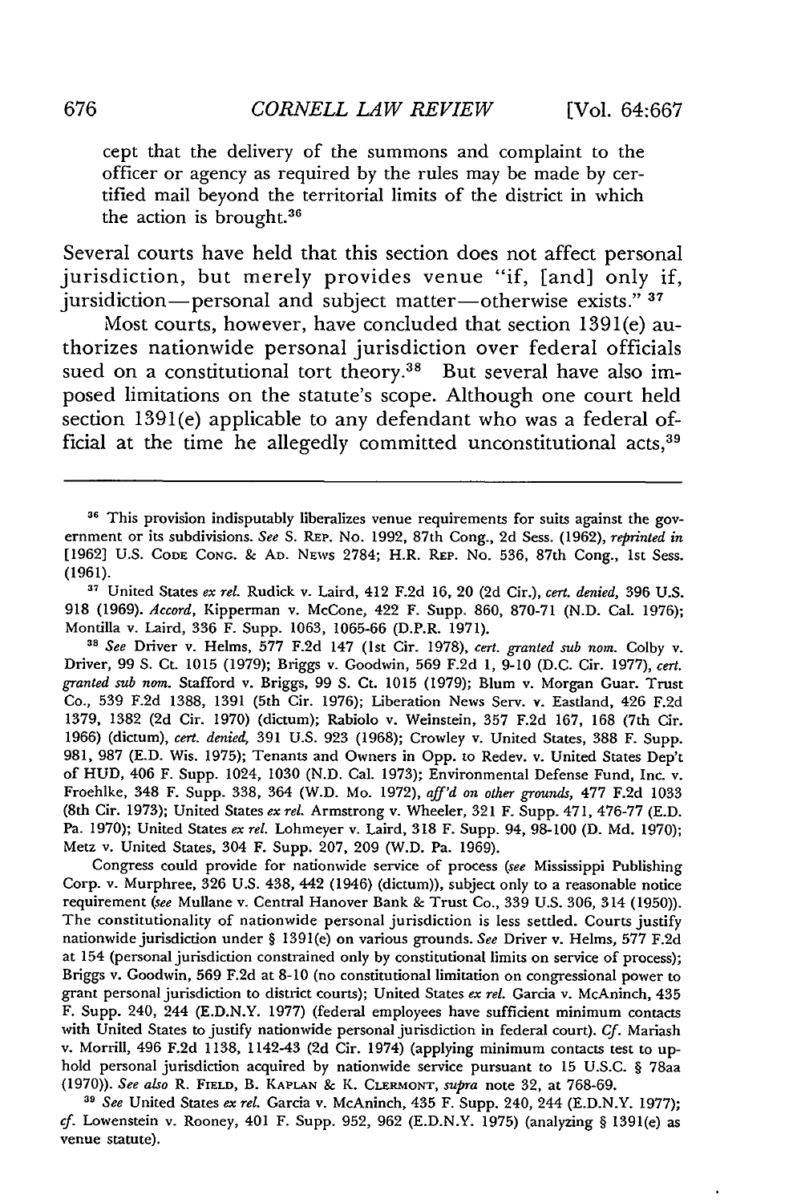cept that the delivery of the summons and complaint to the officer or agency as required by the rules may be made by certified mail beyond the territorial limits of the district in which the action is brought.[36]

Several courts have held that this section does not affect personal jurisdiction, but merely provides venue "if, [and] only if, jursidiction—personal and subject matter—otherwise exists." [37]

Most courts, however, have concluded that section 1391(e) authorizes nationwide personal jurisdiction over federal officials sued on a constitutional tort theory.[38] But several have also imposed limitations on the statute's scope. Although one court held section 1391(e) applicable to any defendant who was a federal official at the time he allegedly committed unconstitutional acts,[39]

---

[36] This provision indisputably liberalizes venue requirements for suits against the government or its subdivisions. *See* S. REP. No. 1992, 87th Cong., 2d Sess. (1962), *reprinted in* [1962] U.S. CODE CONG. & AD. NEWS 2784; H.R. REP. No. 536, 87th Cong., 1st Sess. (1961).

[37] United States *ex rel.* Rudick v. Laird, 412 F.2d 16, 20 (2d Cir.), *cert. denied*, 396 U.S. 918 (1969). *Accord*, Kipperman v. McCone, 422 F. Supp. 860, 870-71 (N.D. Cal. 1976); Montilla v. Laird, 336 F. Supp. 1063, 1065-66 (D.P.R. 1971).

[38] *See* Driver v. Helms, 577 F.2d 147 (1st Cir. 1978), *cert. granted sub nom.* Colby v. Driver, 99 S. Ct. 1015 (1979); Briggs v. Goodwin, 569 F.2d 1, 9-10 (D.C. Cir. 1977), *cert. granted sub nom.* Stafford v. Briggs, 99 S. Ct. 1015 (1979); Blum v. Morgan Guar. Trust Co., 539 F.2d 1388, 1391 (5th Cir. 1976); Liberation News Serv. v. Eastland, 426 F.2d 1379, 1382 (2d Cir. 1970) (dictum); Rabiolo v. Weinstein, 357 F.2d 167, 168 (7th Cir. 1966) (dictum), *cert. denied*, 391 U.S. 923 (1968); Crowley v. United States, 388 F. Supp. 981, 987 (E.D. Wis. 1975); Tenants and Owners in Opp. to Redev. v. United States Dep't of HUD, 406 F. Supp. 1024, 1030 (N.D. Cal. 1973); Environmental Defense Fund, Inc. v. Froehlke, 348 F. Supp. 338, 364 (W.D. Mo. 1972), *aff'd on other grounds*, 477 F.2d 1033 (8th Cir. 1973); United States *ex rel.* Armstrong v. Wheeler, 321 F. Supp. 471, 476-77 (E.D. Pa. 1970); United States *ex rel.* Lohmeyer v. Laird, 318 F. Supp. 94, 98-100 (D. Md. 1970); Metz v. United States, 304 F. Supp. 207, 209 (W.D. Pa. 1969).

Congress could provide for nationwide service of process (*see* Mississippi Publishing Corp. v. Murphree, 326 U.S. 438, 442 (1946) (dictum)), subject only to a reasonable notice requirement (*see* Mullane v. Central Hanover Bank & Trust Co., 339 U.S. 306, 314 (1950)). The constitutionality of nationwide personal jurisdiction is less settled. Courts justify nationwide jurisdiction under § 1391(e) on various grounds. *See* Driver v. Helms, 577 F.2d at 154 (personal jurisdiction constrained only by constitutional limits on service of process); Briggs v. Goodwin, 569 F.2d at 8-10 (no constitutional limitation on congressional power to grant personal jurisdiction to district courts); United States *ex rel.* Garcia v. McAninch, 435 F. Supp. 240, 244 (E.D.N.Y. 1977) (federal employees have sufficient minimum contacts with United States to justify nationwide personal jurisdiction in federal court). *Cf.* Mariash v. Morrill, 496 F.2d 1138, 1142-43 (2d Cir. 1974) (applying minimum contacts test to uphold personal jurisdiction acquired by nationwide service pursuant to 15 U.S.C. § 78aa (1970)). *See also* R. FIELD, B. KAPLAN & K. CLERMONT, *supra* note 32, at 768-69.

[39] *See* United States *ex rel.* Garcia v. McAninch, 435 F. Supp. 240, 244 (E.D.N.Y. 1977); *cf.* Lowenstein v. Rooney, 401 F. Supp. 952, 962 (E.D.N.Y. 1975) (analyzing § 1391(e) as venue statute).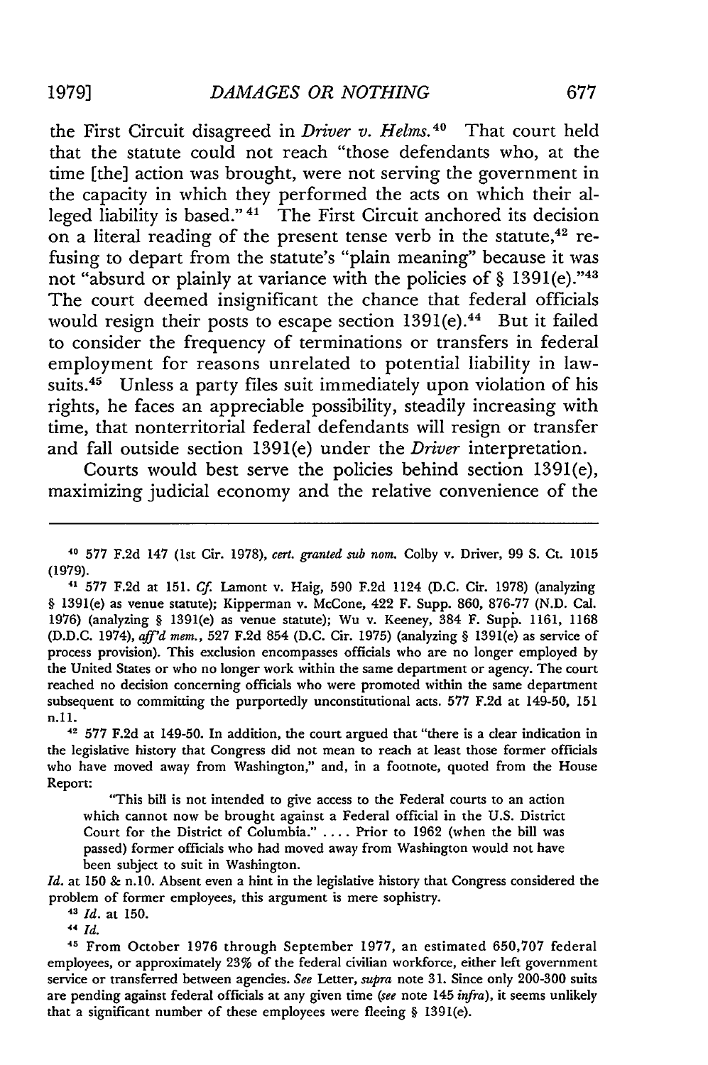the First Circuit disagreed in *Driver v. Helms.*[40] That court held that the statute could not reach "those defendants who, at the time [the] action was brought, were not serving the government in the capacity in which they performed the acts on which their alleged liability is based."[41] The First Circuit anchored its decision on a literal reading of the present tense verb in the statute,[42] refusing to depart from the statute's "plain meaning" because it was not "absurd or plainly at variance with the policies of § 1391(e)."[43] The court deemed insignificant the chance that federal officials would resign their posts to escape section 1391(e).[44] But it failed to consider the frequency of terminations or transfers in federal employment for reasons unrelated to potential liability in lawsuits.[45] Unless a party files suit immediately upon violation of his rights, he faces an appreciable possibility, steadily increasing with time, that nonterritorial federal defendants will resign or transfer and fall outside section 1391(e) under the *Driver* interpretation.

Courts would best serve the policies behind section 1391(e), maximizing judicial economy and the relative convenience of the

---

[40] 577 F.2d 147 (1st Cir. 1978), *cert. granted sub nom.* Colby v. Driver, 99 S. Ct. 1015 (1979).

[41] 577 F.2d at 151. *Cf.* Lamont v. Haig, 590 F.2d 1124 (D.C. Cir. 1978) (analyzing § 1391(e) as venue statute); Kipperman v. McCone, 422 F. Supp. 860, 876-77 (N.D. Cal. 1976) (analyzing § 1391(e) as venue statute); Wu v. Keeney, 384 F. Supp. 1161, 1168 (D.D.C. 1974), *aff'd mem.*, 527 F.2d 854 (D.C. Cir. 1975) (analyzing § 1391(e) as service of process provision). This exclusion encompasses officials who are no longer employed by the United States or who no longer work within the same department or agency. The court reached no decision concerning officials who were promoted within the same department subsequent to committing the purportedly unconstitutional acts. 577 F.2d at 149-50, 151 n.11.

[42] 577 F.2d at 149-50. In addition, the court argued that "there is a clear indication in the legislative history that Congress did not mean to reach at least those former officials who have moved away from Washington," and, in a footnote, quoted from the House Report:

> "This bill is not intended to give access to the Federal courts to an action which cannot now be brought against a Federal official in the U.S. District Court for the District of Columbia." .... Prior to 1962 (when the bill was passed) former officials who had moved away from Washington would not have been subject to suit in Washington.

*Id.* at 150 & n.10. Absent even a hint in the legislative history that Congress considered the problem of former employees, this argument is mere sophistry.

[43] *Id.* at 150.

[44] *Id.*

[45] From October 1976 through September 1977, an estimated 650,707 federal employees, or approximately 23% of the federal civilian workforce, either left government service or transferred between agencies. *See* Letter, *supra* note 31. Since only 200-300 suits are pending against federal officials at any given time (*see* note 145 *infra*), it seems unlikely that a significant number of these employees were fleeing § 1391(e).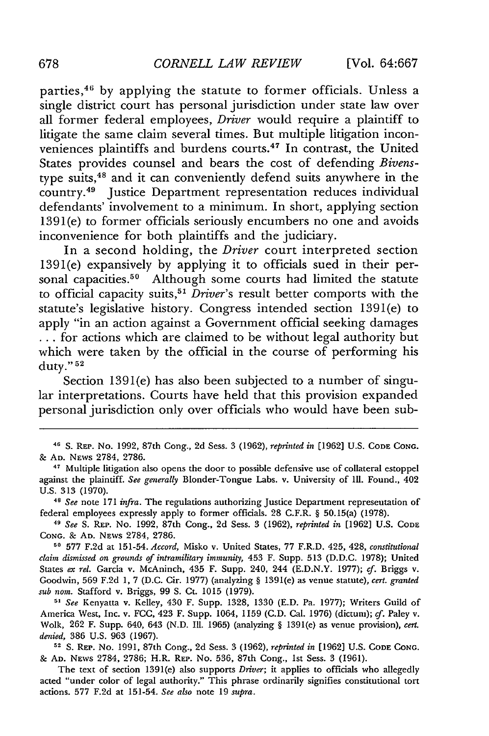parties,[46] by applying the statute to former officials. Unless a single district court has personal jurisdiction under state law over all former federal employees, *Driver* would require a plaintiff to litigate the same claim several times. But multiple litigation inconveniences plaintiffs and burdens courts.[47] In contrast, the United States provides counsel and bears the cost of defending *Bivens*-type suits,[48] and it can conveniently defend suits anywhere in the country.[49] Justice Department representation reduces individual defendants' involvement to a minimum. In short, applying section 1391(e) to former officials seriously encumbers no one and avoids inconvenience for both plaintiffs and the judiciary.

In a second holding, the *Driver* court interpreted section 1391(e) expansively by applying it to officials sued in their personal capacities.[50] Although some courts had limited the statute to official capacity suits,[51] *Driver*'s result better comports with the statute's legislative history. Congress intended section 1391(e) to apply "in an action against a Government official seeking damages . . . for actions which are claimed to be without legal authority but which were taken by the official in the course of performing his duty."[52]

Section 1391(e) has also been subjected to a number of singular interpretations. Courts have held that this provision expanded personal jurisdiction only over officials who would have been sub-

---

[46] S. REP. No. 1992, 87th Cong., 2d Sess. 3 (1962), *reprinted in* [1962] U.S. CODE CONG. & AD. NEWS 2784, 2786.

[47] Multiple litigation also opens the door to possible defensive use of collateral estoppel against the plaintiff. *See generally* Blonder-Tongue Labs. v. University of Ill. Found., 402 U.S. 313 (1970).

[48] *See* note 171 *infra*. The regulations authorizing Justice Department represeutation of federal employees expressly apply to former officials. 28 C.F.R. § 50.15(a) (1978).

[49] *See* S. REP. No. 1992, 87th Cong., 2d Sess. 3 (1962), *reprinted in* [1962] U.S. CODE CONG. & AD. NEWS 2784, 2786.

[50] 577 F.2d at 151-54. *Accord*, Misko v. United States, 77 F.R.D. 425, 428, *constitutional claim dismissed on grounds of intramilitary immunity*, 453 F. Supp. 513 (D.D.C. 1978); United States *ex rel.* Garcia v. McAninch, 435 F. Supp. 240, 244 (E.D.N.Y. 1977); *cf.* Briggs v. Goodwin, 569 F.2d 1, 7 (D.C. Cir. 1977) (analyzing § 1391(e) as venue statute), *cert. granted sub nom.* Stafford v. Briggs, 99 S. Ct. 1015 (1979).

[51] *See* Kenyatta v. Kelley, 430 F. Supp. 1328, 1330 (E.D. Pa. 1977); Writers Guild of America West, Inc. v. FCC, 423 F. Supp. 1064, 1159 (C.D. Cal. 1976) (dictum); *cf.* Paley v. Wolk, 262 F. Supp. 640, 643 (N.D. Ill. 1965) (analyzing § 1391(e) as venue provision), *cert. denied*, 386 U.S. 963 (1967).

[52] S. REP. No. 1991, 87th Cong., 2d Sess. 3 (1962), *reprinted in* [1962] U.S. CODE CONG. & AD. NEWS 2784, 2786; H.R. REP. No. 536, 87th Cong., 1st Sess. 3 (1961).

The text of section 1391(e) also supports *Driver*; it applies to officials who allegedly acted "under color of legal authority." This phrase ordinarily signifies constitutional tort actions. 577 F.2d at 151-54. *See also* note 19 *supra*.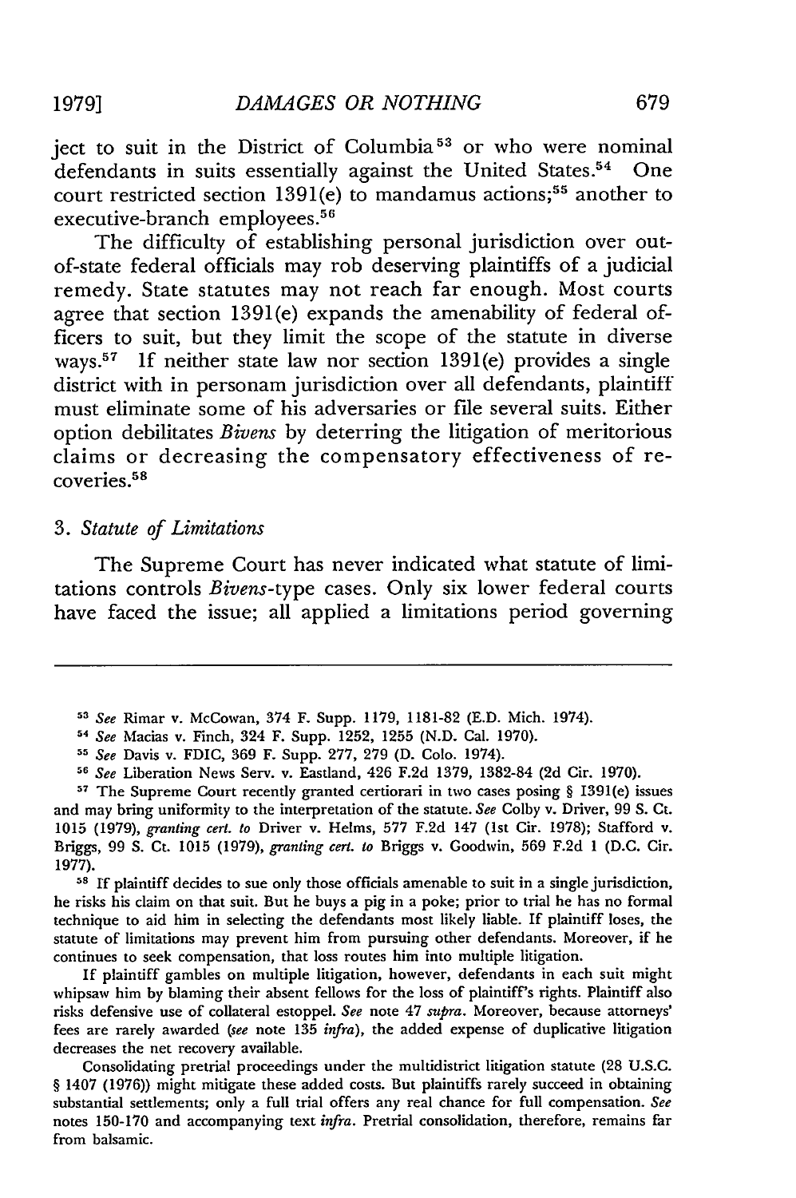ject to suit in the District of Columbia[53] or who were nominal defendants in suits essentially against the United States.[54] One court restricted section 1391(e) to mandamus actions;[55] another to executive-branch employees.[56]

The difficulty of establishing personal jurisdiction over out-of-state federal officials may rob deserving plaintiffs of a judicial remedy. State statutes may not reach far enough. Most courts agree that section 1391(e) expands the amenability of federal officers to suit, but they limit the scope of the statute in diverse ways.[57] If neither state law nor section 1391(e) provides a single district with in personam jurisdiction over all defendants, plaintiff must eliminate some of his adversaries or file several suits. Either option debilitates *Bivens* by deterring the litigation of meritorious claims or decreasing the compensatory effectiveness of recoveries.[58]

### 3. *Statute of Limitations*

The Supreme Court has never indicated what statute of limitations controls *Bivens*-type cases. Only six lower federal courts have faced the issue; all applied a limitations period governing

---

[53] *See* Rimar v. McCowan, 374 F. Supp. 1179, 1181-82 (E.D. Mich. 1974).

[54] *See* Macias v. Finch, 324 F. Supp. 1252, 1255 (N.D. Cal. 1970).

[55] *See* Davis v. FDIC, 369 F. Supp. 277, 279 (D. Colo. 1974).

[56] *See* Liberation News Serv. v. Eastland, 426 F.2d 1379, 1382-84 (2d Cir. 1970).

[57] The Supreme Court recently granted certiorari in two cases posing § 1391(e) issues and may bring uniformity to the interpretation of the statute. *See* Colby v. Driver, 99 S. Ct. 1015 (1979), *granting cert. to* Driver v. Helms, 577 F.2d 147 (1st Cir. 1978); Stafford v. Briggs, 99 S. Ct. 1015 (1979), *granting cert. to* Briggs v. Goodwin, 569 F.2d 1 (D.C. Cir. 1977).

[58] If plaintiff decides to sue only those officials amenable to suit in a single jurisdiction, he risks his claim on that suit. But he buys a pig in a poke; prior to trial he has no formal technique to aid him in selecting the defendants most likely liable. If plaintiff loses, the statute of limitations may prevent him from pursuing other defendants. Moreover, if he continues to seek compensation, that loss routes him into multiple litigation.

If plaintiff gambles on multiple litigation, however, defendants in each suit might whipsaw him by blaming their absent fellows for the loss of plaintiff's rights. Plaintiff also risks defensive use of collateral estoppel. *See* note 47 *supra*. Moreover, because attorneys' fees are rarely awarded (*see* note 135 *infra*), the added expense of duplicative litigation decreases the net recovery available.

Consolidating pretrial proceedings under the multidistrict litigation statute (28 U.S.C. § 1407 (1976)) might mitigate these added costs. But plaintiffs rarely succeed in obtaining substantial settlements; only a full trial offers any real chance for full compensation. *See* notes 150-170 and accompanying text *infra*. Pretrial consolidation, therefore, remains far from balsamic.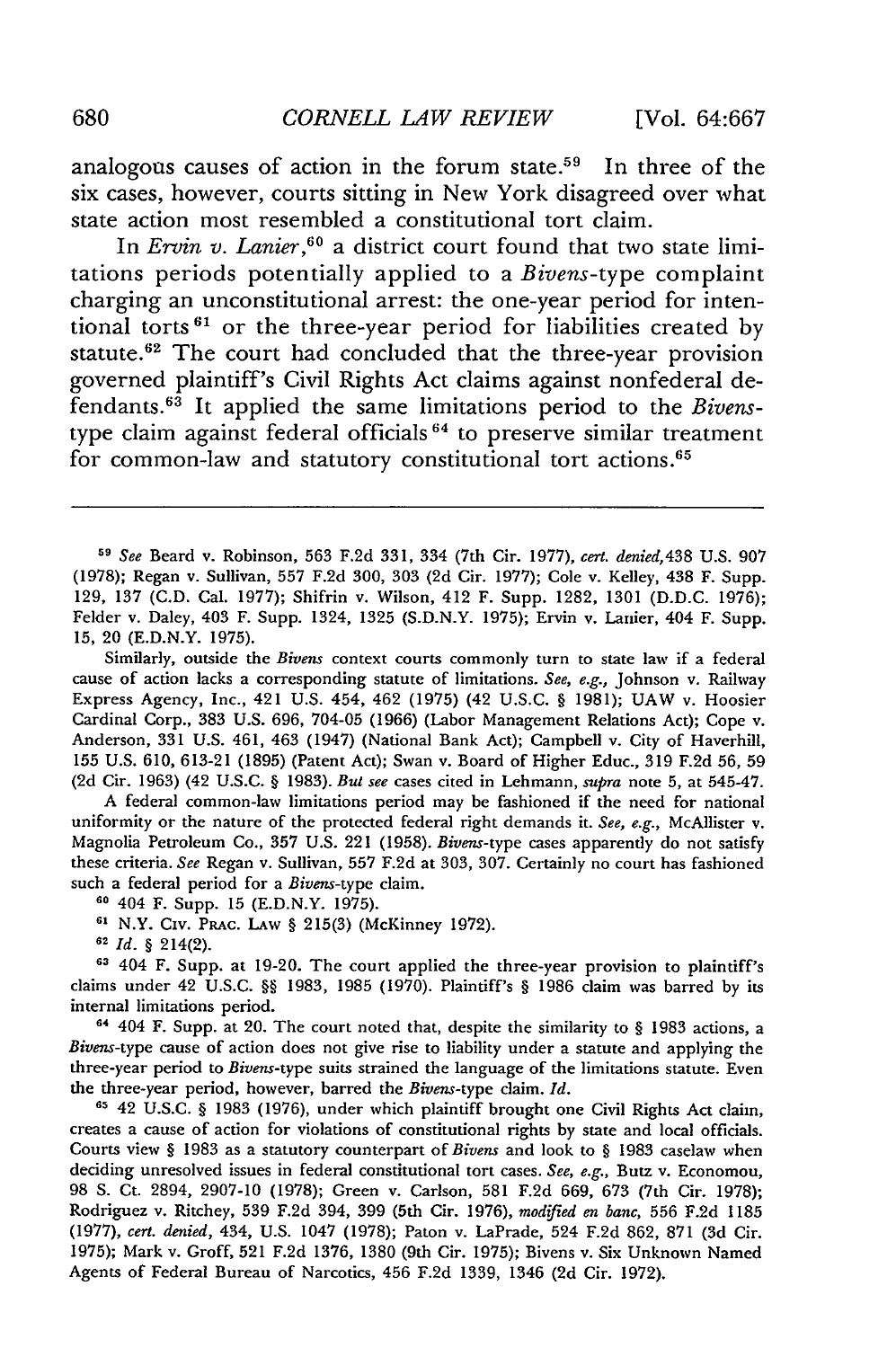analogous causes of action in the forum state.[59] In three of the six cases, however, courts sitting in New York disagreed over what state action most resembled a constitutional tort claim.

In *Ervin v. Lanier*,[60] a district court found that two state limitations periods potentially applied to a *Bivens*-type complaint charging an unconstitutional arrest: the one-year period for intentional torts[61] or the three-year period for liabilities created by statute.[62] The court had concluded that the three-year provision governed plaintiff's Civil Rights Act claims against nonfederal defendants.[63] It applied the same limitations period to the *Bivens*-type claim against federal officials[64] to preserve similar treatment for common-law and statutory constitutional tort actions.[65]

---

[59] *See* Beard v. Robinson, 563 F.2d 331, 334 (7th Cir. 1977), *cert. denied,* 438 U.S. 907 (1978); Regan v. Sullivan, 557 F.2d 300, 303 (2d Cir. 1977); Cole v. Kelley, 438 F. Supp. 129, 137 (C.D. Cal. 1977); Shifrin v. Wilson, 412 F. Supp. 1282, 1301 (D.D.C. 1976); Felder v. Daley, 403 F. Supp. 1324, 1325 (S.D.N.Y. 1975); Ervin v. Lanier, 404 F. Supp. 15, 20 (E.D.N.Y. 1975).

Similarly, outside the *Bivens* context courts commonly turn to state law if a federal cause of action lacks a corresponding statute of limitations. *See, e.g.*, Johnson v. Railway Express Agency, Inc., 421 U.S. 454, 462 (1975) (42 U.S.C. § 1981); UAW v. Hoosier Cardinal Corp., 383 U.S. 696, 704-05 (1966) (Labor Management Relations Act); Cope v. Anderson, 331 U.S. 461, 463 (1947) (National Bank Act); Campbell v. City of Haverhill, 155 U.S. 610, 613-21 (1895) (Patent Act); Swan v. Board of Higher Educ., 319 F.2d 56, 59 (2d Cir. 1963) (42 U.S.C. § 1983). *But see* cases cited in Lehmann, *supra* note 5, at 545-47.

A federal common-law limitations period may be fashioned if the need for national uniformity or the nature of the protected federal right demands it. *See, e.g.*, McAllister v. Magnolia Petroleum Co., 357 U.S. 221 (1958). *Bivens*-type cases apparently do not satisfy these criteria. *See* Regan v. Sullivan, 557 F.2d at 303, 307. Certainly no court has fashioned such a federal period for a *Bivens*-type claim.

[60] 404 F. Supp. 15 (E.D.N.Y. 1975).

[61] N.Y. Civ. Prac. Law § 215(3) (McKinney 1972).

[62] *Id.* § 214(2).

[63] 404 F. Supp. at 19-20. The court applied the three-year provision to plaintiff's claims under 42 U.S.C. §§ 1983, 1985 (1970). Plaintiff's § 1986 claim was barred by its internal limitations period.

[64] 404 F. Supp. at 20. The court noted that, despite the similarity to § 1983 actions, a *Bivens*-type cause of action does not give rise to liability under a statute and applying the three-year period to *Bivens*-type suits strained the language of the limitations statute. Even the three-year period, however, barred the *Bivens*-type claim. *Id.*

[65] 42 U.S.C. § 1983 (1976), under which plaintiff brought one Civil Rights Act claim, creates a cause of action for violations of constitutional rights by state and local officials. Courts view § 1983 as a statutory counterpart of *Bivens* and look to § 1983 caselaw when deciding unresolved issues in federal constitutional tort cases. *See, e.g.*, Butz v. Economou, 98 S. Ct. 2894, 2907-10 (1978); Green v. Carlson, 581 F.2d 669, 673 (7th Cir. 1978); Rodriguez v. Ritchey, 539 F.2d 394, 399 (5th Cir. 1976), *modified en banc*, 556 F.2d 1185 (1977), *cert. denied*, 434, U.S. 1047 (1978); Paton v. LaPrade, 524 F.2d 862, 871 (3d Cir. 1975); Mark v. Groff, 521 F.2d 1376, 1380 (9th Cir. 1975); Bivens v. Six Unknown Named Agents of Federal Bureau of Narcotics, 456 F.2d 1339, 1346 (2d Cir. 1972).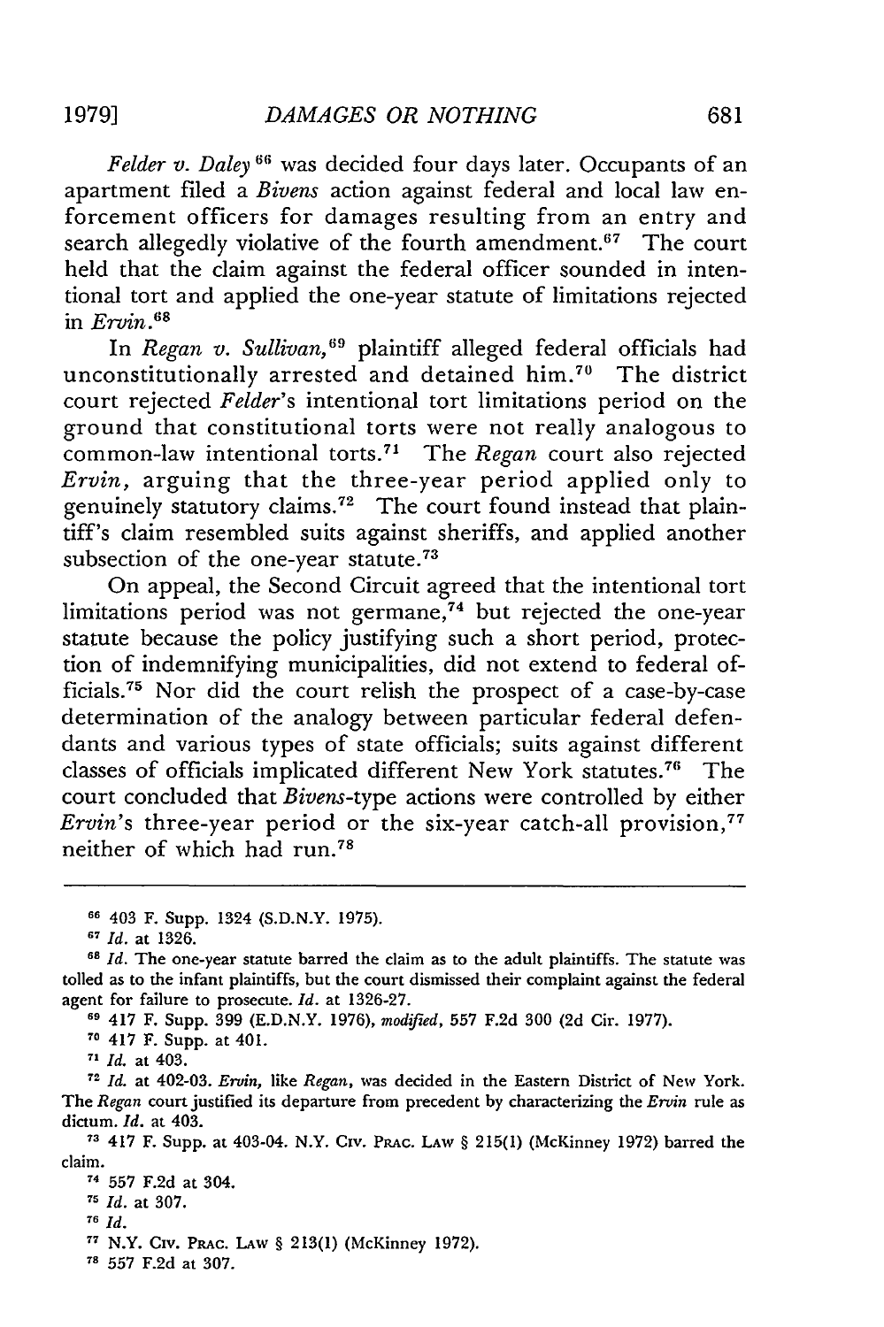*Felder v. Daley*[66] was decided four days later. Occupants of an apartment filed a *Bivens* action against federal and local law enforcement officers for damages resulting from an entry and search allegedly violative of the fourth amendment.[67] The court held that the claim against the federal officer sounded in intentional tort and applied the one-year statute of limitations rejected in *Ervin*.[68]

In *Regan v. Sullivan*,[69] plaintiff alleged federal officials had unconstitutionally arrested and detained him.[70] The district court rejected *Felder*'s intentional tort limitations period on the ground that constitutional torts were not really analogous to common-law intentional torts.[71] The *Regan* court also rejected *Ervin*, arguing that the three-year period applied only to genuinely statutory claims.[72] The court found instead that plaintiff's claim resembled suits against sheriffs, and applied another subsection of the one-year statute.[73]

On appeal, the Second Circuit agreed that the intentional tort limitations period was not germane,[74] but rejected the one-year statute because the policy justifying such a short period, protection of indemnifying municipalities, did not extend to federal officials.[75] Nor did the court relish the prospect of a case-by-case determination of the analogy between particular federal defendants and various types of state officials; suits against different classes of officials implicated different New York statutes.[76] The court concluded that *Bivens*-type actions were controlled by either *Ervin*'s three-year period or the six-year catch-all provision,[77] neither of which had run.[78]

---

[66] 403 F. Supp. 1324 (S.D.N.Y. 1975).

[67] *Id.* at 1326.

[68] *Id.* The one-year statute barred the claim as to the adult plaintiffs. The statute was tolled as to the infant plaintiffs, but the court dismissed their complaint against the federal agent for failure to prosecute. *Id.* at 1326-27.

[69] 417 F. Supp. 399 (E.D.N.Y. 1976), *modified*, 557 F.2d 300 (2d Cir. 1977).

[70] 417 F. Supp. at 401.

[71] *Id.* at 403.

[72] *Id.* at 402-03. *Ervin*, like *Regan*, was decided in the Eastern District of New York. The *Regan* court justified its departure from precedent by characterizing the *Ervin* rule as dictum. *Id.* at 403.

[73] 417 F. Supp. at 403-04. N.Y. CIV. PRAC. LAW § 215(1) (McKinney 1972) barred the claim.

[74] 557 F.2d at 304.

[75] *Id.* at 307.

[76] *Id.*

[77] N.Y. CIV. PRAC. LAW § 213(1) (McKinney 1972).

[78] 557 F.2d at 307.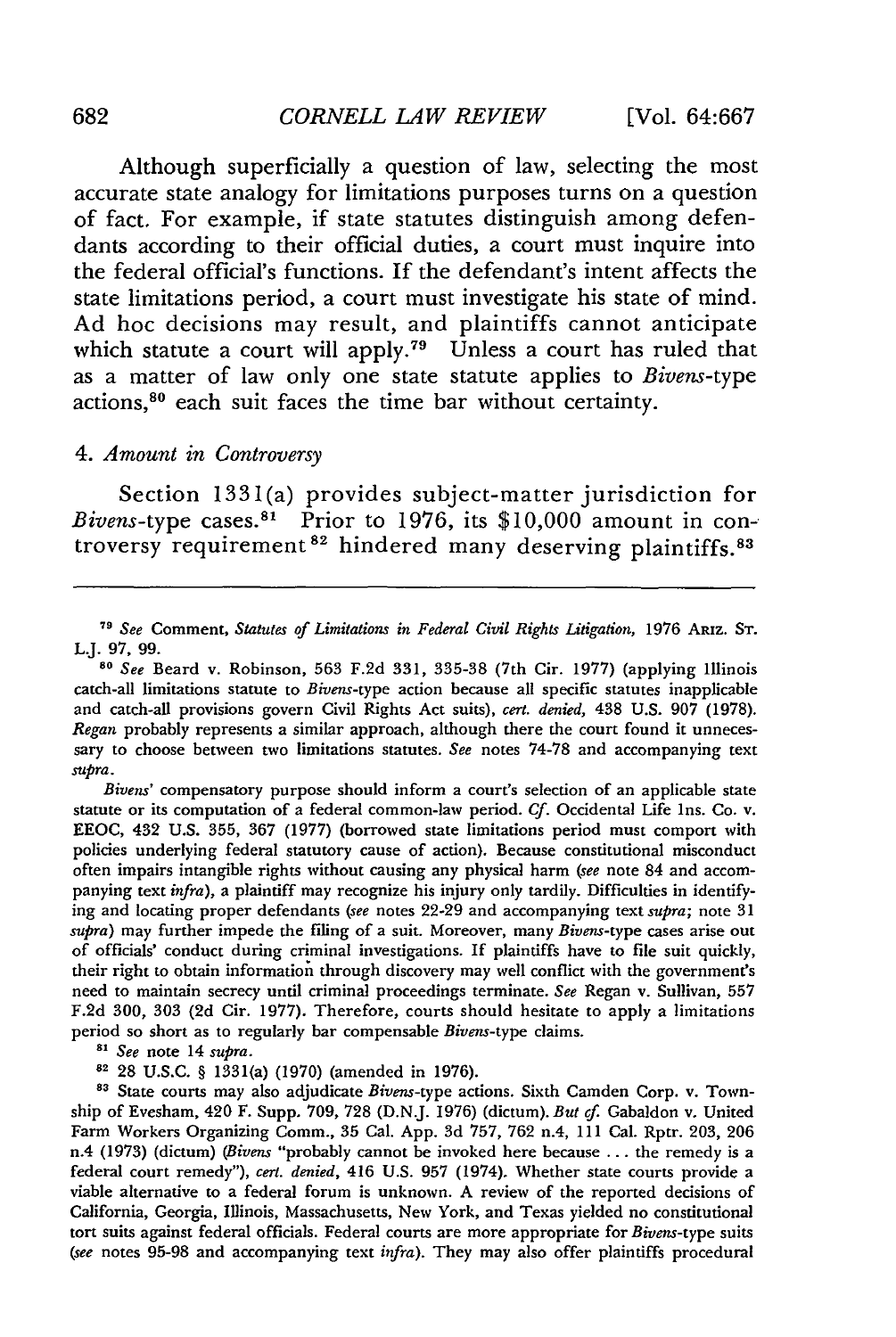Although superficially a question of law, selecting the most accurate state analogy for limitations purposes turns on a question of fact. For example, if state statutes distinguish among defendants according to their official duties, a court must inquire into the federal official's functions. If the defendant's intent affects the state limitations period, a court must investigate his state of mind. Ad hoc decisions may result, and plaintiffs cannot anticipate which statute a court will apply.[79] Unless a court has ruled that as a matter of law only one state statute applies to *Bivens*-type actions,[80] each suit faces the time bar without certainty.

#### 4. *Amount in Controversy*

Section 1331(a) provides subject-matter jurisdiction for *Bivens*-type cases.[81] Prior to 1976, its $10,000 amount in controversy requirement[82] hindered many deserving plaintiffs.[83]

---

[79] *See* Comment, *Statutes of Limitations in Federal Civil Rights Litigation*, 1976 ARIZ. ST. L.J. 97, 99.

[80] *See* Beard v. Robinson, 563 F.2d 331, 335-38 (7th Cir. 1977) (applying Illinois catch-all limitations statute to *Bivens*-type action because all specific statutes inapplicable and catch-all provisions govern Civil Rights Act suits), *cert. denied*, 438 U.S. 907 (1978). *Regan* probably represents a similar approach, although there the court found it unnecessary to choose between two limitations statutes. *See* notes 74-78 and accompanying text *supra*.

*Bivens'* compensatory purpose should inform a court's selection of an applicable state statute or its computation of a federal common-law period. *Cf.* Occidental Life Ins. Co. v. EEOC, 432 U.S. 355, 367 (1977) (borrowed state limitations period must comport with policies underlying federal statutory cause of action). Because constitutional misconduct often impairs intangible rights without causing any physical harm (*see* note 84 and accompanying text *infra*), a plaintiff may recognize his injury only tardily. Difficulties in identifying and locating proper defendants (*see* notes 22-29 and accompanying text *supra*; note 31 *supra*) may further impede the filing of a suit. Moreover, many *Bivens*-type cases arise out of officials' conduct during criminal investigations. If plaintiffs have to file suit quickly, their right to obtain information through discovery may well conflict with the government's need to maintain secrecy until criminal proceedings terminate. *See* Regan v. Sullivan, 557 F.2d 300, 303 (2d Cir. 1977). Therefore, courts should hesitate to apply a limitations period so short as to regularly bar compensable *Bivens*-type claims.

[81] *See* note 14 *supra*.

[82] 28 U.S.C. § 1331(a) (1970) (amended in 1976).

[83] State courts may also adjudicate *Bivens*-type actions. Sixth Camden Corp. v. Township of Evesham, 420 F. Supp. 709, 728 (D.N.J. 1976) (dictum). *But cf.* Gabaldon v. United Farm Workers Organizing Comm., 35 Cal. App. 3d 757, 762 n.4, 111 Cal. Rptr. 203, 206 n.4 (1973) (dictum) (*Bivens* "probably cannot be invoked here because . . . the remedy is a federal court remedy"), *cert. denied*, 416 U.S. 957 (1974). Whether state courts provide a viable alternative to a federal forum is unknown. A review of the reported decisions of California, Georgia, Illinois, Massachusetts, New York, and Texas yielded no constitutional tort suits against federal officials. Federal courts are more appropriate for *Bivens*-type suits (*see* notes 95-98 and accompanying text *infra*). They may also offer plaintiffs procedural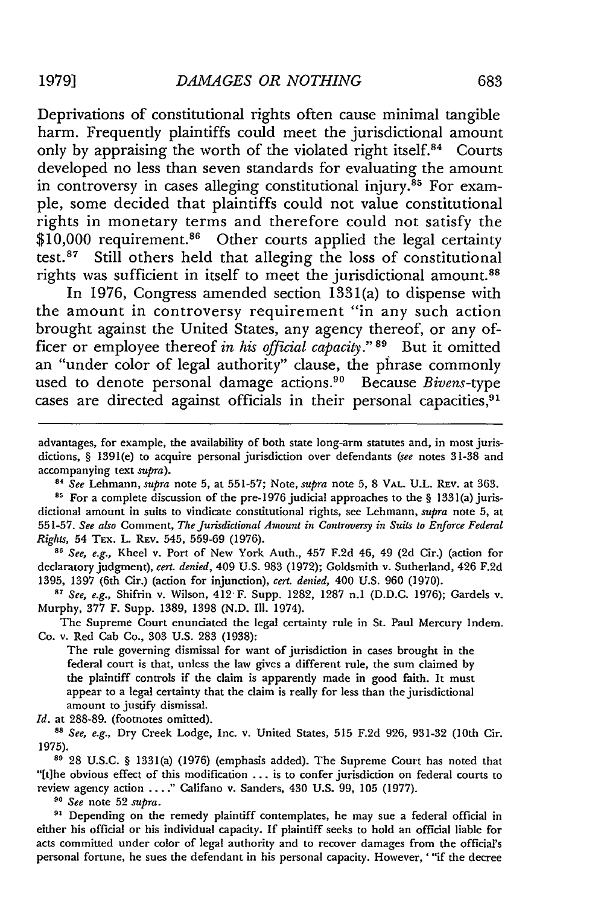Deprivations of constitutional rights often cause minimal tangible harm. Frequently plaintiffs could meet the jurisdictional amount only by appraising the worth of the violated right itself.[84] Courts developed no less than seven standards for evaluating the amount in controversy in cases alleging constitutional injury.[85] For example, some decided that plaintiffs could not value constitutional rights in monetary terms and therefore could not satisfy the $10,000 requirement.[86] Other courts applied the legal certainty test.[87] Still others held that alleging the loss of constitutional rights was sufficient in itself to meet the jurisdictional amount.[88]

In 1976, Congress amended section 1331(a) to dispense with the amount in controversy requirement "in any such action brought against the United States, any agency thereof, or any officer or employee thereof *in his official capacity*."[89] But it omitted an "under color of legal authority" clause, the phrase commonly used to denote personal damage actions.[90] Because *Bivens*-type cases are directed against officials in their personal capacities,[91]

---

advantages, for example, the availability of both state long-arm statutes and, in most jurisdictions, § 1391(e) to acquire personal jurisdiction over defendants (*see* notes 31-38 and accompanying text *supra*).

[84] *See* Lehmann, *supra* note 5, at 551-57; Note, *supra* note 5, 8 VAL. U.L. REV. at 363.

[85] For a complete discussion of the pre-1976 judicial approaches to the § 1331(a) jurisdictional amount in suits to vindicate constitutional rights, see Lehmann, *supra* note 5, at 551-57. *See also* Comment, *The Jurisdictional Amount in Controversy in Suits to Enforce Federal Rights*, 54 TEX. L. REV. 545, 559-69 (1976).

[86] *See, e.g.*, Kheel v. Port of New York Auth., 457 F.2d 46, 49 (2d Cir.) (action for declaratory judgment), *cert. denied*, 409 U.S. 983 (1972); Goldsmith v. Sutherland, 426 F.2d 1395, 1397 (6th Cir.) (action for injunction), *cert. denied*, 400 U.S. 960 (1970).

[87] *See, e.g.*, Shifrin v. Wilson, 412 F. Supp. 1282, 1287 n.1 (D.D.C. 1976); Gardels v. Murphy, 377 F. Supp. 1389, 1398 (N.D. Ill. 1974).

The Supreme Court enunciated the legal certainty rule in St. Paul Mercury Indem. Co. v. Red Cab Co., 303 U.S. 283 (1938):

> The rule governing dismissal for want of jurisdiction in cases brought in the federal court is that, unless the law gives a different rule, the sum claimed by the plaintiff controls if the claim is apparently made in good faith. It must appear to a legal certainty that the claim is really for less than the jurisdictional amount to justify dismissal.

*Id.* at 288-89. (footnotes omitted).

[88] *See, e.g.*, Dry Creek Lodge, Inc. v. United States, 515 F.2d 926, 931-32 (10th Cir. 1975).

[89] 28 U.S.C. § 1331(a) (1976) (emphasis added). The Supreme Court has noted that "[t]he obvious effect of this modification . . . is to confer jurisdiction on federal courts to review agency action . . . ." Califano v. Sanders, 430 U.S. 99, 105 (1977).

[90] *See* note 52 *supra*.

[91] Depending on the remedy plaintiff contemplates, he may sue a federal official in either his official or his individual capacity. If plaintiff seeks to hold an official liable for acts committed under color of legal authority and to recover damages from the official's personal fortune, he sues the defendant in his personal capacity. However, ' "if the decree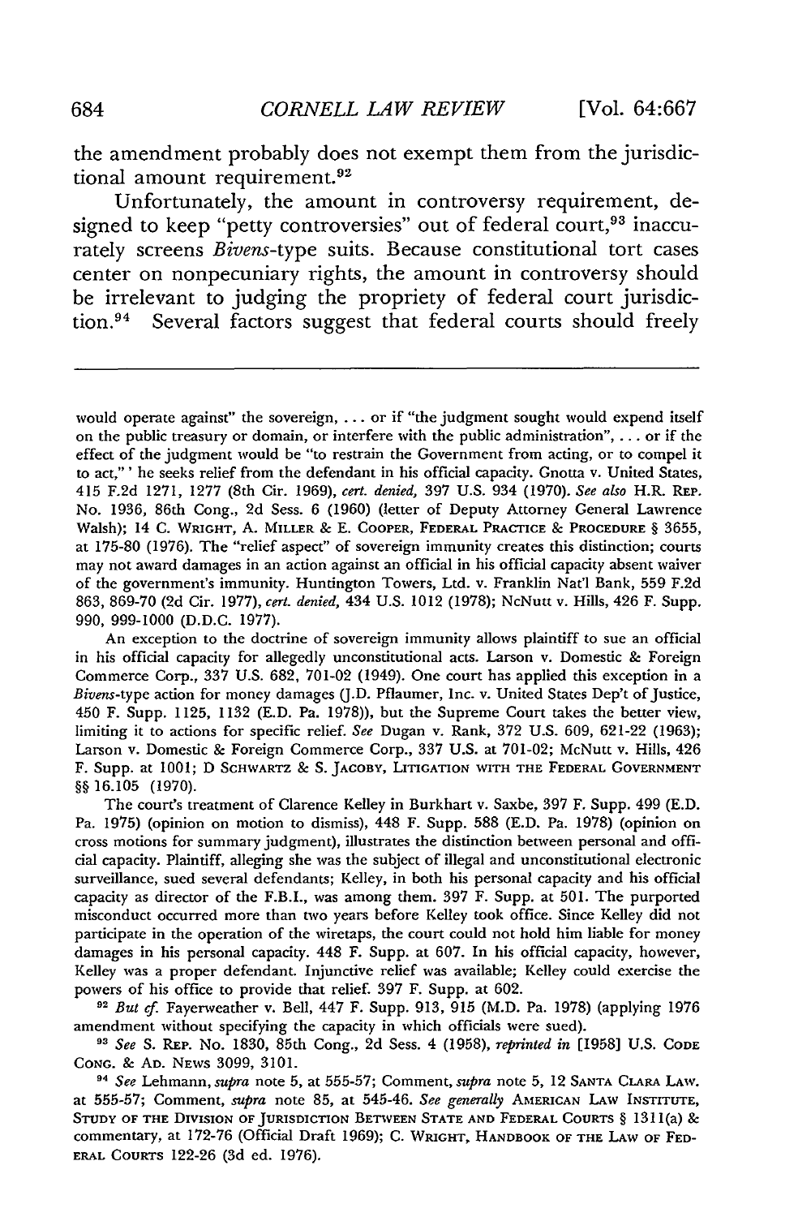the amendment probably does not exempt them from the jurisdictional amount requirement.[92]

Unfortunately, the amount in controversy requirement, designed to keep "petty controversies" out of federal court,[93] inaccurately screens *Bivens*-type suits. Because constitutional tort cases center on nonpecuniary rights, the amount in controversy should be irrelevant to judging the propriety of federal court jurisdiction.[94] Several factors suggest that federal courts should freely

---

would operate against" the sovereign, . . . or if "the judgment sought would expend itself on the public treasury or domain, or interfere with the public administration", . . . or if the effect of the judgment would be "to restrain the Government from acting, or to compel it to act," ' he seeks relief from the defendant in his official capacity. Gnotta v. United States, 415 F.2d 1271, 1277 (8th Cir. 1969), *cert. denied,* 397 U.S. 934 (1970). *See also* H.R. REP. No. 1936, 86th Cong., 2d Sess. 6 (1960) (letter of Deputy Attorney General Lawrence Walsh); 14 C. WRIGHT, A. MILLER & E. COOPER, FEDERAL PRACTICE & PROCEDURE § 3655, at 175-80 (1976). The "relief aspect" of sovereign immunity creates this distinction; courts may not award damages in an action against an official in his official capacity absent waiver of the government's immunity. Huntington Towers, Ltd. v. Franklin Nat'l Bank, 559 F.2d 863, 869-70 (2d Cir. 1977), *cert. denied,* 434 U.S. 1012 (1978); NcNutt v. Hills, 426 F. Supp. 990, 999-1000 (D.D.C. 1977).

An exception to the doctrine of sovereign immunity allows plaintiff to sue an official in his official capacity for allegedly unconstitutional acts. Larson v. Domestic & Foreign Commerce Corp., 337 U.S. 682, 701-02 (1949). One court has applied this exception in a *Bivens*-type action for money damages (J.D. Pflaumer, Inc. v. United States Dep't of Justice, 450 F. Supp. 1125, 1132 (E.D. Pa. 1978)), but the Supreme Court takes the better view, limiting it to actions for specific relief. *See* Dugan v. Rank, 372 U.S. 609, 621-22 (1963); Larson v. Domestic & Foreign Commerce Corp., 337 U.S. at 701-02; McNutt v. Hills, 426 F. Supp. at 1001; D SCHWARTZ & S. JACOBY, LITIGATION WITH THE FEDERAL GOVERNMENT §§ 16.105 (1970).

The court's treatment of Clarence Kelley in Burkhart v. Saxbe, 397 F. Supp. 499 (E.D. Pa. 1975) (opinion on motion to dismiss), 448 F. Supp. 588 (E.D. Pa. 1978) (opinion on cross motions for summary judgment), illustrates the distinction between personal and official capacity. Plaintiff, alleging she was the subject of illegal and unconstitutional electronic surveillance, sued several defendants; Kelley, in both his personal capacity and his official capacity as director of the F.B.I., was among them. 397 F. Supp. at 501. The purported misconduct occurred more than two years before Kelley took office. Since Kelley did not participate in the operation of the wiretaps, the court could not hold him liable for money damages in his personal capacity. 448 F. Supp. at 607. In his official capacity, however, Kelley was a proper defendant. Injunctive relief was available; Kelley could exercise the powers of his office to provide that relief. 397 F. Supp. at 602.

[92] *But cf.* Fayerweather v. Bell, 447 F. Supp. 913, 915 (M.D. Pa. 1978) (applying 1976 amendment without specifying the capacity in which officials were sued).

[93] *See* S. REP. No. 1830, 85th Cong., 2d Sess. 4 (1958), *reprinted in* [1958] U.S. CODE CONG. & AD. NEWS 3099, 3101.

[94] *See* Lehmann, *supra* note 5, at 555-57; Comment, *supra* note 5, 12 SANTA CLARA LAW. at 555-57; Comment, *supra* note 85, at 545-46. *See generally* AMERICAN LAW INSTITUTE, STUDY OF THE DIVISION OF JURISDICTION BETWEEN STATE AND FEDERAL COURTS § 1311(a) & commentary, at 172-76 (Official Draft 1969); C. WRIGHT, HANDBOOK OF THE LAW OF FEDERAL COURTS 122-26 (3d ed. 1976).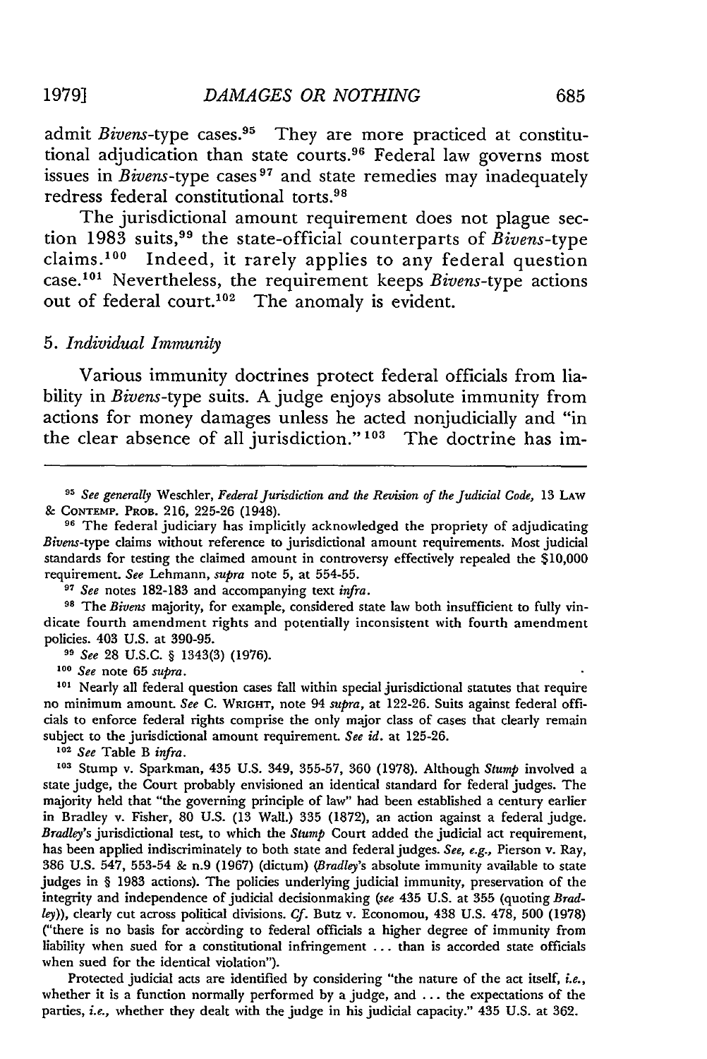admit *Bivens*-type cases.[95] They are more practiced at constitutional adjudication than state courts.[96] Federal law governs most issues in *Bivens*-type cases[97] and state remedies may inadequately redress federal constitutional torts.[98]

The jurisdictional amount requirement does not plague section 1983 suits,[99] the state-official counterparts of *Bivens*-type claims.[100] Indeed, it rarely applies to any federal question case.[101] Nevertheless, the requirement keeps *Bivens*-type actions out of federal court.[102] The anomaly is evident.

### 5. *Individual Immunity*

Various immunity doctrines protect federal officials from liability in *Bivens*-type suits. A judge enjoys absolute immunity from actions for money damages unless he acted nonjudicially and "in the clear absence of all jurisdiction."[103] The doctrine has im-

---

[95] *See generally* Weschler, *Federal Jurisdiction and the Revision of the Judicial Code*, 13 LAW & CONTEMP. PROB. 216, 225-26 (1948).

[96] The federal judiciary has implicitly acknowledged the propriety of adjudicating *Bivens*-type claims without reference to jurisdictional amount requirements. Most judicial standards for testing the claimed amount in controversy effectively repealed the $10,000 requirement. *See* Lehmann, *supra* note 5, at 554-55.

[97] *See* notes 182-183 and accompanying text *infra*.

[98] The *Bivens* majority, for example, considered state law both insufficient to fully vindicate fourth amendment rights and potentially inconsistent with fourth amendment policies. 403 U.S. at 390-95.

[99] *See* 28 U.S.C. § 1343(3) (1976).

[100] *See* note 65 *supra*.

[101] Nearly all federal question cases fall within special jurisdictional statutes that require no minimum amount. *See* C. WRIGHT, note 94 *supra*, at 122-26. Suits against federal officials to enforce federal rights comprise the only major class of cases that clearly remain subject to the jurisdictional amount requirement. *See id.* at 125-26.

[102] *See* Table B *infra*.

[103] Stump v. Sparkman, 435 U.S. 349, 355-57, 360 (1978). Although *Stump* involved a state judge, the Court probably envisioned an identical standard for federal judges. The majority held that "the governing principle of law" had been established a century earlier in Bradley v. Fisher, 80 U.S. (13 Wall.) 335 (1872), an action against a federal judge. *Bradley*'s jurisdictional test, to which the *Stump* Court added the judicial act requirement, has been applied indiscriminately to both state and federal judges. *See, e.g.*, Pierson v. Ray, 386 U.S. 547, 553-54 & n.9 (1967) (dictum) (*Bradley*'s absolute immunity available to state judges in § 1983 actions). The policies underlying judicial immunity, preservation of the integrity and independence of judicial decisionmaking (*see* 435 U.S. at 355 (quoting *Bradley*)), clearly cut across political divisions. *Cf.* Butz v. Economou, 438 U.S. 478, 500 (1978) ("there is no basis for according to federal officials a higher degree of immunity from liability when sued for a constitutional infringement ... than is accorded state officials when sued for the identical violation").

Protected judicial acts are identified by considering "the nature of the act itself, *i.e.*, whether it is a function normally performed by a judge, and ... the expectations of the parties, *i.e.*, whether they dealt with the judge in his judicial capacity." 435 U.S. at 362.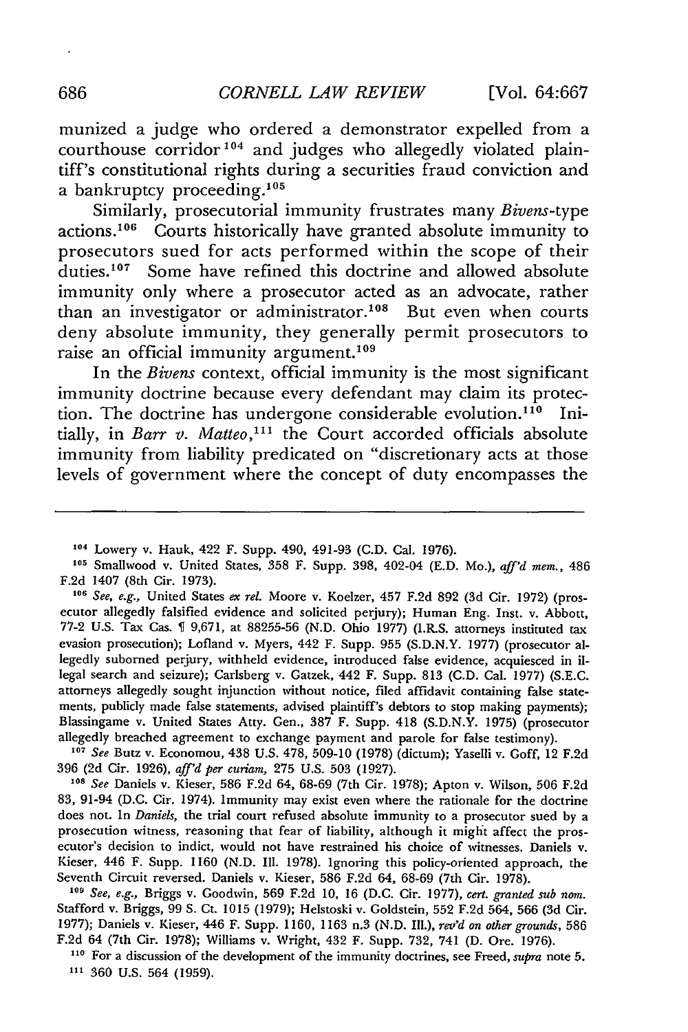munized a judge who ordered a demonstrator expelled from a courthouse corridor[104] and judges who allegedly violated plaintiff's constitutional rights during a securities fraud conviction and a bankruptcy proceeding.[105]

Similarly, prosecutorial immunity frustrates many *Bivens*-type actions.[106] Courts historically have granted absolute immunity to prosecutors sued for acts performed within the scope of their duties.[107] Some have refined this doctrine and allowed absolute immunity only where a prosecutor acted as an advocate, rather than an investigator or administrator.[108] But even when courts deny absolute immunity, they generally permit prosecutors to raise an official immunity argument.[109]

In the *Bivens* context, official immunity is the most significant immunity doctrine because every defendant may claim its protection. The doctrine has undergone considerable evolution.[110] Initially, in *Barr v. Matteo*,[111] the Court accorded officials absolute immunity from liability predicated on "discretionary acts at those levels of government where the concept of duty encompasses the

---

[104] Lowery v. Hauk, 422 F. Supp. 490, 491-93 (C.D. Cal. 1976).

[105] Smallwood v. United States, 358 F. Supp. 398, 402-04 (E.D. Mo.), *aff'd mem.*, 486 F.2d 1407 (8th Cir. 1973).

[106] *See, e.g.*, United States *ex rel.* Moore v. Koelzer, 457 F.2d 892 (3d Cir. 1972) (prosecutor allegedly falsified evidence and solicited perjury); Human Eng. Inst. v. Abbott, 77-2 U.S. Tax Cas. ¶ 9,671, at 88255-56 (N.D. Ohio 1977) (I.R.S. attorneys instituted tax evasion prosecution); Lofland v. Myers, 442 F. Supp. 955 (S.D.N.Y. 1977) (prosecutor allegedly suborned perjury, withheld evidence, introduced false evidence, acquiesced in illegal search and seizure); Carlsberg v. Gatzek, 442 F. Supp. 813 (C.D. Cal. 1977) (S.E.C. attorneys allegedly sought injunction without notice, filed affidavit containing false statements, publicly made false statements, advised plaintiff's debtors to stop making payments); Blassingame v. United States Atty. Gen., 387 F. Supp. 418 (S.D.N.Y. 1975) (prosecutor allegedly breached agreement to exchange payment and parole for false testimony).

[107] *See* Butz v. Economou, 438 U.S. 478, 509-10 (1978) (dictum); Yaselli v. Goff, 12 F.2d 396 (2d Cir. 1926), *aff'd per curiam*, 275 U.S. 503 (1927).

[108] *See* Daniels v. Kieser, 586 F.2d 64, 68-69 (7th Cir. 1978); Apton v. Wilson, 506 F.2d 83, 91-94 (D.C. Cir. 1974). Immunity may exist even where the rationale for the doctrine does not. In *Daniels*, the trial court refused absolute immunity to a prosecutor sued by a prosecution witness, reasoning that fear of liability, although it might affect the prosecutor's decision to indict, would not have restrained his choice of witnesses. Daniels v. Kieser, 446 F. Supp. 1160 (N.D. Ill. 1978). Ignoring this policy-oriented approach, the Seventh Circuit reversed. Daniels v. Kieser, 586 F.2d 64, 68-69 (7th Cir. 1978).

[109] *See, e.g.*, Briggs v. Goodwin, 569 F.2d 10, 16 (D.C. Cir. 1977), *cert. granted sub nom.* Stafford v. Briggs, 99 S. Ct. 1015 (1979); Helstoski v. Goldstein, 552 F.2d 564, 566 (3d Cir. 1977); Daniels v. Kieser, 446 F. Supp. 1160, 1163 n.3 (N.D. Ill.), *rev'd on other grounds*, 586 F.2d 64 (7th Cir. 1978); Williams v. Wright, 432 F. Supp. 732, 741 (D. Ore. 1976).

[110] For a discussion of the development of the immunity doctrines, see Freed, *supra* note 5.

[111] 360 U.S. 564 (1959).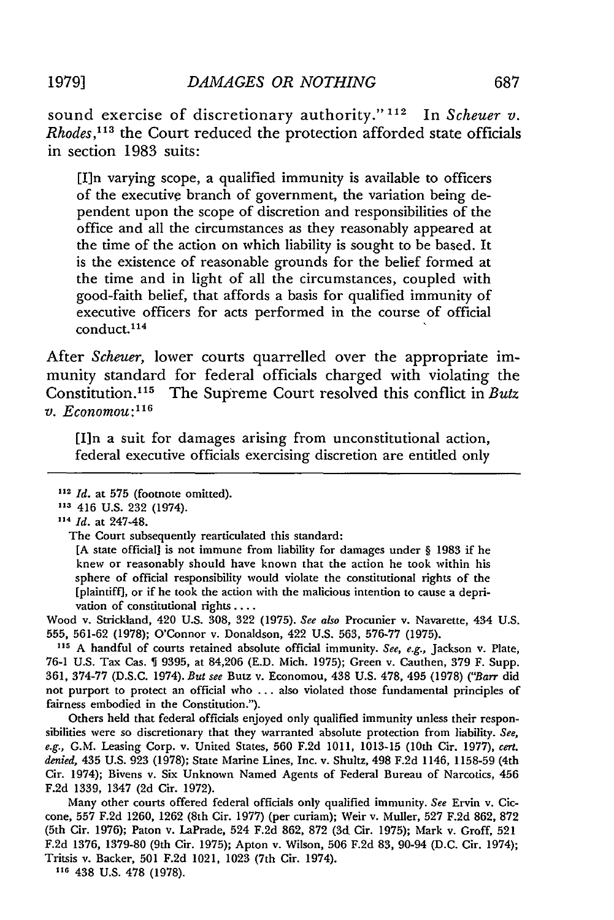sound exercise of discretionary authority."[112] In *Scheuer v. Rhodes*,[113] the Court reduced the protection afforded state officials in section 1983 suits:

> [I]n varying scope, a qualified immunity is available to officers of the executive branch of government, the variation being dependent upon the scope of discretion and responsibilities of the office and all the circumstances as they reasonably appeared at the time of the action on which liability is sought to be based. It is the existence of reasonable grounds for the belief formed at the time and in light of all the circumstances, coupled with good-faith belief, that affords a basis for qualified immunity of executive officers for acts performed in the course of official conduct.[114]

After *Scheuer,* lower courts quarrelled over the appropriate immunity standard for federal officials charged with violating the Constitution.[115] The Supreme Court resolved this conflict in *Butz v. Economou*:[116]

> [I]n a suit for damages arising from unconstitutional action, federal executive officials exercising discretion are entitled only

---

[112] *Id.* at 575 (footnote omitted).

[113] 416 U.S. 232 (1974).

[114] *Id.* at 247-48.

The Court subsequently rearticulated this standard:

> [A state official] is not immune from liability for damages under § 1983 if he knew or reasonably should have known that the action he took within his sphere of official responsibility would violate the constitutional rights of the [plaintiff], or if he took the action with the malicious intention to cause a deprivation of constitutional rights . . . .

Wood v. Strickland, 420 U.S. 308, 322 (1975). *See also* Procunier v. Navarette, 434 U.S. 555, 561-62 (1978); O'Connor v. Donaldson, 422 U.S. 563, 576-77 (1975).

[115] A handful of courts retained absolute official immunity. *See, e.g.,* Jackson v. Plate, 76-1 U.S. Tax Cas. ¶ 9395, at 84,206 (E.D. Mich. 1975); Green v. Cauthen, 379 F. Supp. 361, 374-77 (D.S.C. 1974). *But see* Butz v. Economou, 438 U.S. 478, 495 (1978) ("*Barr* did not purport to protect an official who . . . also violated those fundamental principles of fairness embodied in the Constitution.").

Others held that federal officials enjoyed only qualified immunity unless their responsibilities were so discretionary that they warranted absolute protection from liability. *See, e.g.,* G.M. Leasing Corp. v. United States, 560 F.2d 1011, 1013-15 (10th Cir. 1977), *cert. denied,* 435 U.S. 923 (1978); State Marine Lines, Inc. v. Shultz, 498 F.2d 1146, 1158-59 (4th Cir. 1974); Bivens v. Six Unknown Named Agents of Federal Bureau of Narcotics, 456 F.2d 1339, 1347 (2d Cir. 1972).

Many other courts offered federal officials only qualified immunity. *See* Ervin v. Ciccone, 557 F.2d 1260, 1262 (8th Cir. 1977) (per curiam); Weir v. Muller, 527 F.2d 862, 872 (5th Cir. 1976); Paton v. LaPrade, 524 F.2d 862, 872 (3d Cir. 1975); Mark v. Groff, 521 F.2d 1376, 1379-80 (9th Cir. 1975); Apton v. Wilson, 506 F.2d 83, 90-94 (D.C. Cir. 1974); Tritsis v. Backer, 501 F.2d 1021, 1023 (7th Cir. 1974).

[116] 438 U.S. 478 (1978).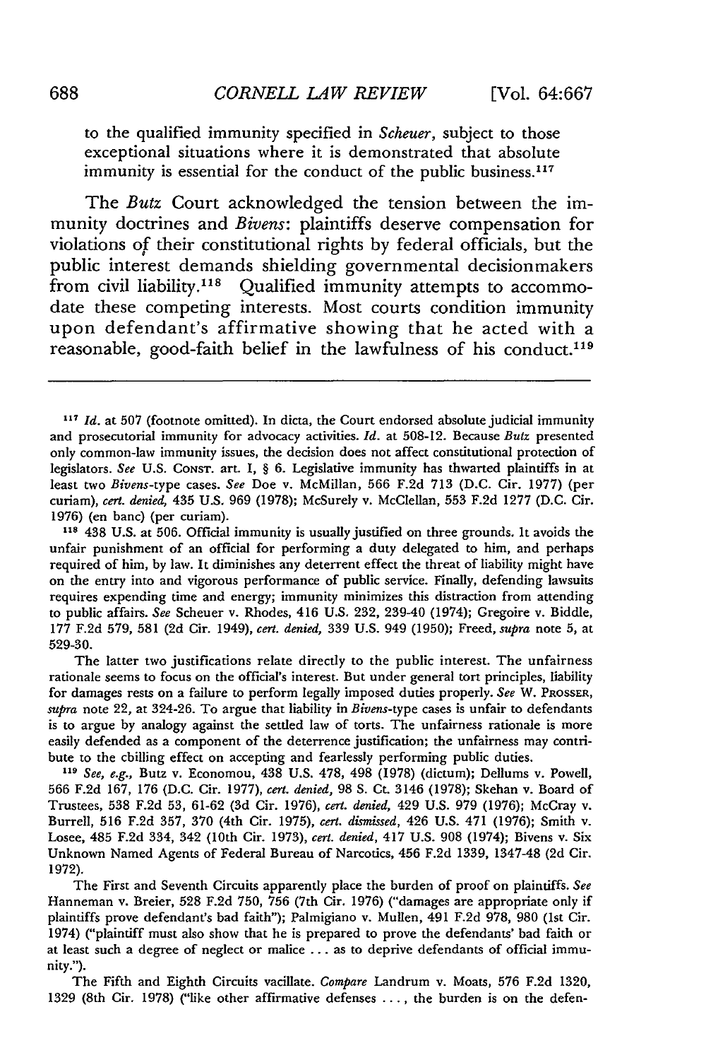to the qualified immunity specified in *Scheuer*, subject to those exceptional situations where it is demonstrated that absolute immunity is essential for the conduct of the public business.[117]

The *Butz* Court acknowledged the tension between the immunity doctrines and *Bivens*: plaintiffs deserve compensation for violations of their constitutional rights by federal officials, but the public interest demands shielding governmental decisionmakers from civil liability.[118] Qualified immunity attempts to accommodate these competing interests. Most courts condition immunity upon defendant's affirmative showing that he acted with a reasonable, good-faith belief in the lawfulness of his conduct.[119]

---

[117] *Id.* at 507 (footnote omitted). In dicta, the Court endorsed absolute judicial immunity and prosecutorial immunity for advocacy activities. *Id.* at 508-12. Because *Butz* presented only common-law immunity issues, the decision does not affect constitutional protection of legislators. *See* U.S. CONST. art. I, § 6. Legislative immunity has thwarted plaintiffs in at least two *Bivens*-type cases. *See* Doe v. McMillan, 566 F.2d 713 (D.C. Cir. 1977) (per curiam), *cert. denied*, 435 U.S. 969 (1978); McSurely v. McClellan, 553 F.2d 1277 (D.C. Cir. 1976) (en banc) (per curiam).

[118] 438 U.S. at 506. Official immunity is usually justified on three grounds. It avoids the unfair punishment of an official for performing a duty delegated to him, and perhaps required of him, by law. It diminishes any deterrent effect the threat of liability might have on the entry into and vigorous performance of public service. Finally, defending lawsuits requires expending time and energy; immunity minimizes this distraction from attending to public affairs. *See* Scheuer v. Rhodes, 416 U.S. 232, 239-40 (1974); Gregoire v. Biddle, 177 F.2d 579, 581 (2d Cir. 1949), *cert. denied*, 339 U.S. 949 (1950); Freed, *supra* note 5, at 529-30.

The latter two justifications relate directly to the public interest. The unfairness rationale seems to focus on the official's interest. But under general tort principles, liability for damages rests on a failure to perform legally imposed duties properly. *See* W. PROSSER, *supra* note 22, at 324-26. To argue that liability in *Bivens*-type cases is unfair to defendants is to argue by analogy against the settled law of torts. The unfairness rationale is more easily defended as a component of the deterrence justification; the unfairness may contribute to the chilling effect on accepting and fearlessly performing public duties.

[119] *See, e.g.*, Butz v. Economou, 438 U.S. 478, 498 (1978) (dictum); Dellums v. Powell, 566 F.2d 167, 176 (D.C. Cir. 1977), *cert. denied*, 98 S. Ct. 3146 (1978); Skehan v. Board of Trustees, 538 F.2d 53, 61-62 (3d Cir. 1976), *cert. denied*, 429 U.S. 979 (1976); McCray v. Burrell, 516 F.2d 357, 370 (4th Cir. 1975), *cert. dismissed*, 426 U.S. 471 (1976); Smith v. Losee, 485 F.2d 334, 342 (10th Cir. 1973), *cert. denied*, 417 U.S. 908 (1974); Bivens v. Six Unknown Named Agents of Federal Bureau of Narcotics, 456 F.2d 1339, 1347-48 (2d Cir. 1972).

The First and Seventh Circuits apparently place the burden of proof on plaintiffs. *See* Hanneman v. Breier, 528 F.2d 750, 756 (7th Cir. 1976) ("damages are appropriate only if plaintiffs prove defendant's bad faith"); Palmigiano v. Mullen, 491 F.2d 978, 980 (1st Cir. 1974) ("plaintiff must also show that he is prepared to prove the defendants' bad faith or at least such a degree of neglect or malice . . . as to deprive defendants of official immunity.").

The Fifth and Eighth Circuits vacillate. *Compare* Landrum v. Moats, 576 F.2d 1320, 1329 (8th Cir. 1978) ("like other affirmative defenses . . . , the burden is on the defen-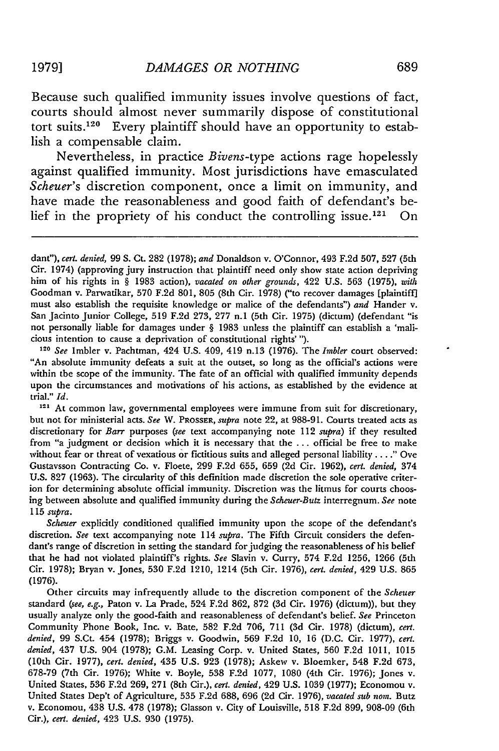Because such qualified immunity issues involve questions of fact, courts should almost never summarily dispose of constitutional tort suits.[120] Every plaintiff should have an opportunity to establish a compensable claim.

Nevertheless, in practice *Bivens*-type actions rage hopelessly against qualified immunity. Most jurisdictions have emasculated *Scheuer*'s discretion component, once a limit on immunity, and have made the reasonableness and good faith of defendant's belief in the propriety of his conduct the controlling issue.[121] On

---

dant"), *cert. denied*, 99 S. Ct. 282 (1978); *and* Donaldson v. O'Connor, 493 F.2d 507, 527 (5th Cir. 1974) (approving jury instruction that plaintiff need only show state action depriving him of his rights in § 1983 action), *vacated on other grounds*, 422 U.S. 563 (1975), *with* Goodman v. Parwatikar, 570 F.2d 801, 805 (8th Cir. 1978) ("to recover damages [plaintiff] must also establish the requisite knowledge or malice of the defendants") *and* Hander v. San Jacinto Junior College, 519 F.2d 273, 277 n.1 (5th Cir. 1975) (dictum) (defendant "is not personally liable for damages under § 1983 unless the plaintiff can establish a 'malicious intention to cause a deprivation of constitutional rights' ").

[120] *See* Imbler v. Pachtman, 424 U.S. 409, 419 n.13 (1976). The *Imbler* court observed: "An absolute immunity defeats a suit at the outset, so long as the official's actions were within the scope of the immunity. The fate of an official with qualified immunity depends upon the circumstances and motivations of his actions, as established by the evidence at trial." *Id.*

[121] At common law, governmental employees were immune from suit for discretionary, but not for ministerial acts. *See* W. PROSSER, *supra* note 22, at 988-91. Courts treated acts as discretionary for *Barr* purposes (*see* text accompanying note 112 *supra*) if they resulted from "a judgment or decision which it is necessary that the . . . official be free to make without fear or threat of vexatious or fictitious suits and alleged personal liability . . . ." Ove Gustavsson Contracting Co. v. Floete, 299 F.2d 655, 659 (2d Cir. 1962), *cert. denied*, 374 U.S. 827 (1963). The circularity of this definition made discretion the sole operative criterion for determining absolute official immunity. Discretion was the litmus for courts choosing between absolute and qualified immunity during the *Scheuer-Butz* interregnum. *See* note 115 *supra*.

*Scheuer* explicitly conditioned qualified immunity upon the scope of the defendant's discretion. *See* text accompanying note 114 *supra*. The Fifth Circuit considers the defendant's range of discretion in setting the standard for judging the reasonableness of his belief that he had not violated plaintiff's rights. *See* Slavin v. Curry, 574 F.2d 1256, 1266 (5th Cir. 1978); Bryan v. Jones, 530 F.2d 1210, 1214 (5th Cir. 1976), *cert. denied*, 429 U.S. 865 (1976).

Other circuits may infrequently allude to the discretion component of the *Scheuer* standard (*see, e.g.*, Paton v. La Prade, 524 F.2d 862, 872 (3d Cir. 1976) (dictum)), but they usually analyze only the good-faith and reasonableness of defendant's belief. *See* Princeton Community Phone Book, Inc. v. Bate, 582 F.2d 706, 711 (3d Cir. 1978) (dictum), *cert. denied*, 99 S.Ct. 454 (1978); Briggs v. Goodwin, 569 F.2d 10, 16 (D.C. Cir. 1977), *cert. denied*, 437 U.S. 904 (1978); G.M. Leasing Corp. v. United States, 560 F.2d 1011, 1015 (10th Cir. 1977), *cert. denied*, 435 U.S. 923 (1978); Askew v. Bloemker, 548 F.2d 673, 678-79 (7th Cir. 1976); White v. Boyle, 538 F.2d 1077, 1080 (4th Cir. 1976); Jones v. United States, 536 F.2d 269, 271 (8th Cir.), *cert. denied*, 429 U.S. 1039 (1977); Economou v. United States Dep't of Agriculture, 535 F.2d 688, 696 (2d Cir. 1976), *vacated sub nom.* Butz v. Economou, 438 U.S. 478 (1978); Glasson v. City of Louisville, 518 F.2d 899, 908-09 (6th Cir.), *cert. denied*, 423 U.S. 930 (1975).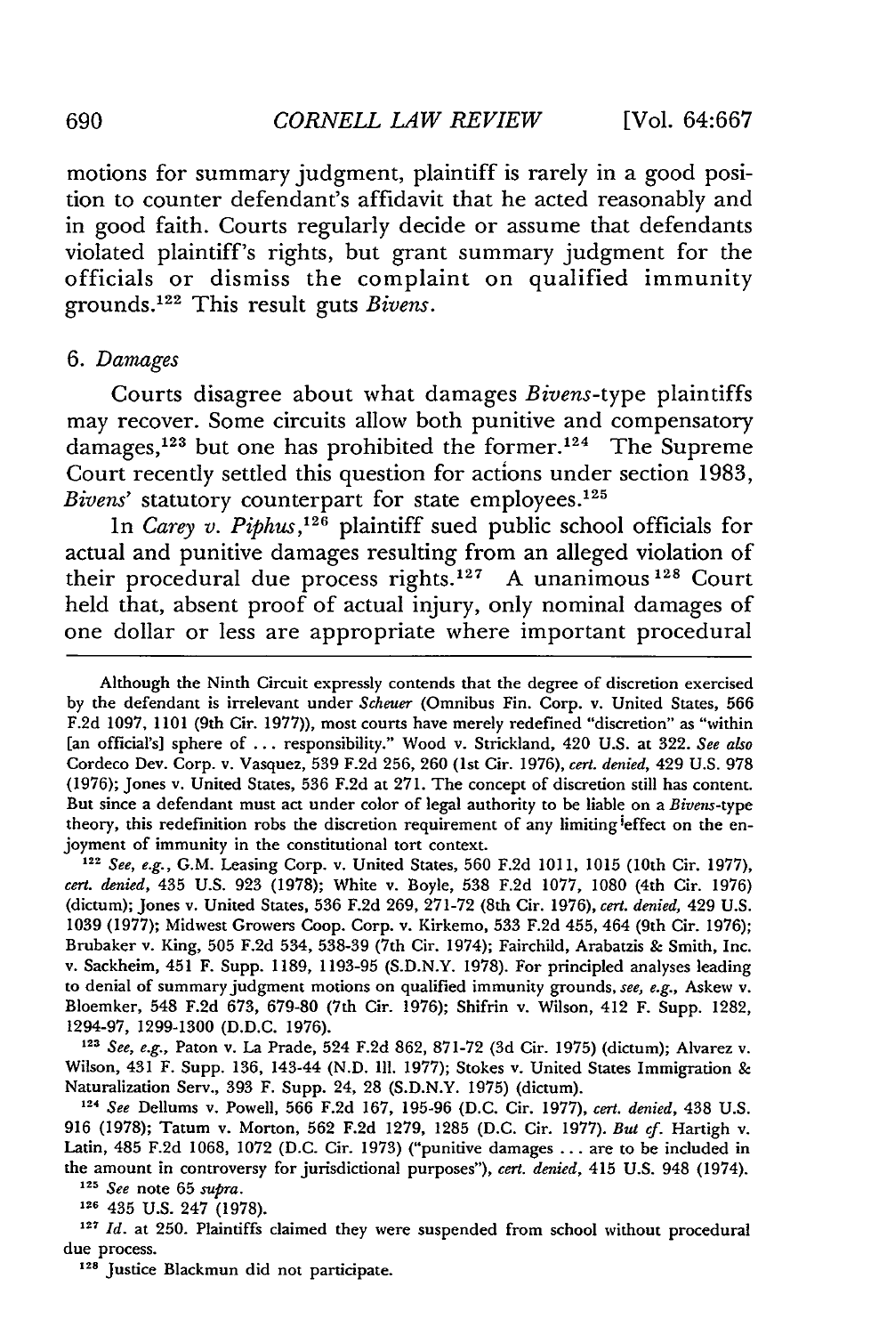motions for summary judgment, plaintiff is rarely in a good position to counter defendant's affidavit that he acted reasonably and in good faith. Courts regularly decide or assume that defendants violated plaintiff's rights, but grant summary judgment for the officials or dismiss the complaint on qualified immunity grounds.[122] This result guts *Bivens*.

### 6. *Damages*

Courts disagree about what damages *Bivens*-type plaintiffs may recover. Some circuits allow both punitive and compensatory damages,[123] but one has prohibited the former.[124] The Supreme Court recently settled this question for actions under section 1983, *Bivens'* statutory counterpart for state employees.[125]

In *Carey v. Piphus*,[126] plaintiff sued public school officials for actual and punitive damages resulting from an alleged violation of their procedural due process rights.[127] A unanimous[128] Court held that, absent proof of actual injury, only nominal damages of one dollar or less are appropriate where important procedural

---

Although the Ninth Circuit expressly contends that the degree of discretion exercised by the defendant is irrelevant under *Scheuer* (Omnibus Fin. Corp. v. United States, 566 F.2d 1097, 1101 (9th Cir. 1977)), most courts have merely redefined "discretion" as "within [an official's] sphere of ... responsibility." Wood v. Strickland, 420 U.S. at 322. *See also* Cordeco Dev. Corp. v. Vasquez, 539 F.2d 256, 260 (1st Cir. 1976), *cert. denied*, 429 U.S. 978 (1976); Jones v. United States, 536 F.2d at 271. The concept of discretion still has content. But since a defendant must act under color of legal authority to be liable on a *Bivens*-type theory, this redefinition robs the discretion requirement of any limiting effect on the enjoyment of immunity in the constitutional tort context.

[122] *See, e.g.*, G.M. Leasing Corp. v. United States, 560 F.2d 1011, 1015 (10th Cir. 1977), *cert. denied*, 435 U.S. 923 (1978); White v. Boyle, 538 F.2d 1077, 1080 (4th Cir. 1976) (dictum); Jones v. United States, 536 F.2d 269, 271-72 (8th Cir. 1976), *cert. denied*, 429 U.S. 1039 (1977); Midwest Growers Coop. Corp. v. Kirkemo, 533 F.2d 455, 464 (9th Cir. 1976); Brubaker v. King, 505 F.2d 534, 538-39 (7th Cir. 1974); Fairchild, Arabatzis & Smith, Inc. v. Sackheim, 451 F. Supp. 1189, 1193-95 (S.D.N.Y. 1978). For principled analyses leading to denial of summary judgment motions on qualified immunity grounds, *see, e.g.*, Askew v. Bloemker, 548 F.2d 673, 679-80 (7th Cir. 1976); Shifrin v. Wilson, 412 F. Supp. 1282, 1294-97, 1299-1300 (D.D.C. 1976).

[123] *See, e.g.*, Paton v. La Prade, 524 F.2d 862, 871-72 (3d Cir. 1975) (dictum); Alvarez v. Wilson, 431 F. Supp. 136, 143-44 (N.D. Ill. 1977); Stokes v. United States Immigration & Naturalization Serv., 393 F. Supp. 24, 28 (S.D.N.Y. 1975) (dictum).

[124] *See* Dellums v. Powell, 566 F.2d 167, 195-96 (D.C. Cir. 1977), *cert. denied*, 438 U.S. 916 (1978); Tatum v. Morton, 562 F.2d 1279, 1285 (D.C. Cir. 1977). *But cf.* Hartigh v. Latin, 485 F.2d 1068, 1072 (D.C. Cir. 1973) ("punitive damages ... are to be included in the amount in controversy for jurisdictional purposes"), *cert. denied*, 415 U.S. 948 (1974).

[125] *See* note 65 *supra*.

[126] 435 U.S. 247 (1978).

[127] *Id.* at 250. Plaintiffs claimed they were suspended from school without procedural due process.

[128] Justice Blackmun did not participate.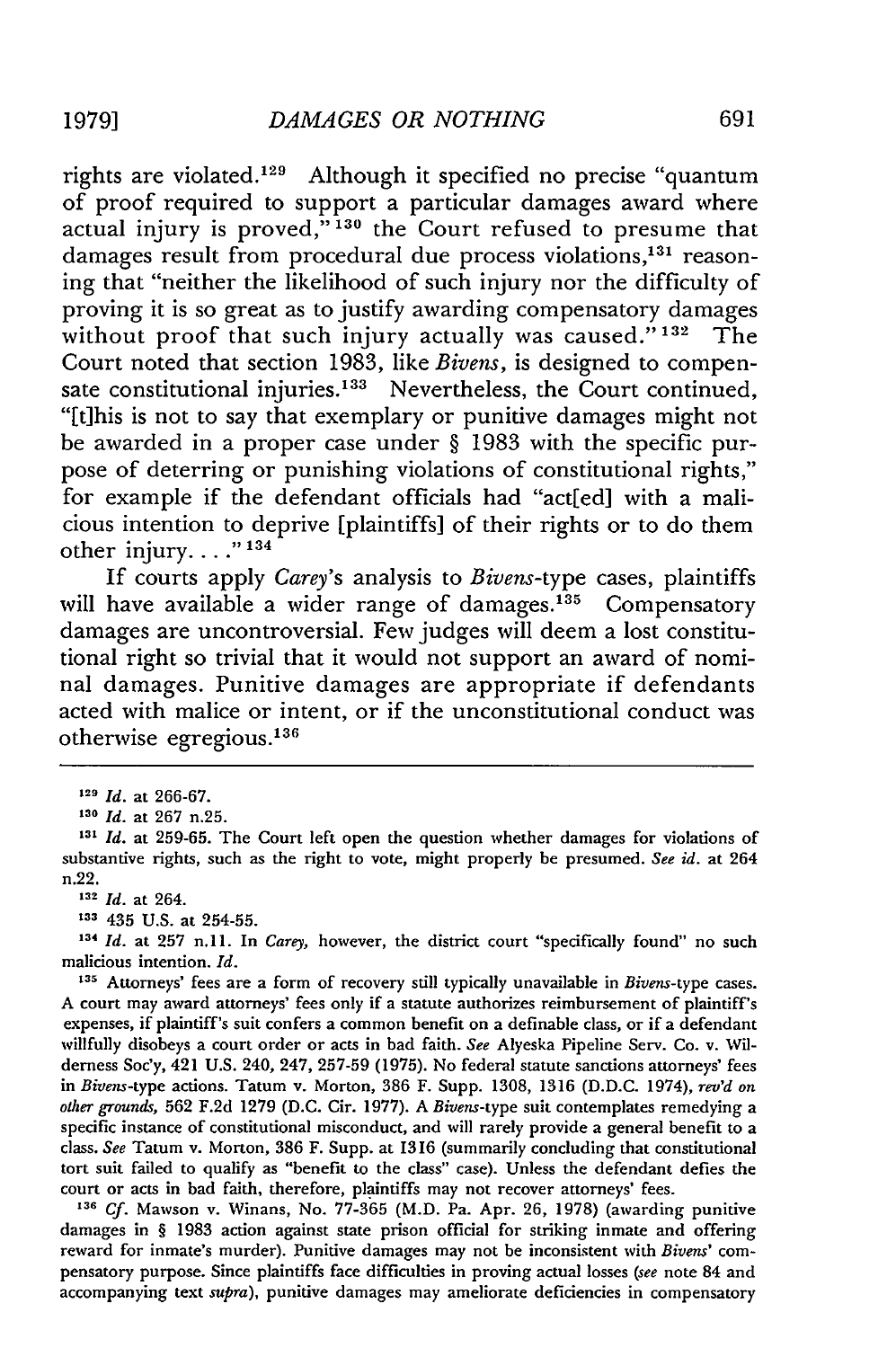rights are violated.[129] Although it specified no precise "quantum of proof required to support a particular damages award where actual injury is proved,"[130] the Court refused to presume that damages result from procedural due process violations,[131] reasoning that "neither the likelihood of such injury nor the difficulty of proving it is so great as to justify awarding compensatory damages without proof that such injury actually was caused."[132] The Court noted that section 1983, like *Bivens*, is designed to compensate constitutional injuries.[133] Nevertheless, the Court continued, "[t]his is not to say that exemplary or punitive damages might not be awarded in a proper case under § 1983 with the specific purpose of deterring or punishing violations of constitutional rights," for example if the defendant officials had "act[ed] with a malicious intention to deprive [plaintiffs] of their rights or to do them other injury. . . ."[134]

If courts apply *Carey*'s analysis to *Bivens*-type cases, plaintiffs will have available a wider range of damages.[135] Compensatory damages are uncontroversial. Few judges will deem a lost constitutional right so trivial that it would not support an award of nominal damages. Punitive damages are appropriate if defendants acted with malice or intent, or if the unconstitutional conduct was otherwise egregious.[136]

---

[129] *Id.* at 266-67.

[130] *Id.* at 267 n.25.

[131] *Id.* at 259-65. The Court left open the question whether damages for violations of substantive rights, such as the right to vote, might properly be presumed. *See id.* at 264 n.22.

[132] *Id.* at 264.

[133] 435 U.S. at 254-55.

[134] *Id.* at 257 n.11. In *Carey*, however, the district court "specifically found" no such malicious intention. *Id.*

[135] Attorneys' fees are a form of recovery still typically unavailable in *Bivens*-type cases. A court may award attorneys' fees only if a statute authorizes reimbursement of plaintiff's expenses, if plaintiff's suit confers a common benefit on a definable class, or if a defendant willfully disobeys a court order or acts in bad faith. *See* Alyeska Pipeline Serv. Co. v. Wilderness Soc'y, 421 U.S. 240, 247, 257-59 (1975). No federal statute sanctions attorneys' fees in *Bivens*-type actions. Tatum v. Morton, 386 F. Supp. 1308, 1316 (D.D.C. 1974), *rev'd on other grounds*, 562 F.2d 1279 (D.C. Cir. 1977). A *Bivens*-type suit contemplates remedying a specific instance of constitutional misconduct, and will rarely provide a general benefit to a class. *See* Tatum v. Morton, 386 F. Supp. at 1316 (summarily concluding that constitutional tort suit failed to qualify as "benefit to the class" case). Unless the defendant defies the court or acts in bad faith, therefore, plaintiffs may not recover attorneys' fees.

[136] *Cf.* Mawson v. Winans, No. 77-365 (M.D. Pa. Apr. 26, 1978) (awarding punitive damages in § 1983 action against state prison official for striking inmate and offering reward for inmate's murder). Punitive damages may not be inconsistent with *Bivens*' compensatory purpose. Since plaintiffs face difficulties in proving actual losses (*see* note 84 and accompanying text *supra*), punitive damages may ameliorate deficiencies in compensatory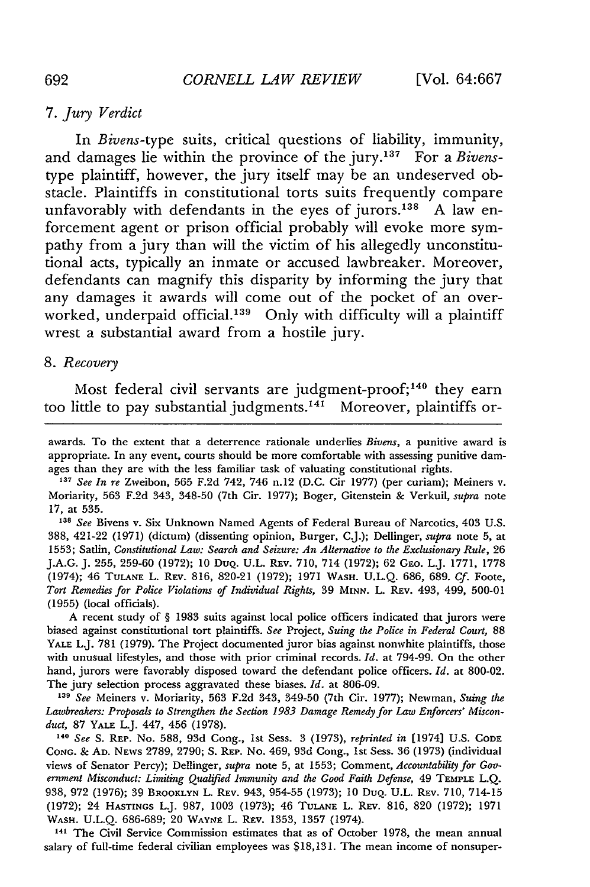### 7. *Jury Verdict*

In *Bivens*-type suits, critical questions of liability, immunity, and damages lie within the province of the jury.[137] For a *Bivens*-type plaintiff, however, the jury itself may be an undeserved obstacle. Plaintiffs in constitutional torts suits frequently compare unfavorably with defendants in the eyes of jurors.[138] A law enforcement agent or prison official probably will evoke more sympathy from a jury than will the victim of his allegedly unconstitutional acts, typically an inmate or accused lawbreaker. Moreover, defendants can magnify this disparity by informing the jury that any damages it awards will come out of the pocket of an overworked, underpaid official.[139] Only with difficulty will a plaintiff wrest a substantial award from a hostile jury.

### 8. *Recovery*

Most federal civil servants are judgment-proof;[140] they earn too little to pay substantial judgments.[141] Moreover, plaintiffs or-

---

awards. To the extent that a deterrence rationale underlies *Bivens*, a punitive award is appropriate. In any event, courts should be more comfortable with assessing punitive damages than they are with the less familiar task of valuating constitutional rights.

[137] *See In re* Zweibon, 565 F.2d 742, 746 n.12 (D.C. Cir 1977) (per curiam); Meiners v. Moriarity, 563 F.2d 343, 348-50 (7th Cir. 1977); Boger, Gitenstein & Verkuil, *supra* note 17, at 535.

[138] *See* Bivens v. Six Unknown Named Agents of Federal Bureau of Narcotics, 403 U.S. 388, 421-22 (1971) (dictum) (dissenting opinion, Burger, C.J.); Dellinger, *supra* note 5, at 1553; Satlin, *Constitutional Law: Search and Seizure: An Alternative to the Exclusionary Rule*, 26 J.A.G. J. 255, 259-60 (1972); 10 DUQ. U.L. REV. 710, 714 (1972); 62 GEO. L.J. 1771, 1778 (1974); 46 TULANE L. REV. 816, 820-21 (1972); 1971 WASH. U.L.Q. 686, 689. *Cf.* Foote, *Tort Remedies for Police Violations of Individual Rights*, 39 MINN. L. REV. 493, 499, 500-01 (1955) (local officials).

A recent study of § 1983 suits against local police officers indicated that jurors were biased against constitutional tort plaintiffs. *See* Project, *Suing the Police in Federal Court*, 88 YALE L.J. 781 (1979). The Project documented juror bias against nonwhite plaintiffs, those with unusual lifestyles, and those with prior criminal records. *Id.* at 794-99. On the other hand, jurors were favorably disposed toward the defendant police officers. *Id.* at 800-02. The jury selection process aggravated these biases. *Id.* at 806-09.

[139] *See* Meiners v. Moriarity, 563 F.2d 343, 349-50 (7th Cir. 1977); Newman, *Suing the Lawbreakers: Proposals to Strengthen the Section 1983 Damage Remedy for Law Enforcers' Misconduct*, 87 YALE L.J. 447, 456 (1978).

[140] *See* S. REP. No. 588, 93d Cong., 1st Sess. 3 (1973), *reprinted in* [1974] U.S. CODE CONG. & AD. NEWS 2789, 2790; S. REP. No. 469, 93d Cong., 1st Sess. 36 (1973) (individual views of Senator Percy); Dellinger, *supra* note 5, at 1553; Comment, *Accountability for Government Misconduct: Limiting Qualified Immunity and the Good Faith Defense*, 49 TEMPLE L.Q. 938, 972 (1976); 39 BROOKLYN L. REV. 943, 954-55 (1973); 10 DUQ. U.L. REV. 710, 714-15 (1972); 24 HASTINGS L.J. 987, 1003 (1973); 46 TULANE L. REV. 816, 820 (1972); 1971 WASH. U.L.Q. 686-689; 20 WAYNE L. REV. 1353, 1357 (1974).

[141] The Civil Service Commission estimates that as of October 1978, the mean annual salary of full-time federal civilian employees was $18,131. The mean income of nonsuper-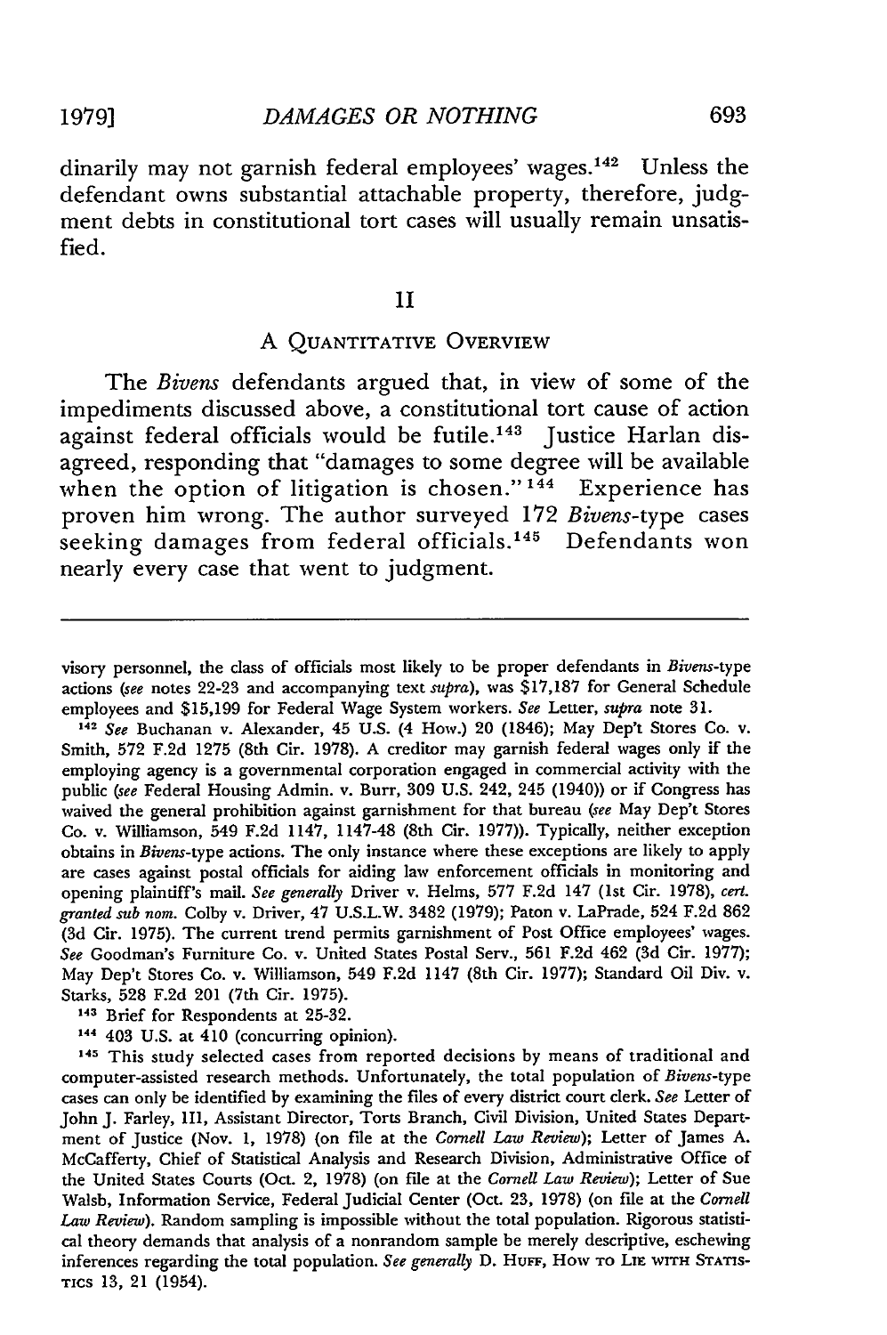dinarily may not garnish federal employees' wages.[142] Unless the defendant owns substantial attachable property, therefore, judgment debts in constitutional tort cases will usually remain unsatisfied.

## II

### A Quantitative Overview

The *Bivens* defendants argued that, in view of some of the impediments discussed above, a constitutional tort cause of action against federal officials would be futile.[143] Justice Harlan disagreed, responding that "damages to some degree will be available when the option of litigation is chosen."[144] Experience has proven him wrong. The author surveyed 172 *Bivens*-type cases seeking damages from federal officials.[145] Defendants won nearly every case that went to judgment.

---

visory personnel, the class of officials most likely to be proper defendants in *Bivens*-type actions (*see* notes 22-23 and accompanying text *supra*), was $17,187 for General Schedule employees and $15,199 for Federal Wage System workers. *See* Letter, *supra* note 31.

[142] *See* Buchanan v. Alexander, 45 U.S. (4 How.) 20 (1846); May Dep't Stores Co. v. Smith, 572 F.2d 1275 (8th Cir. 1978). A creditor may garnish federal wages only if the employing agency is a governmental corporation engaged in commercial activity with the public (*see* Federal Housing Admin. v. Burr, 309 U.S. 242, 245 (1940)) or if Congress has waived the general prohibition against garnishment for that bureau (*see* May Dep't Stores Co. v. Williamson, 549 F.2d 1147, 1147-48 (8th Cir. 1977)). Typically, neither exception obtains in *Bivens*-type actions. The only instance where these exceptions are likely to apply are cases against postal officials for aiding law enforcement officials in monitoring and opening plaintiff's mail. *See generally* Driver v. Helms, 577 F.2d 147 (1st Cir. 1978), *cert. granted sub nom.* Colby v. Driver, 47 U.S.L.W. 3482 (1979); Paton v. LaPrade, 524 F.2d 862 (3d Cir. 1975). The current trend permits garnishment of Post Office employees' wages. *See* Goodman's Furniture Co. v. United States Postal Serv., 561 F.2d 462 (3d Cir. 1977); May Dep't Stores Co. v. Williamson, 549 F.2d 1147 (8th Cir. 1977); Standard Oil Div. v. Starks, 528 F.2d 201 (7th Cir. 1975).

[143] Brief for Respondents at 25-32.

[144] 403 U.S. at 410 (concurring opinion).

[145] This study selected cases from reported decisions by means of traditional and computer-assisted research methods. Unfortunately, the total population of *Bivens*-type cases can only be identified by examining the files of every district court clerk. *See* Letter of John J. Farley, III, Assistant Director, Torts Branch, Civil Division, United States Department of Justice (Nov. 1, 1978) (on file at the *Cornell Law Review*); Letter of James A. McCafferty, Chief of Statistical Analysis and Research Division, Administrative Office of the United States Courts (Oct. 2, 1978) (on file at the *Cornell Law Review*); Letter of Sue Walsb, Information Service, Federal Judicial Center (Oct. 23, 1978) (on file at the *Cornell Law Review*). Random sampling is impossible without the total population. Rigorous statistical theory demands that analysis of a nonrandom sample be merely descriptive, eschewing inferences regarding the total population. *See generally* D. Huff, How to Lie with Statistics 13, 21 (1954).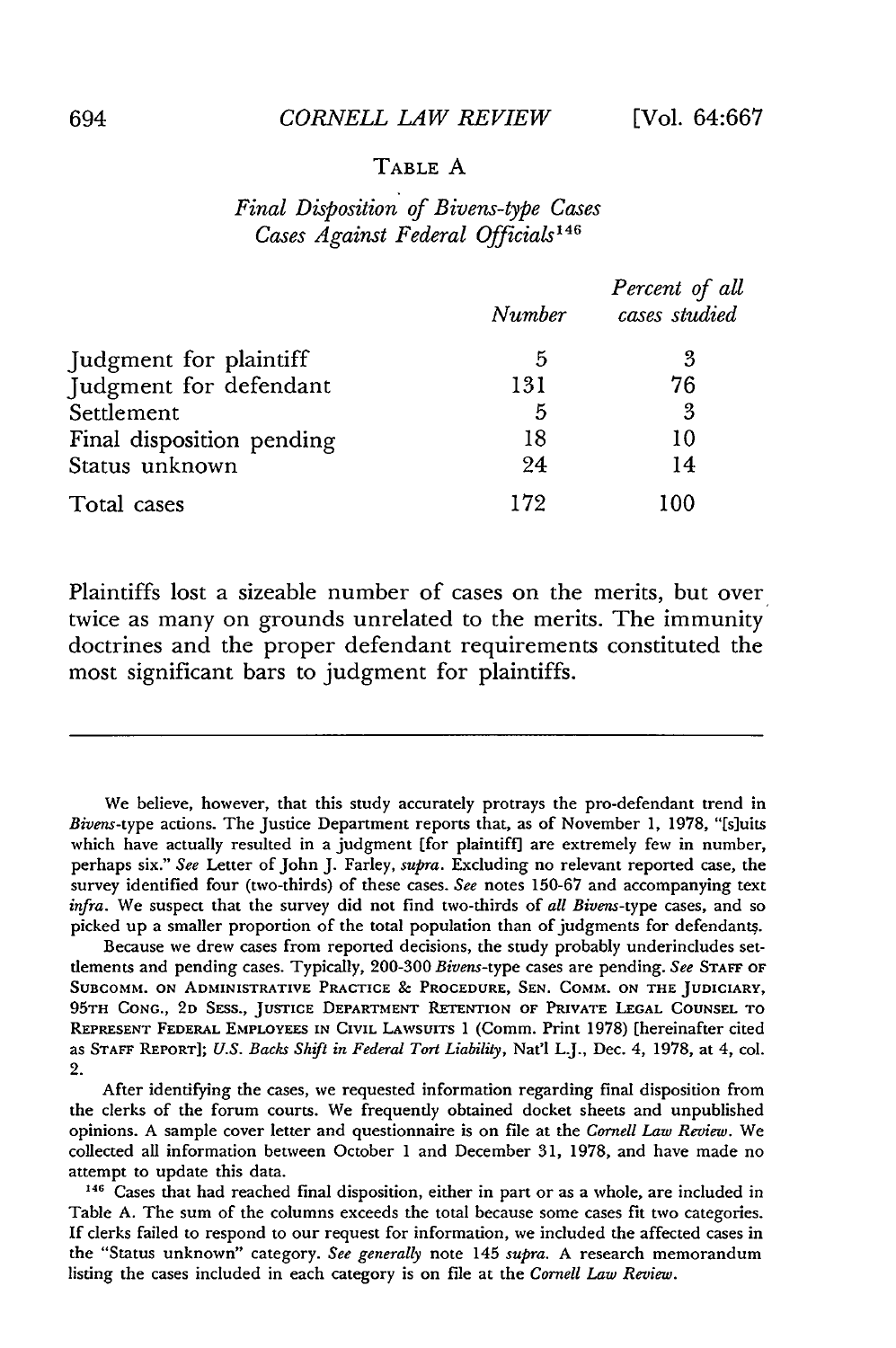TABLE A

*Final Disposition of Bivens-type Cases Cases Against Federal Officials*[146]

| | *Number* | *Percent of all cases studied* |
|---|---|---|
| Judgment for plaintiff | 5 | 3 |
| Judgment for defendant | 131 | 76 |
| Settlement | 5 | 3 |
| Final disposition pending | 18 | 10 |
| Status unknown | 24 | 14 |
| Total cases | 172 | 100 |

Plaintiffs lost a sizeable number of cases on the merits, but over twice as many on grounds unrelated to the merits. The immunity doctrines and the proper defendant requirements constituted the most significant bars to judgment for plaintiffs.

---

We believe, however, that this study accurately protrays the pro-defendant trend in *Bivens*-type actions. The Justice Department reports that, as of November 1, 1978, "[s]uits which have actually resulted in a judgment [for plaintiff] are extremely few in number, perhaps six." *See* Letter of John J. Farley, *supra*. Excluding no relevant reported case, the survey identified four (two-thirds) of these cases. *See* notes 150-67 and accompanying text *infra*. We suspect that the survey did not find two-thirds of *all Bivens*-type cases, and so picked up a smaller proportion of the total population than of judgments for defendants.

Because we drew cases from reported decisions, the study probably underincludes settlements and pending cases. Typically, 200-300 *Bivens*-type cases are pending. *See* STAFF OF SUBCOMM. ON ADMINISTRATIVE PRACTICE & PROCEDURE, SEN. COMM. ON THE JUDICIARY, 95TH CONG., 2D SESS., JUSTICE DEPARTMENT RETENTION OF PRIVATE LEGAL COUNSEL TO REPRESENT FEDERAL EMPLOYEES IN CIVIL LAWSUITS 1 (Comm. Print 1978) [hereinafter cited as STAFF REPORT]; *U.S. Backs Shift in Federal Tort Liability*, Nat'l L.J., Dec. 4, 1978, at 4, col. 2.

After identifying the cases, we requested information regarding final disposition from the clerks of the forum courts. We frequently obtained docket sheets and unpublished opinions. A sample cover letter and questionnaire is on file at the *Cornell Law Review*. We collected all information between October 1 and December 31, 1978, and have made no attempt to update this data.

[146] Cases that had reached final disposition, either in part or as a whole, are included in Table A. The sum of the columns exceeds the total because some cases fit two categories. If clerks failed to respond to our request for information, we included the affected cases in the "Status unknown" category. *See generally* note 145 *supra*. A research memorandum listing the cases included in each category is on file at the *Cornell Law Review*.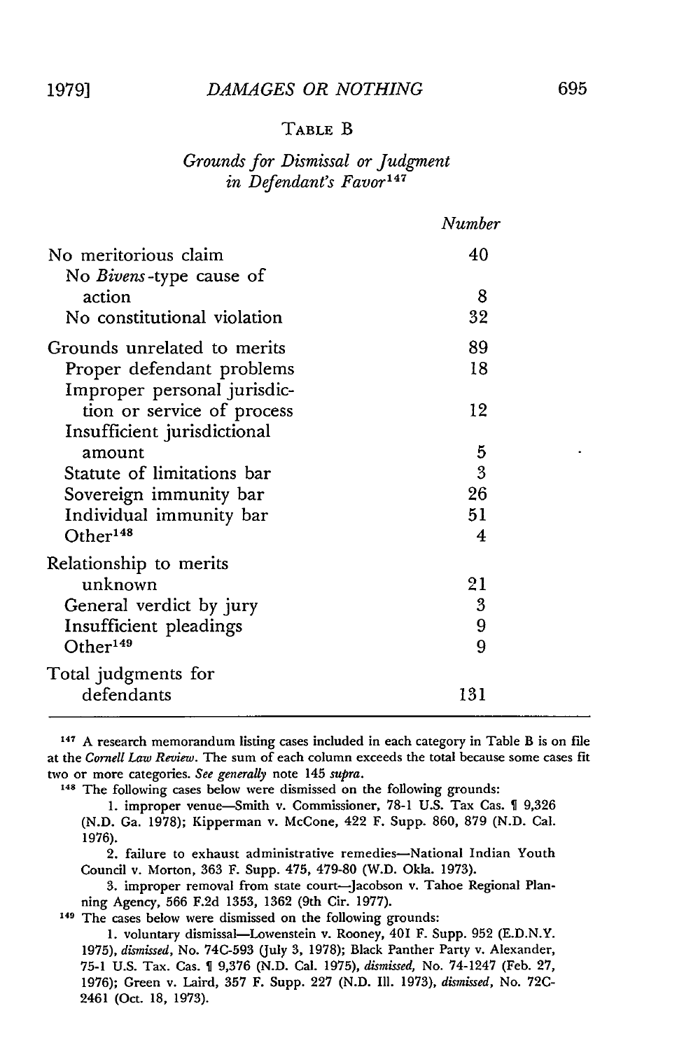TABLE B

*Grounds for Dismissal or Judgment in Defendant's Favor*[147]

| | *Number* |
|---|---|
| No meritorious claim | 40 |
| No *Bivens*-type cause of action | 8 |
| No constitutional violation | 32 |
| Grounds unrelated to merits | 89 |
| Proper defendant problems | 18 |
| Improper personal jurisdiction or service of process | 12 |
| Insufficient jurisdictional amount | 5 |
| Statute of limitations bar | 3 |
| Sovereign immunity bar | 26 |
| Individual immunity bar | 51 |
| Other[148] | 4 |
| Relationship to merits unknown | 21 |
| General verdict by jury | 3 |
| Insufficient pleadings | 9 |
| Other[149] | 9 |
| Total judgments for defendants | 131 |

[147] A research memorandum listing cases included in each category in Table B is on file at the *Cornell Law Review*. The sum of each column exceeds the total because some cases fit two or more categories. *See generally* note 145 *supra*.

[148] The following cases below were dismissed on the following grounds:

1. improper venue—Smith v. Commissioner, 78-1 U.S. Tax Cas. ¶ 9,326 (N.D. Ga. 1978); Kipperman v. McCone, 422 F. Supp. 860, 879 (N.D. Cal. 1976).

2. failure to exhaust administrative remedies—National Indian Youth Council v. Morton, 363 F. Supp. 475, 479-80 (W.D. Okla. 1973).

3. improper removal from state court—Jacobson v. Tahoe Regional Planning Agency, 566 F.2d 1353, 1362 (9th Cir. 1977).

[149] The cases below were dismissed on the following grounds:

1. voluntary dismissal—Lowenstein v. Rooney, 401 F. Supp. 952 (E.D.N.Y. 1975), *dismissed*, No. 74C-593 (July 3, 1978); Black Panther Party v. Alexander, 75-1 U.S. Tax. Cas. ¶ 9,376 (N.D. Cal. 1975), *dismissed*, No. 74-1247 (Feb. 27, 1976); Green v. Laird, 357 F. Supp. 227 (N.D. Ill. 1973), *dismissed*, No. 72C-2461 (Oct. 18, 1973).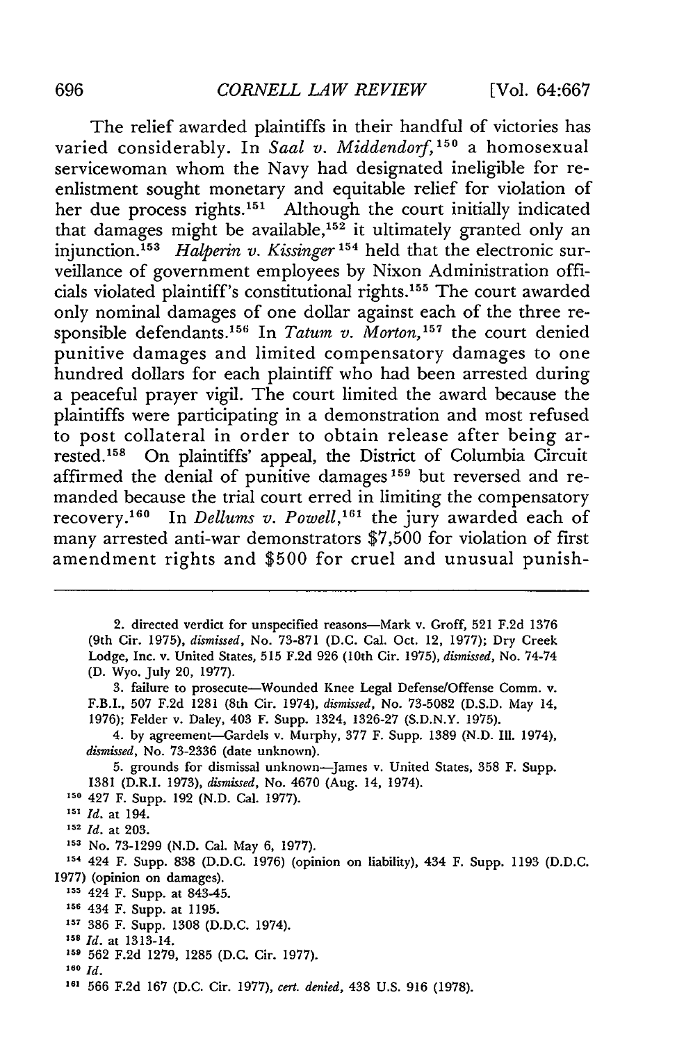The relief awarded plaintiffs in their handful of victories has varied considerably. In *Saal v. Middendorf*,[150] a homosexual servicewoman whom the Navy had designated ineligible for reenlistment sought monetary and equitable relief for violation of her due process rights.[151] Although the court initially indicated that damages might be available,[152] it ultimately granted only an injunction.[153] *Halperin v. Kissinger*[154] held that the electronic surveillance of government employees by Nixon Administration officials violated plaintiff's constitutional rights.[155] The court awarded only nominal damages of one dollar against each of the three responsible defendants.[156] In *Tatum v. Morton*,[157] the court denied punitive damages and limited compensatory damages to one hundred dollars for each plaintiff who had been arrested during a peaceful prayer vigil. The court limited the award because the plaintiffs were participating in a demonstration and most refused to post collateral in order to obtain release after being arrested.[158] On plaintiffs' appeal, the District of Columbia Circuit affirmed the denial of punitive damages[159] but reversed and remanded because the trial court erred in limiting the compensatory recovery.[160] In *Dellums v. Powell*,[161] the jury awarded each of many arrested anti-war demonstrators $7,500 for violation of first amendment rights and $500 for cruel and unusual punish-

---

2. directed verdict for unspecified reasons—Mark v. Groff, 521 F.2d 1376 (9th Cir. 1975), *dismissed*, No. 73-871 (D.C. Cal. Oct. 12, 1977); Dry Creek Lodge, Inc. v. United States, 515 F.2d 926 (10th Cir. 1975), *dismissed*, No. 74-74 (D. Wyo. July 20, 1977).

3. failure to prosecute—Wounded Knee Legal Defense/Offense Comm. v. F.B.I., 507 F.2d 1281 (8th Cir. 1974), *dismissed*, No. 73-5082 (D.S.D. May 14, 1976); Felder v. Daley, 403 F. Supp. 1324, 1326-27 (S.D.N.Y. 1975).

4. by agreement—Gardels v. Murphy, 377 F. Supp. 1389 (N.D. Ill. 1974), *dismissed*, No. 73-2336 (date unknown).

5. grounds for dismissal unknown—James v. United States, 358 F. Supp. 1381 (D.R.I. 1973), *dismissed*, No. 4670 (Aug. 14, 1974).

[150] 427 F. Supp. 192 (N.D. Cal. 1977).

[151] *Id.* at 194.

[152] *Id.* at 203.

[153] No. 73-1299 (N.D. Cal. May 6, 1977).

[154] 424 F. Supp. 838 (D.D.C. 1976) (opinion on liability), 434 F. Supp. 1193 (D.D.C. 1977) (opinion on damages).

[155] 424 F. Supp. at 843-45.

[156] 434 F. Supp. at 1195.

[157] 386 F. Supp. 1308 (D.D.C. 1974).

[158] *Id.* at 1313-14.

[159] 562 F.2d 1279, 1285 (D.C. Cir. 1977).

[160] *Id.*

[161] 566 F.2d 167 (D.C. Cir. 1977), *cert. denied*, 438 U.S. 916 (1978).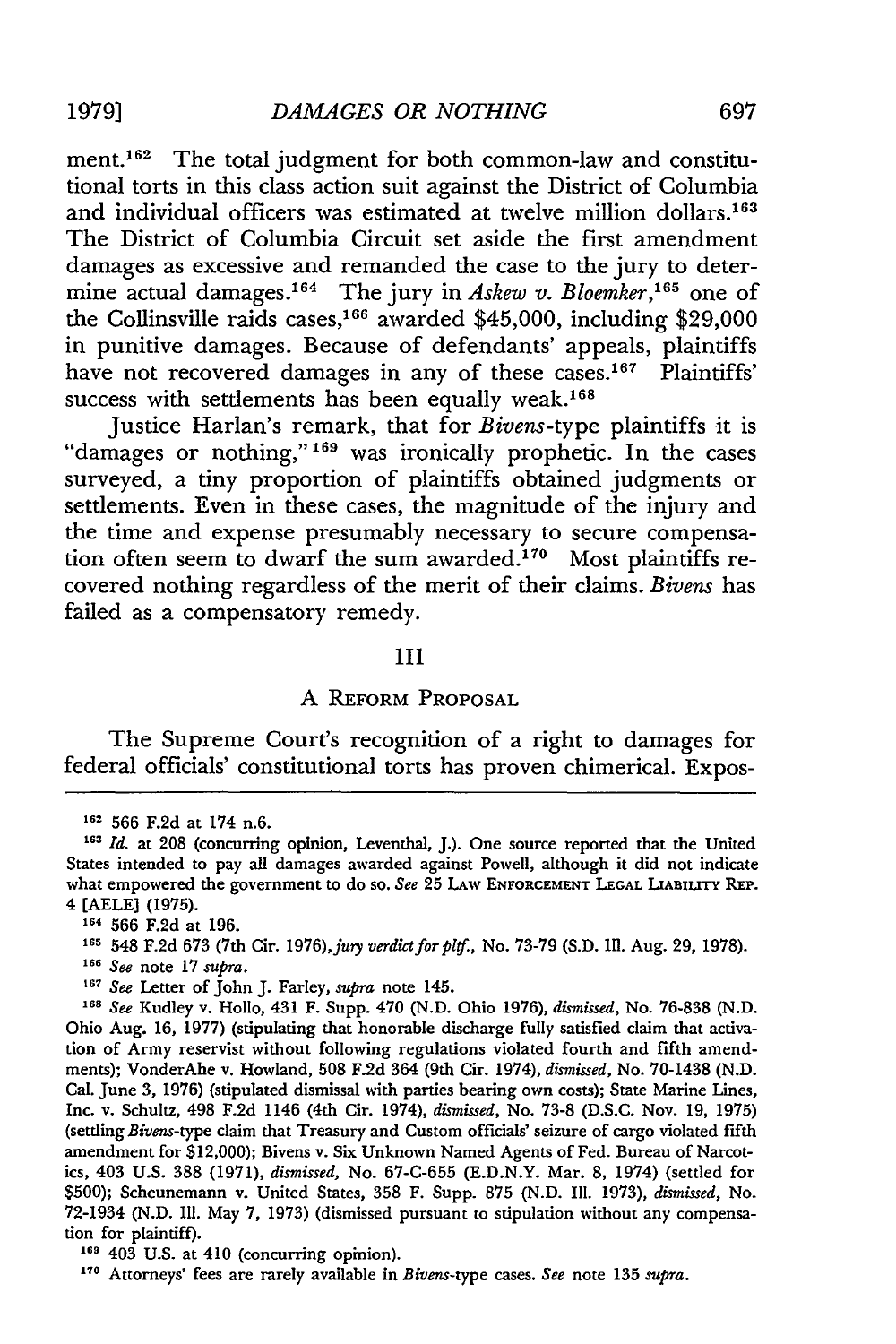ment.[162] The total judgment for both common-law and constitutional torts in this class action suit against the District of Columbia and individual officers was estimated at twelve million dollars.[163] The District of Columbia Circuit set aside the first amendment damages as excessive and remanded the case to the jury to determine actual damages.[164] The jury in *Askew v. Bloemker*,[165] one of the Collinsville raids cases,[166] awarded $45,000, including $29,000 in punitive damages. Because of defendants' appeals, plaintiffs have not recovered damages in any of these cases.[167] Plaintiffs' success with settlements has been equally weak.[168]

Justice Harlan's remark, that for *Bivens*-type plaintiffs it is "damages or nothing,"[169] was ironically prophetic. In the cases surveyed, a tiny proportion of plaintiffs obtained judgments or settlements. Even in these cases, the magnitude of the injury and the time and expense presumably necessary to secure compensation often seem to dwarf the sum awarded.[170] Most plaintiffs recovered nothing regardless of the merit of their claims. *Bivens* has failed as a compensatory remedy.

## III

### A Reform Proposal

The Supreme Court's recognition of a right to damages for federal officials' constitutional torts has proven chimerical. Expos-

---

[162] 566 F.2d at 174 n.6.

[163] *Id.* at 208 (concurring opinion, Leventhal, J.). One source reported that the United States intended to pay all damages awarded against Powell, although it did not indicate what empowered the government to do so. *See* 25 Law Enforcement Legal Liability Rep. 4 [AELE] (1975).

[164] 566 F.2d at 196.

[165] 548 F.2d 673 (7th Cir. 1976), *jury verdict for pltf.*, No. 73-79 (S.D. Ill. Aug. 29, 1978).

[166] *See* note 17 *supra*.

[167] *See* Letter of John J. Farley, *supra* note 145.

[168] *See* Kudley v. Hollo, 431 F. Supp. 470 (N.D. Ohio 1976), *dismissed*, No. 76-838 (N.D. Ohio Aug. 16, 1977) (stipulating that honorable discharge fully satisfied claim that activation of Army reservist without following regulations violated fourth and fifth amendments); VonderAhe v. Howland, 508 F.2d 364 (9th Cir. 1974), *dismissed*, No. 70-1438 (N.D. Cal. June 3, 1976) (stipulated dismissal with parties bearing own costs); State Marine Lines, Inc. v. Schultz, 498 F.2d 1146 (4th Cir. 1974), *dismissed*, No. 73-8 (D.S.C. Nov. 19, 1975) (settling *Bivens*-type claim that Treasury and Custom officials' seizure of cargo violated fifth amendment for $12,000); Bivens v. Six Unknown Named Agents of Fed. Bureau of Narcotics, 403 U.S. 388 (1971), *dismissed*, No. 67-C-655 (E.D.N.Y. Mar. 8, 1974) (settled for $500); Scheunemann v. United States, 358 F. Supp. 875 (N.D. Ill. 1973), *dismissed*, No. 72-1934 (N.D. Ill. May 7, 1973) (dismissed pursuant to stipulation without any compensation for plaintiff).

[169] 403 U.S. at 410 (concurring opinion).

[170] Attorneys' fees are rarely available in *Bivens*-type cases. *See* note 135 *supra*.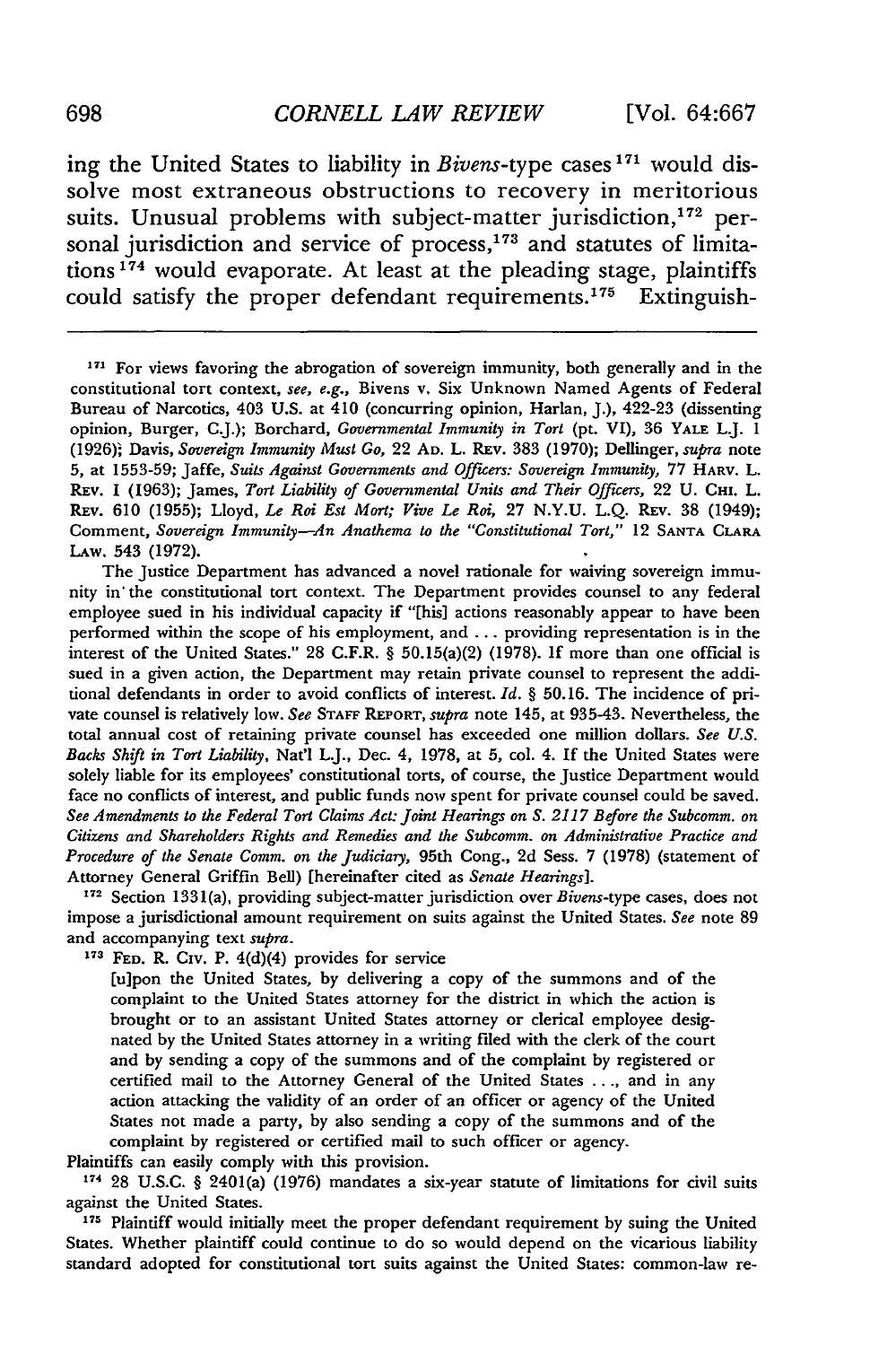ing the United States to liability in *Bivens*-type cases[171] would dissolve most extraneous obstructions to recovery in meritorious suits. Unusual problems with subject-matter jurisdiction,[172] personal jurisdiction and service of process,[173] and statutes of limitations[174] would evaporate. At least at the pleading stage, plaintiffs could satisfy the proper defendant requirements.[175] Extinguish-

---

[171] For views favoring the abrogation of sovereign immunity, both generally and in the constitutional tort context, *see, e.g.*, Bivens v. Six Unknown Named Agents of Federal Bureau of Narcotics, 403 U.S. at 410 (concurring opinion, Harlan, J.), 422-23 (dissenting opinion, Burger, C.J.); Borchard, *Governmental Immunity in Tort* (pt. VI), 36 YALE L.J. 1 (1926); Davis, *Sovereign Immunity Must Go*, 22 AD. L. REV. 383 (1970); Dellinger, *supra* note 5, at 1553-59; Jaffe, *Suits Against Governments and Officers: Sovereign Immunity*, 77 HARV. L. REV. 1 (1963); James, *Tort Liability of Governmental Units and Their Officers*, 22 U. CHI. L. REV. 610 (1955); Lloyd, *Le Roi Est Mort; Vive Le Roi*, 27 N.Y.U. L.Q. REV. 38 (1949); Comment, *Sovereign Immunity—An Anathema to the "Constitutional Tort,"* 12 SANTA CLARA LAW. 543 (1972).

The Justice Department has advanced a novel rationale for waiving sovereign immunity in the constitutional tort context. The Department provides counsel to any federal employee sued in his individual capacity if "[his] actions reasonably appear to have been performed within the scope of his employment, and . . . providing representation is in the interest of the United States." 28 C.F.R. § 50.15(a)(2) (1978). If more than one official is sued in a given action, the Department may retain private counsel to represent the additional defendants in order to avoid conflicts of interest. *Id.* § 50.16. The incidence of private counsel is relatively low. *See* STAFF REPORT, *supra* note 145, at 935-43. Nevertheless, the total annual cost of retaining private counsel has exceeded one million dollars. *See U.S. Backs Shift in Tort Liability*, Nat'l L.J., Dec. 4, 1978, at 5, col. 4. If the United States were solely liable for its employees' constitutional torts, of course, the Justice Department would face no conflicts of interest, and public funds now spent for private counsel could be saved. *See Amendments to the Federal Tort Claims Act: Joint Hearings on S. 2117 Before the Subcomm. on Citizens and Shareholders Rights and Remedies and the Subcomm. on Administrative Practice and Procedure of the Senate Comm. on the Judiciary*, 95th Cong., 2d Sess. 7 (1978) (statement of Attorney General Griffin Bell) [hereinafter cited as *Senate Hearings*].

[172] Section 1331(a), providing subject-matter jurisdiction over *Bivens*-type cases, does not impose a jurisdictional amount requirement on suits against the United States. *See* note 89 and accompanying text *supra*.

[173] FED. R. CIV. P. 4(d)(4) provides for service

> [u]pon the United States, by delivering a copy of the summons and of the complaint to the United States attorney for the district in which the action is brought or to an assistant United States attorney or clerical employee designated by the United States attorney in a writing filed with the clerk of the court and by sending a copy of the summons and of the complaint by registered or certified mail to the Attorney General of the United States . . ., and in any action attacking the validity of an order of an officer or agency of the United States not made a party, by also sending a copy of the summons and of the complaint by registered or certified mail to such officer or agency.

Plaintiffs can easily comply with this provision.

[174] 28 U.S.C. § 2401(a) (1976) mandates a six-year statute of limitations for civil suits against the United States.

[175] Plaintiff would initially meet the proper defendant requirement by suing the United States. Whether plaintiff could continue to do so would depend on the vicarious liability standard adopted for constitutional tort suits against the United States: common-law re-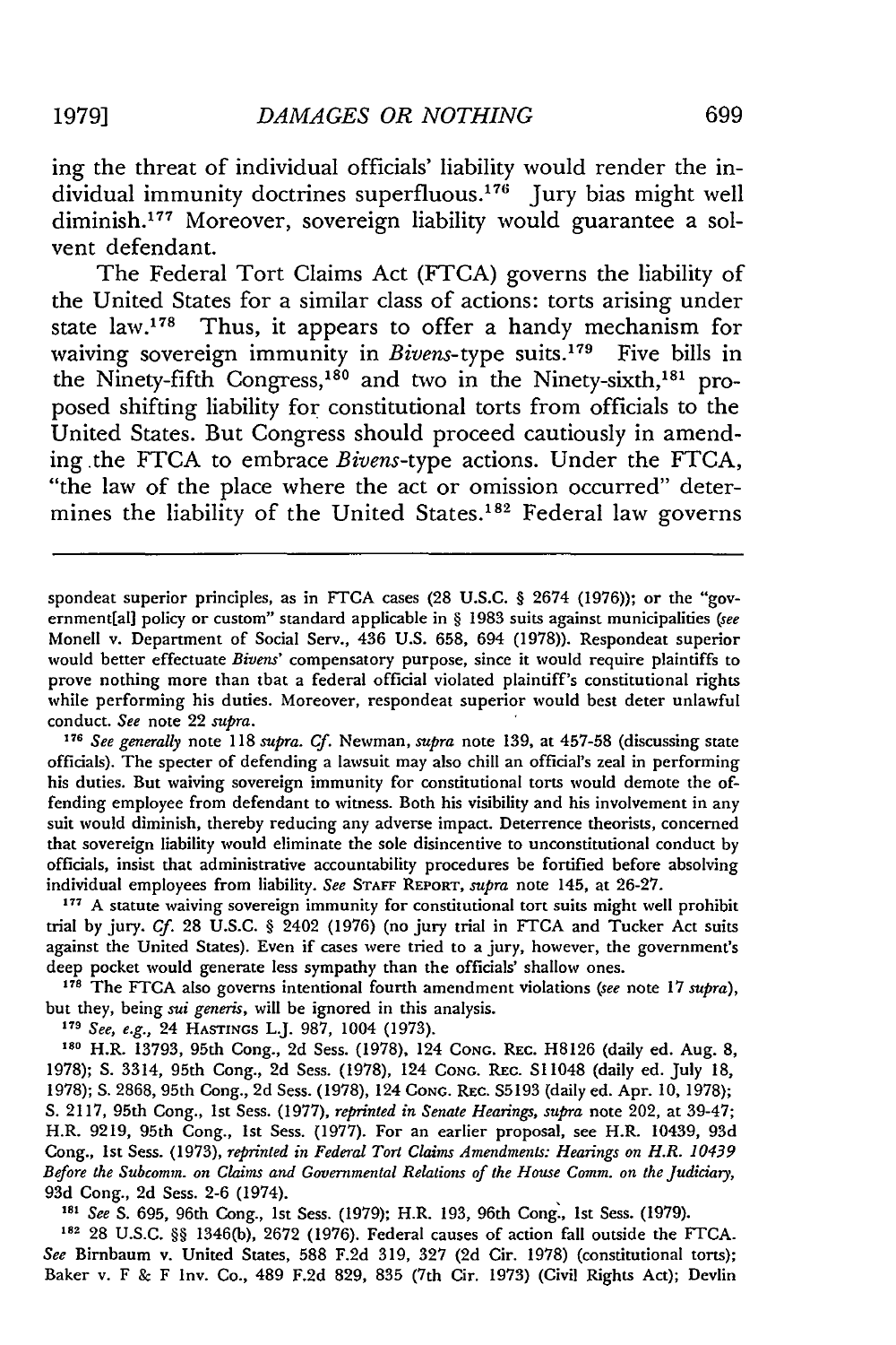ing the threat of individual officials' liability would render the individual immunity doctrines superfluous.[176] Jury bias might well diminish.[177] Moreover, sovereign liability would guarantee a solvent defendant.

The Federal Tort Claims Act (FTCA) governs the liability of the United States for a similar class of actions: torts arising under state law.[178] Thus, it appears to offer a handy mechanism for waiving sovereign immunity in *Bivens*-type suits.[179] Five bills in the Ninety-fifth Congress,[180] and two in the Ninety-sixth,[181] proposed shifting liability for constitutional torts from officials to the United States. But Congress should proceed cautiously in amending the FTCA to embrace *Bivens*-type actions. Under the FTCA, "the law of the place where the act or omission occurred" determines the liability of the United States.[182] Federal law governs

---

spondeat superior principles, as in FTCA cases (28 U.S.C. § 2674 (1976)); or the "government[al] policy or custom" standard applicable in § 1983 suits against municipalities (*see* Monell v. Department of Social Serv., 436 U.S. 658, 694 (1978)). Respondeat superior would better effectuate *Bivens*' compensatory purpose, since it would require plaintiffs to prove nothing more than that a federal official violated plaintiff's constitutional rights while performing his duties. Moreover, respondeat superior would best deter unlawful conduct. *See* note 22 *supra*.

[176] *See generally* note 118 *supra*. *Cf.* Newman, *supra* note 139, at 457-58 (discussing state officials). The specter of defending a lawsuit may also chill an official's zeal in performing his duties. But waiving sovereign immunity for constitutional torts would demote the offending employee from defendant to witness. Both his visibility and his involvement in any suit would diminish, thereby reducing any adverse impact. Deterrence theorists, concerned that sovereign liability would eliminate the sole disincentive to unconstitutional conduct by officials, insist that administrative accountability procedures be fortified before absolving individual employees from liability. *See* STAFF REPORT, *supra* note 145, at 26-27.

[177] A statute waiving sovereign immunity for constitutional tort suits might well prohibit trial by jury. *Cf.* 28 U.S.C. § 2402 (1976) (no jury trial in FTCA and Tucker Act suits against the United States). Even if cases were tried to a jury, however, the government's deep pocket would generate less sympathy than the officials' shallow ones.

[178] The FTCA also governs intentional fourth amendment violations (*see* note 17 *supra*), but they, being *sui generis*, will be ignored in this analysis.

[179] *See, e.g.*, 24 HASTINGS L.J. 987, 1004 (1973).

[180] H.R. 13793, 95th Cong., 2d Sess. (1978), 124 CONG. REC. H8126 (daily ed. Aug. 8, 1978); S. 3314, 95th Cong., 2d Sess. (1978), 124 CONG. REC. S11048 (daily ed. July 18, 1978); S. 2868, 95th Cong., 2d Sess. (1978), 124 CONG. REC. S5193 (daily ed. Apr. 10, 1978); S. 2117, 95th Cong., 1st Sess. (1977), *reprinted in Senate Hearings, supra* note 202, at 39-47; H.R. 9219, 95th Cong., 1st Sess. (1977). For an earlier proposal, see H.R. 10439, 93d Cong., 1st Sess. (1973), *reprinted in Federal Tort Claims Amendments: Hearings on H.R. 10439 Before the Subcomm. on Claims and Governmental Relations of the House Comm. on the Judiciary*, 93d Cong., 2d Sess. 2-6 (1974).

[181] *See* S. 695, 96th Cong., 1st Sess. (1979); H.R. 193, 96th Cong., 1st Sess. (1979).

[182] 28 U.S.C. §§ 1346(b), 2672 (1976). Federal causes of action fall outside the FTCA. *See* Birnbaum v. United States, 588 F.2d 319, 327 (2d Cir. 1978) (constitutional torts); Baker v. F & F Inv. Co., 489 F.2d 829, 835 (7th Cir. 1973) (Civil Rights Act); Devlin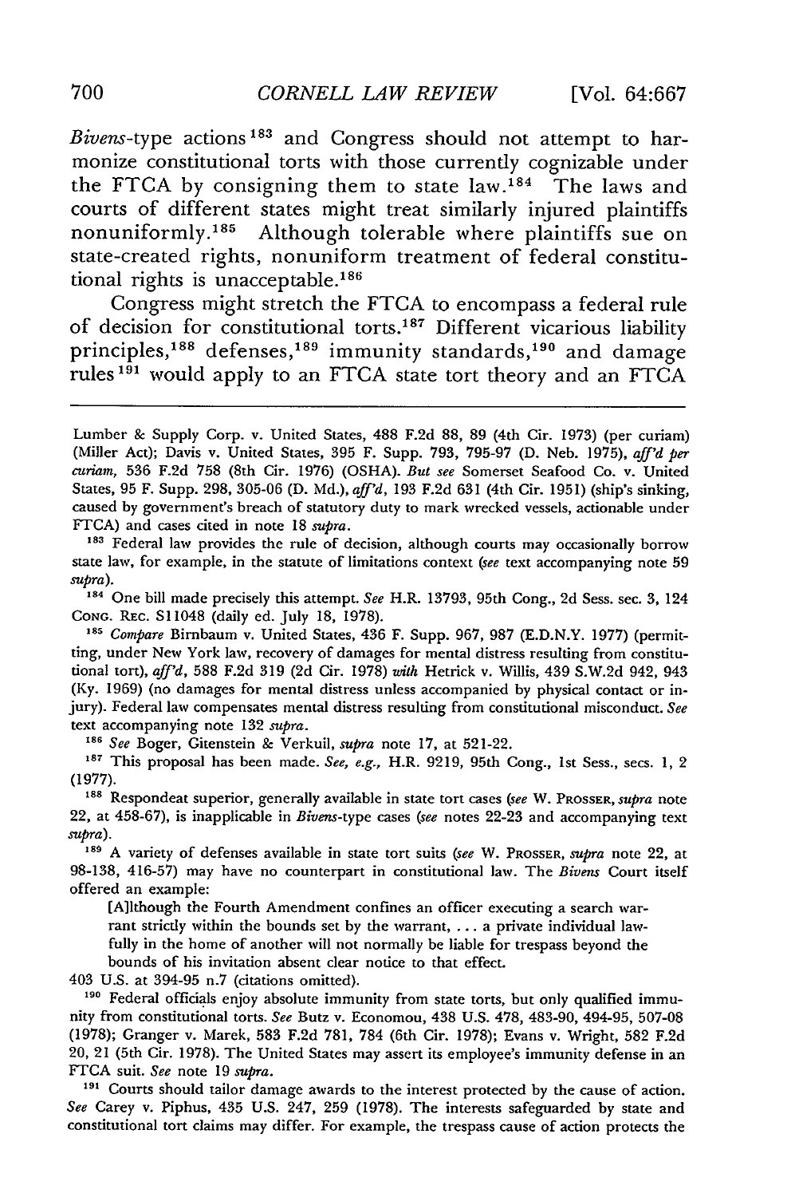*Bivens*-type actions[183] and Congress should not attempt to harmonize constitutional torts with those currently cognizable under the FTCA by consigning them to state law.[184] The laws and courts of different states might treat similarly injured plaintiffs nonuniformly.[185] Although tolerable where plaintiffs sue on state-created rights, nonuniform treatment of federal constitutional rights is unacceptable.[186]

Congress might stretch the FTCA to encompass a federal rule of decision for constitutional torts.[187] Different vicarious liability principles,[188] defenses,[189] immunity standards,[190] and damage rules[191] would apply to an FTCA state tort theory and an FTCA

---

Lumber & Supply Corp. v. United States, 488 F.2d 88, 89 (4th Cir. 1973) (per curiam) (Miller Act); Davis v. United States, 395 F. Supp. 793, 795-97 (D. Neb. 1975), *aff'd per curiam*, 536 F.2d 758 (8th Cir. 1976) (OSHA). *But see* Somerset Seafood Co. v. United States, 95 F. Supp. 298, 305-06 (D. Md.), *aff'd*, 193 F.2d 631 (4th Cir. 1951) (ship's sinking, caused by government's breach of statutory duty to mark wrecked vessels, actionable under FTCA) and cases cited in note 18 *supra*.

[183] Federal law provides the rule of decision, although courts may occasionally borrow state law, for example, in the statute of limitations context (*see* text accompanying note 59 *supra*).

[184] One bill made precisely this attempt. *See* H.R. 13793, 95th Cong., 2d Sess. sec. 3, 124 CONG. REC. S11048 (daily ed. July 18, 1978).

[185] *Compare* Birnbaum v. United States, 436 F. Supp. 967, 987 (E.D.N.Y. 1977) (permitting, under New York law, recovery of damages for mental distress resulting from constitutional tort), *aff'd*, 588 F.2d 319 (2d Cir. 1978) *with* Hetrick v. Willis, 439 S.W.2d 942, 943 (Ky. 1969) (no damages for mental distress unless accompanied by physical contact or injury). Federal law compensates mental distress resulting from constitutional misconduct. *See* text accompanying note 132 *supra*.

[186] *See* Boger, Gitenstein & Verkuil, *supra* note 17, at 521-22.

[187] This proposal has been made. *See, e.g.*, H.R. 9219, 95th Cong., 1st Sess., secs. 1, 2 (1977).

[188] Respondeat superior, generally available in state tort cases (*see* W. PROSSER, *supra* note 22, at 458-67), is inapplicable in *Bivens*-type cases (*see* notes 22-23 and accompanying text *supra*).

[189] A variety of defenses available in state tort suits (*see* W. PROSSER, *supra* note 22, at 98-138, 416-57) may have no counterpart in constitutional law. The *Bivens* Court itself offered an example:

> [A]lthough the Fourth Amendment confines an officer executing a search warrant strictly within the bounds set by the warrant, . . . a private individual lawfully in the home of another will not normally be liable for trespass beyond the bounds of his invitation absent clear notice to that effect.

403 U.S. at 394-95 n.7 (citations omitted).

[190] Federal officials enjoy absolute immunity from state torts, but only qualified immunity from constitutional torts. *See* Butz v. Economou, 438 U.S. 478, 483-90, 494-95, 507-08 (1978); Granger v. Marek, 583 F.2d 781, 784 (6th Cir. 1978); Evans v. Wright, 582 F.2d 20, 21 (5th Cir. 1978). The United States may assert its employee's immunity defense in an FTCA suit. *See* note 19 *supra*.

[191] Courts should tailor damage awards to the interest protected by the cause of action. *See* Carey v. Piphus, 435 U.S. 247, 259 (1978). The interests safeguarded by state and constitutional tort claims may differ. For example, the trespass cause of action protects the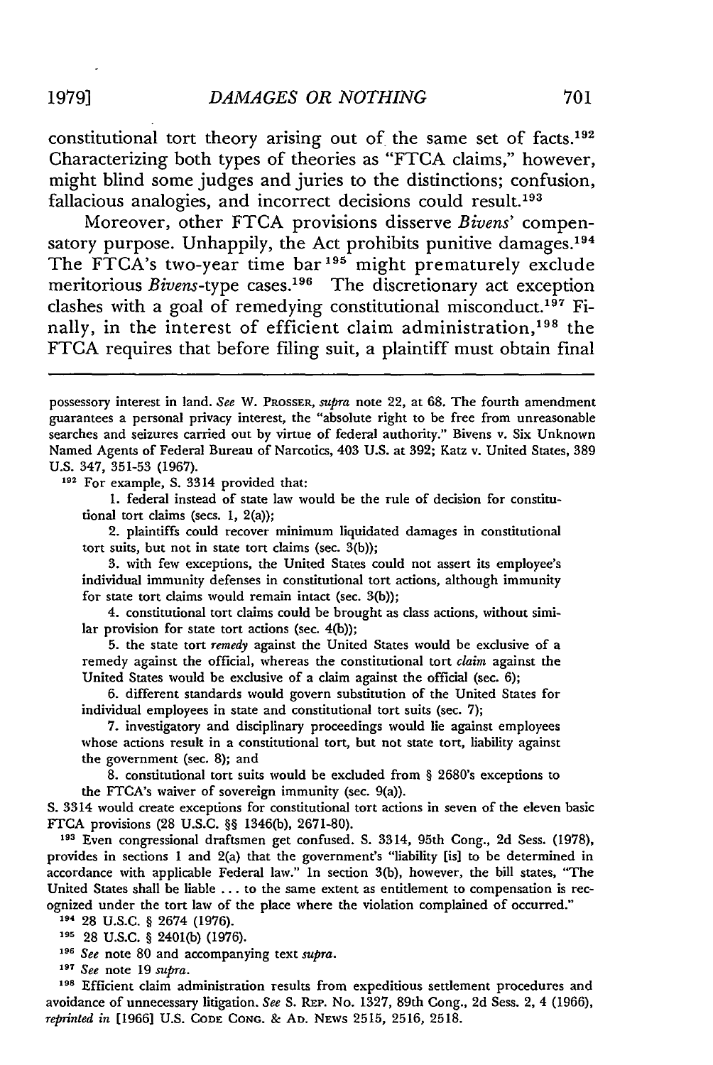constitutional tort theory arising out of the same set of facts.[192] Characterizing both types of theories as "FTCA claims," however, might blind some judges and juries to the distinctions; confusion, fallacious analogies, and incorrect decisions could result.[193]

Moreover, other FTCA provisions disserve *Bivens'* compensatory purpose. Unhappily, the Act prohibits punitive damages.[194] The FTCA's two-year time bar[195] might prematurely exclude meritorious *Bivens*-type cases.[196] The discretionary act exception clashes with a goal of remedying constitutional misconduct.[197] Finally, in the interest of efficient claim administration,[198] the FTCA requires that before filing suit, a plaintiff must obtain final

---

possessory interest in land. *See* W. PROSSER, *supra* note 22, at 68. The fourth amendment guarantees a personal privacy interest, the "absolute right to be free from unreasonable searches and seizures carried out by virtue of federal authority." Bivens v. Six Unknown Named Agents of Federal Bureau of Narcotics, 403 U.S. at 392; Katz v. United States, 389 U.S. 347, 351-53 (1967).

[192] For example, S. 3314 provided that:

1. federal instead of state law would be the rule of decision for constitutional tort claims (secs. 1, 2(a));

2. plaintiffs could recover minimum liquidated damages in constitutional tort suits, but not in state tort claims (sec. 3(b));

3. with few exceptions, the United States could not assert its employee's individual immunity defenses in constitutional tort actions, although immunity for state tort claims would remain intact (sec. 3(b));

4. constitutional tort claims could be brought as class actions, without similar provision for state tort actions (sec. 4(b));

5. the state tort *remedy* against the United States would be exclusive of a remedy against the official, whereas the constitutional tort *claim* against the United States would be exclusive of a claim against the official (sec. 6);

6. different standards would govern substitution of the United States for individual employees in state and constitutional tort suits (sec. 7);

7. investigatory and disciplinary proceedings would lie against employees whose actions result in a constitutional tort, but not state tort, liability against the government (sec. 8); and

8. constitutional tort suits would be excluded from § 2680's exceptions to the FTCA's waiver of sovereign immunity (sec. 9(a)).

S. 3314 would create exceptions for constitutional tort actions in seven of the eleven basic FTCA provisions (28 U.S.C. §§ 1346(b), 2671-80).

[193] Even congressional draftsmen get confused. S. 3314, 95th Cong., 2d Sess. (1978), provides in sections 1 and 2(a) that the government's "liability [is] to be determined in accordance with applicable Federal law." In section 3(b), however, the bill states, "The United States shall be liable . . . to the same extent as entitlement to compensation is recognized under the tort law of the place where the violation complained of occurred."

[194] 28 U.S.C. § 2674 (1976).

[195] 28 U.S.C. § 2401(b) (1976).

[196] *See* note 80 and accompanying text *supra*.

[197] *See* note 19 *supra*.

[198] Efficient claim administration results from expeditious settlement procedures and avoidance of unnecessary litigation. *See* S. REP. No. 1327, 89th Cong., 2d Sess. 2, 4 (1966), *reprinted in* [1966] U.S. CODE CONG. & AD. NEWS 2515, 2516, 2518.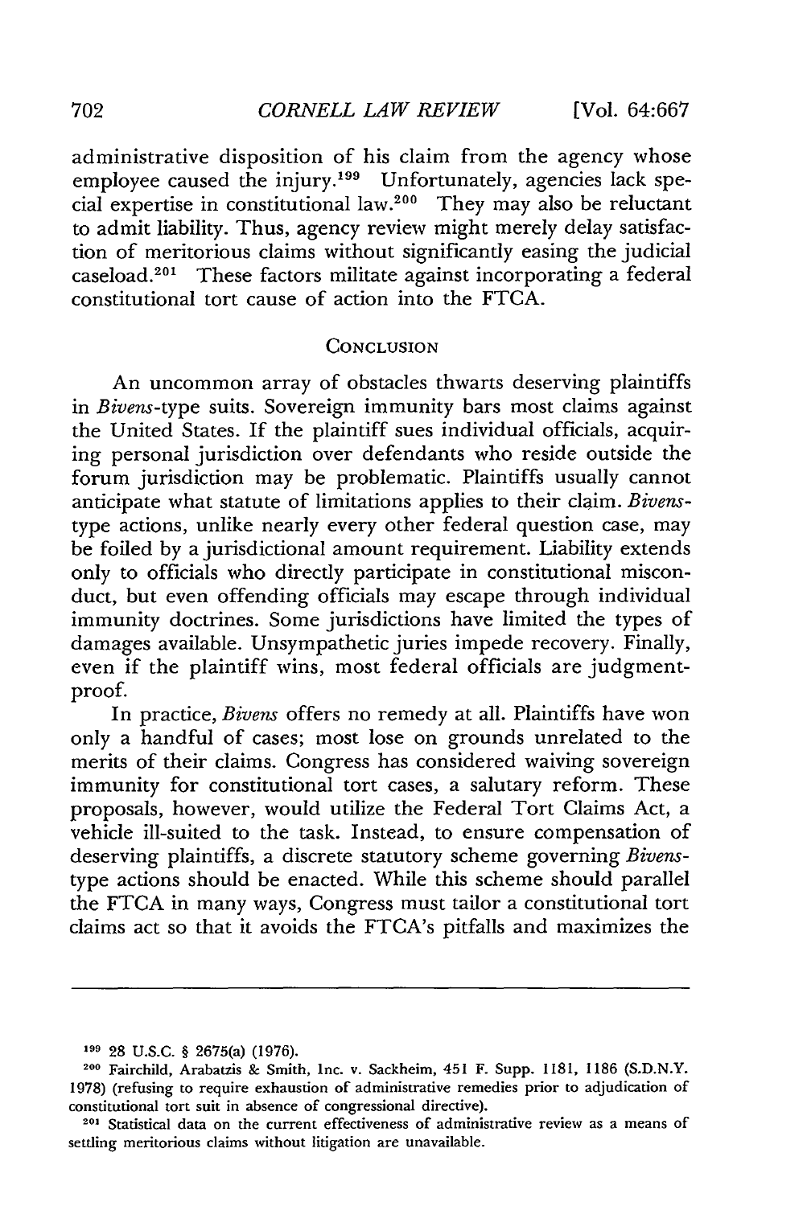administrative disposition of his claim from the agency whose employee caused the injury.[199] Unfortunately, agencies lack special expertise in constitutional law.[200] They may also be reluctant to admit liability. Thus, agency review might merely delay satisfaction of meritorious claims without significantly easing the judicial caseload.[201] These factors militate against incorporating a federal constitutional tort cause of action into the FTCA.

## CONCLUSION

An uncommon array of obstacles thwarts deserving plaintiffs in *Bivens*-type suits. Sovereign immunity bars most claims against the United States. If the plaintiff sues individual officials, acquiring personal jurisdiction over defendants who reside outside the forum jurisdiction may be problematic. Plaintiffs usually cannot anticipate what statute of limitations applies to their claim. *Bivens*-type actions, unlike nearly every other federal question case, may be foiled by a jurisdictional amount requirement. Liability extends only to officials who directly participate in constitutional misconduct, but even offending officials may escape through individual immunity doctrines. Some jurisdictions have limited the types of damages available. Unsympathetic juries impede recovery. Finally, even if the plaintiff wins, most federal officials are judgment-proof.

In practice, *Bivens* offers no remedy at all. Plaintiffs have won only a handful of cases; most lose on grounds unrelated to the merits of their claims. Congress has considered waiving sovereign immunity for constitutional tort cases, a salutary reform. These proposals, however, would utilize the Federal Tort Claims Act, a vehicle ill-suited to the task. Instead, to ensure compensation of deserving plaintiffs, a discrete statutory scheme governing *Bivens*-type actions should be enacted. While this scheme should parallel the FTCA in many ways, Congress must tailor a constitutional tort claims act so that it avoids the FTCA's pitfalls and maximizes the

---

[199] 28 U.S.C. § 2675(a) (1976).

[200] Fairchild, Arabatzis & Smith, Inc. v. Sackheim, 451 F. Supp. 1181, 1186 (S.D.N.Y. 1978) (refusing to require exhaustion of administrative remedies prior to adjudication of constitutional tort suit in absence of congressional directive).

[201] Statistical data on the current effectiveness of administrative review as a means of settling meritorious claims without litigation are unavailable.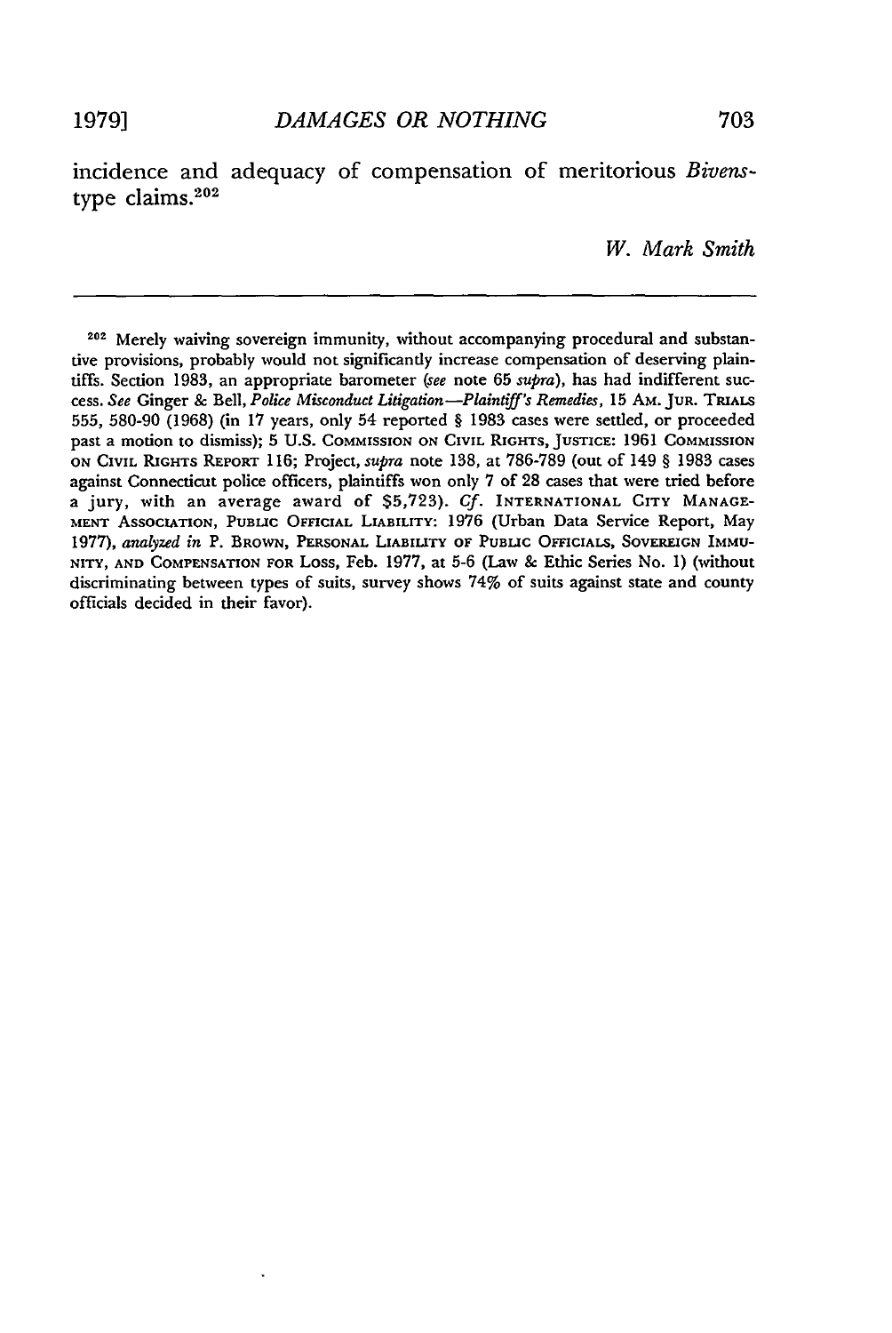incidence and adequacy of compensation of meritorious *Bivens*-type claims.[202]

*W. Mark Smith*

---

[202] Merely waiving sovereign immunity, without accompanying procedural and substantive provisions, probably would not significantly increase compensation of deserving plaintiffs. Section 1983, an appropriate barometer (*see* note 65 *supra*), has had indifferent success. *See* Ginger & Bell, *Police Misconduct Litigation—Plaintiff's Remedies*, 15 AM. JUR. TRIALS 555, 580-90 (1968) (in 17 years, only 54 reported § 1983 cases were settled, or proceeded past a motion to dismiss); 5 U.S. COMMISSION ON CIVIL RIGHTS, JUSTICE: 1961 COMMISSION ON CIVIL RIGHTS REPORT 116; Project, *supra* note 138, at 786-789 (out of 149 § 1983 cases against Connecticut police officers, plaintiffs won only 7 of 28 cases that were tried before a jury, with an average award of $5,723). *Cf.* INTERNATIONAL CITY MANAGEMENT ASSOCIATION, PUBLIC OFFICIAL LIABILITY: 1976 (Urban Data Service Report, May 1977), *analyzed in* P. BROWN, PERSONAL LIABILITY OF PUBLIC OFFICIALS, SOVEREIGN IMMUNITY, AND COMPENSATION FOR LOSS, Feb. 1977, at 5-6 (Law & Ethic Series No. 1) (without discriminating between types of suits, survey shows 74% of suits against state and county officials decided in their favor).